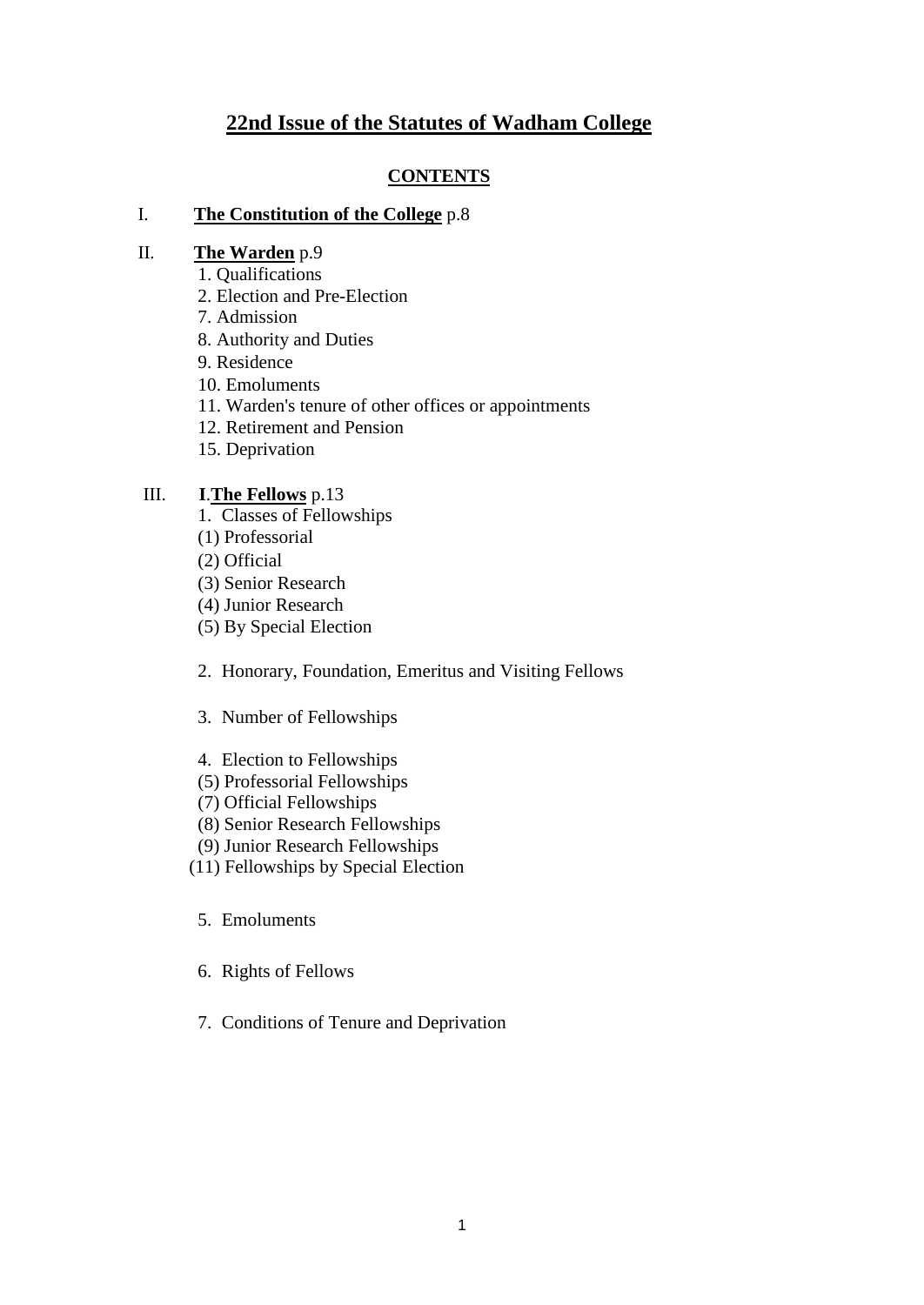# 22nd Issue of the Statutes of Wadham College

## CONTENTS

I. **The Constitution of the College** p.8

II. **The Warden** p.9

1. Qualifications
2. Election and Pre-Election
7. Admission
8. Authority and Duties
9. Residence
10. Emoluments
11. Warden's tenure of other offices or appointments
12. Retirement and Pension
15. Deprivation

III. **I**.**The Fellows** p.13

1. Classes of Fellowships
   - (1) Professorial
   - (2) Official
   - (3) Senior Research
   - (4) Junior Research
   - (5) By Special Election

2. Honorary, Foundation, Emeritus and Visiting Fellows

3. Number of Fellowships

4. Election to Fellowships
   - (5) Professorial Fellowships
   - (7) Official Fellowships
   - (8) Senior Research Fellowships
   - (9) Junior Research Fellowships
   - (11) Fellowships by Special Election

5. Emoluments

6. Rights of Fellows

7. Conditions of Tenure and Deprivation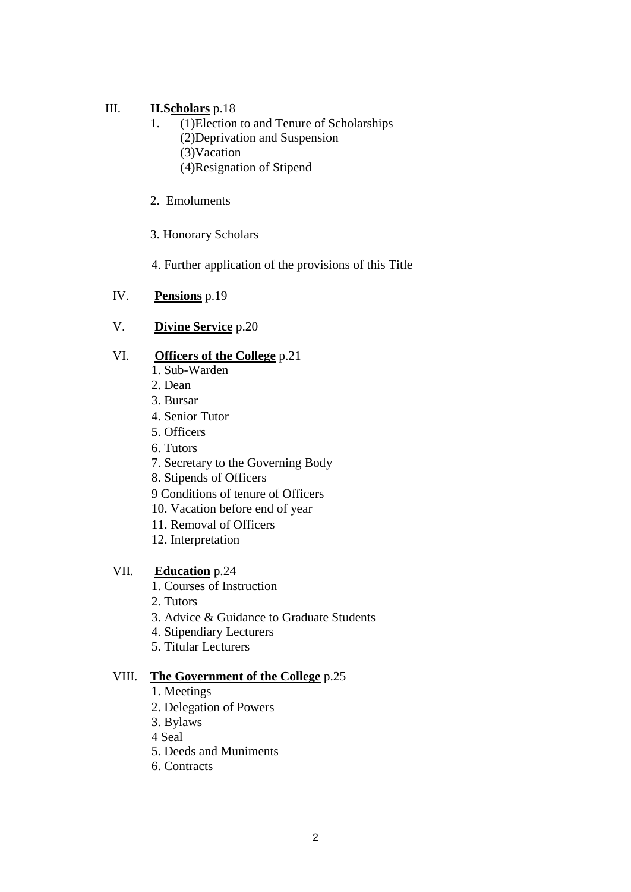III. **II.Scholars** p.18

1. (1)Election to and Tenure of Scholarships
   (2)Deprivation and Suspension
   (3)Vacation
   (4)Resignation of Stipend

2. Emoluments

3. Honorary Scholars

4. Further application of the provisions of this Title

IV. **Pensions** p.19

V. **Divine Service** p.20

VI. **Officers of the College** p.21

1. Sub-Warden
2. Dean
3. Bursar
4. Senior Tutor
5. Officers
6. Tutors
7. Secretary to the Governing Body
8. Stipends of Officers
9 Conditions of tenure of Officers
10. Vacation before end of year
11. Removal of Officers
12. Interpretation

VII. **Education** p.24

1. Courses of Instruction
2. Tutors
3. Advice & Guidance to Graduate Students
4. Stipendiary Lecturers
5. Titular Lecturers

VIII. **The Government of the College** p.25

1. Meetings
2. Delegation of Powers
3. Bylaws
4 Seal
5. Deeds and Muniments
6. Contracts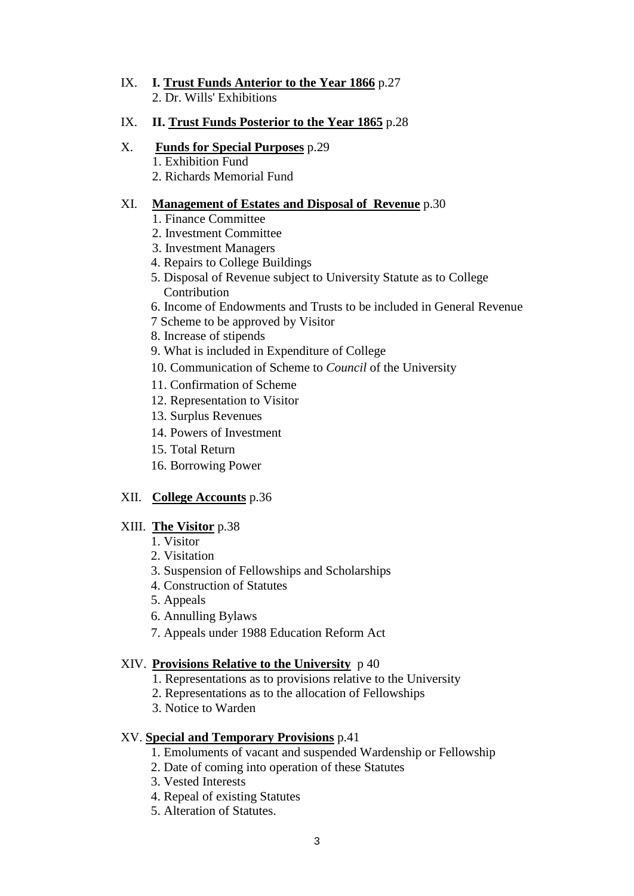IX. **I. Trust Funds Anterior to the Year 1866** p.27

2. Dr. Wills' Exhibitions

IX. **II. Trust Funds Posterior to the Year 1865** p.28

X. **Funds for Special Purposes** p.29

1. Exhibition Fund
2. Richards Memorial Fund

XI. **Management of Estates and Disposal of Revenue** p.30

1. Finance Committee
2. Investment Committee
3. Investment Managers
4. Repairs to College Buildings
5. Disposal of Revenue subject to University Statute as to College Contribution
6. Income of Endowments and Trusts to be included in General Revenue
7 Scheme to be approved by Visitor
8. Increase of stipends
9. What is included in Expenditure of College
10. Communication of Scheme to *Council* of the University
11. Confirmation of Scheme
12. Representation to Visitor
13. Surplus Revenues
14. Powers of Investment
15. Total Return
16. Borrowing Power

XII. **College Accounts** p.36

XIII. **The Visitor** p.38

1. Visitor
2. Visitation
3. Suspension of Fellowships and Scholarships
4. Construction of Statutes
5. Appeals
6. Annulling Bylaws
7. Appeals under 1988 Education Reform Act

XIV. **Provisions Relative to the University** p 40

1. Representations as to provisions relative to the University
2. Representations as to the allocation of Fellowships
3. Notice to Warden

XV. **Special and Temporary Provisions** p.41

1. Emoluments of vacant and suspended Wardenship or Fellowship
2. Date of coming into operation of these Statutes
3. Vested Interests
4. Repeal of existing Statutes
5. Alteration of Statutes.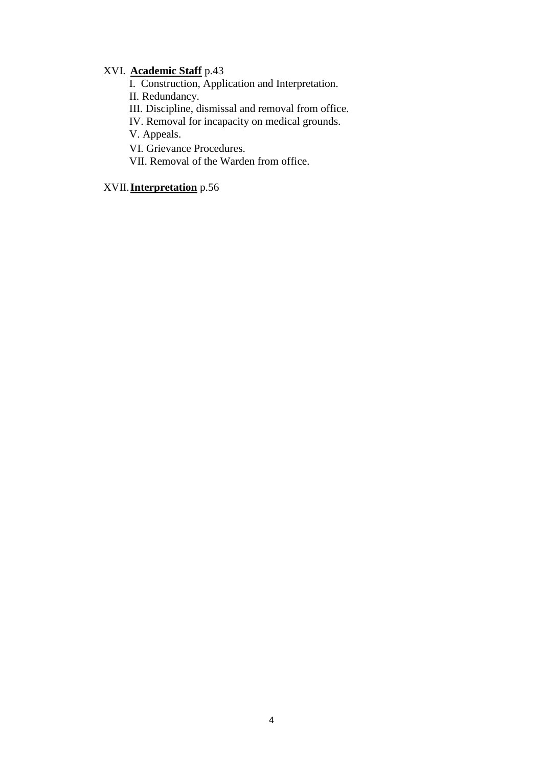XVI. **<u>Academic Staff</u>** p.43

- I. Construction, Application and Interpretation.
- II. Redundancy.
- III. Discipline, dismissal and removal from office.
- IV. Removal for incapacity on medical grounds.
- V. Appeals.
- VI. Grievance Procedures.
- VII. Removal of the Warden from office.

XVII. **<u>Interpretation</u>** p.56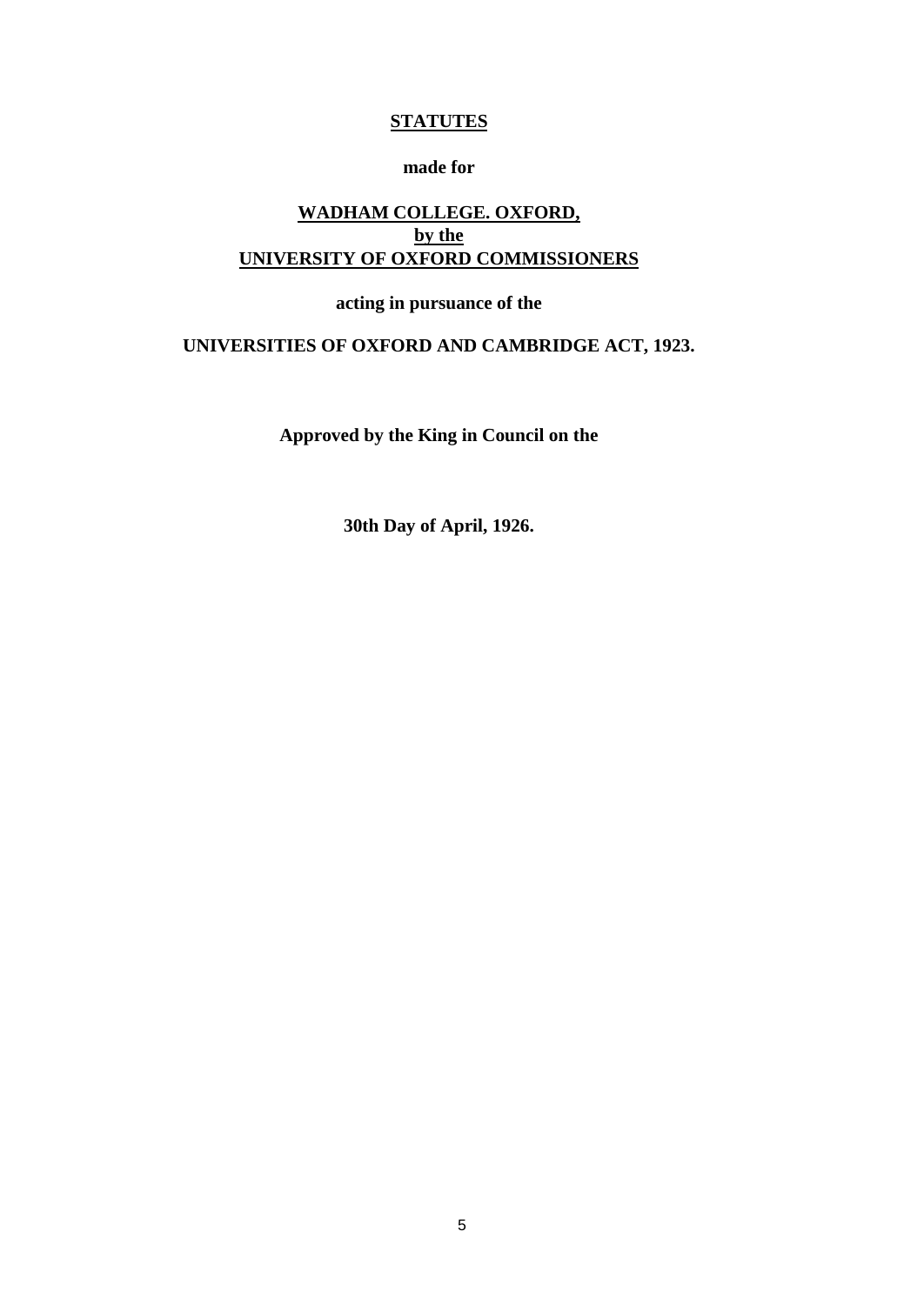**STATUTES**

**made for**

**WADHAM COLLEGE. OXFORD,**
**by the**
**UNIVERSITY OF OXFORD COMMISSIONERS**

**acting in pursuance of the**

**UNIVERSITIES OF OXFORD AND CAMBRIDGE ACT, 1923.**

**Approved by the King in Council on the**

**30th Day of April, 1926.**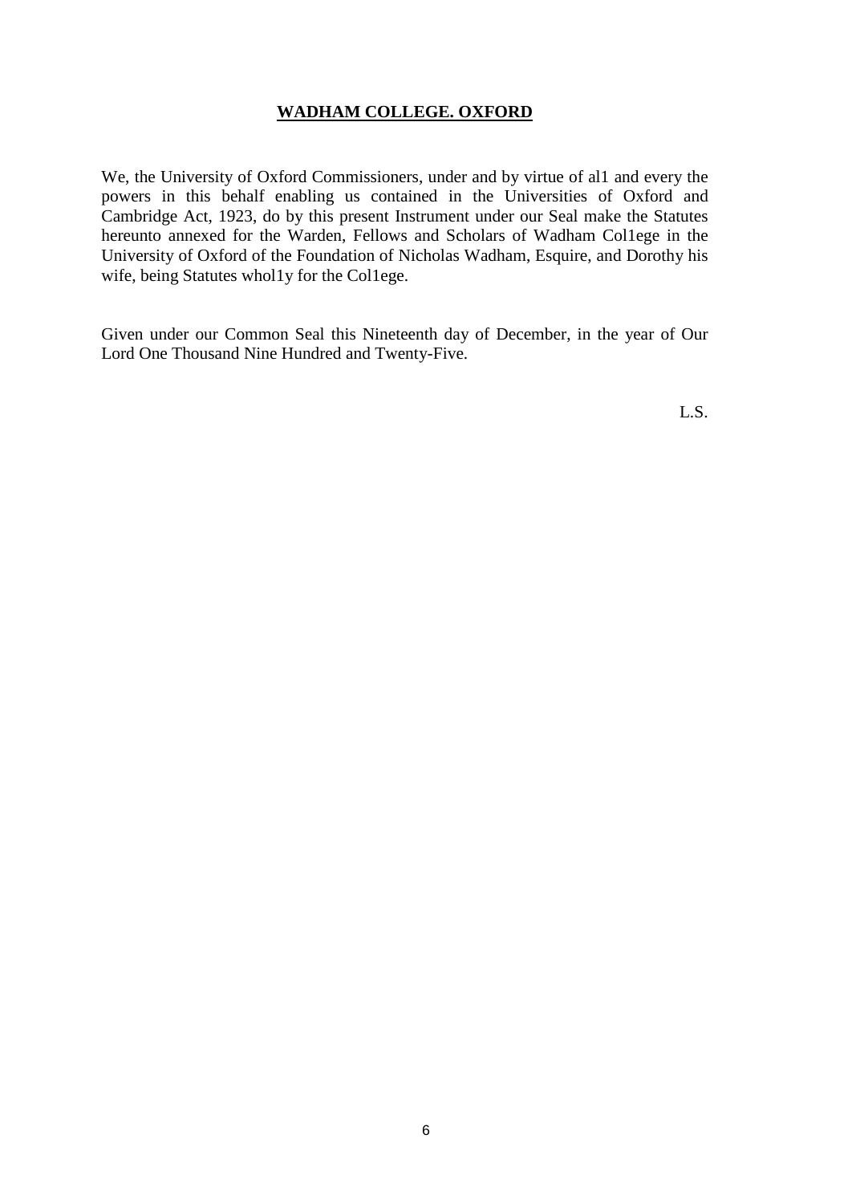**WADHAM COLLEGE. OXFORD**

We, the University of Oxford Commissioners, under and by virtue of al1 and every the powers in this behalf enabling us contained in the Universities of Oxford and Cambridge Act, 1923, do by this present Instrument under our Seal make the Statutes hereunto annexed for the Warden, Fellows and Scholars of Wadham Col1ege in the University of Oxford of the Foundation of Nicholas Wadham, Esquire, and Dorothy his wife, being Statutes whol1y for the Col1ege.

Given under our Common Seal this Nineteenth day of December, in the year of Our Lord One Thousand Nine Hundred and Twenty-Five.

L.S.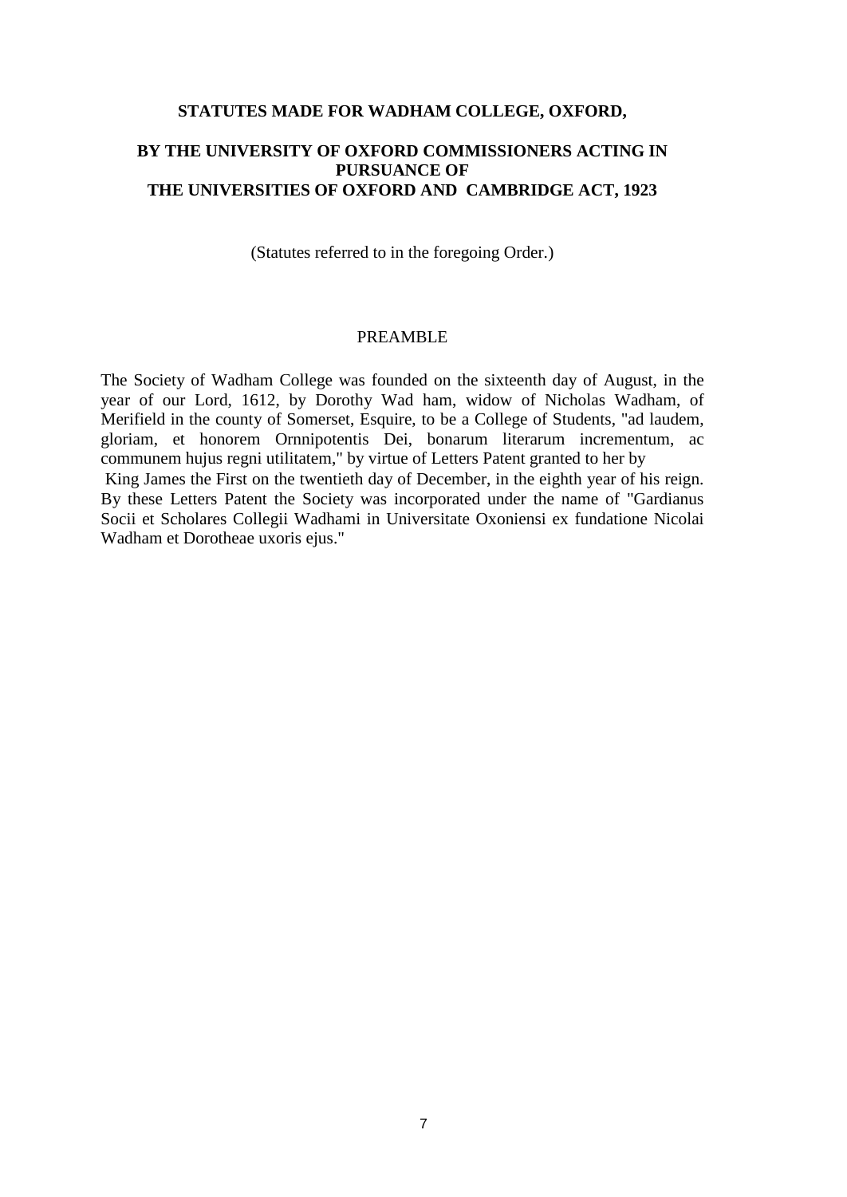**STATUTES MADE FOR WADHAM COLLEGE, OXFORD,**

**BY THE UNIVERSITY OF OXFORD COMMISSIONERS ACTING IN PURSUANCE OF THE UNIVERSITIES OF OXFORD AND CAMBRIDGE ACT, 1923**

(Statutes referred to in the foregoing Order.)

## PREAMBLE

The Society of Wadham College was founded on the sixteenth day of August, in the year of our Lord, 1612, by Dorothy Wad ham, widow of Nicholas Wadham, of Merifield in the county of Somerset, Esquire, to be a College of Students, "ad laudem, gloriam, et honorem Ornnipotentis Dei, bonarum literarum incrementum, ac communem hujus regni utilitatem," by virtue of Letters Patent granted to her by King James the First on the twentieth day of December, in the eighth year of his reign. By these Letters Patent the Society was incorporated under the name of "Gardianus Socii et Scholares Collegii Wadhami in Universitate Oxoniensi ex fundatione Nicolai Wadham et Dorotheae uxoris ejus."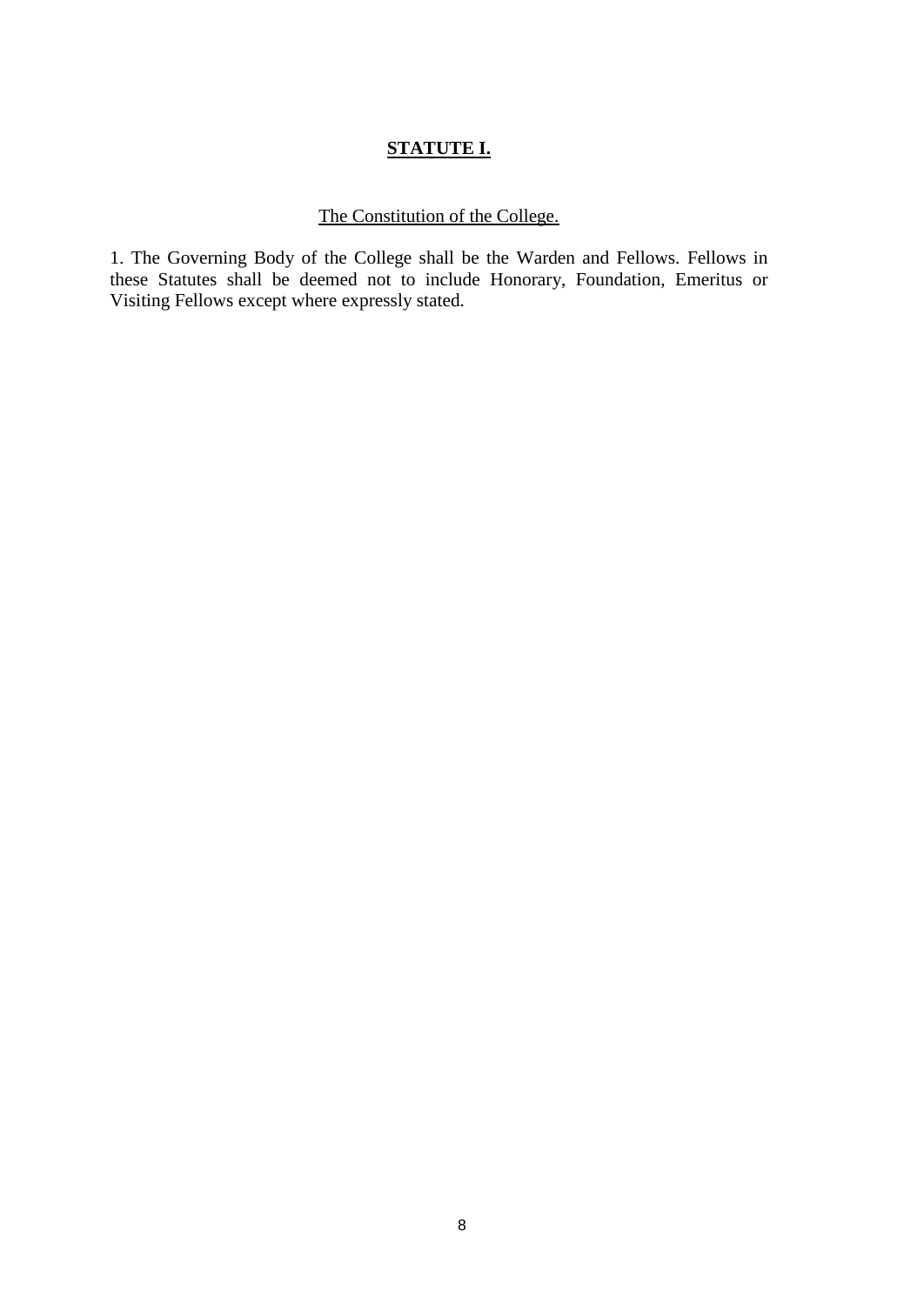# STATUTE I.

## The Constitution of the College.

1. The Governing Body of the College shall be the Warden and Fellows. Fellows in these Statutes shall be deemed not to include Honorary, Foundation, Emeritus or Visiting Fellows except where expressly stated.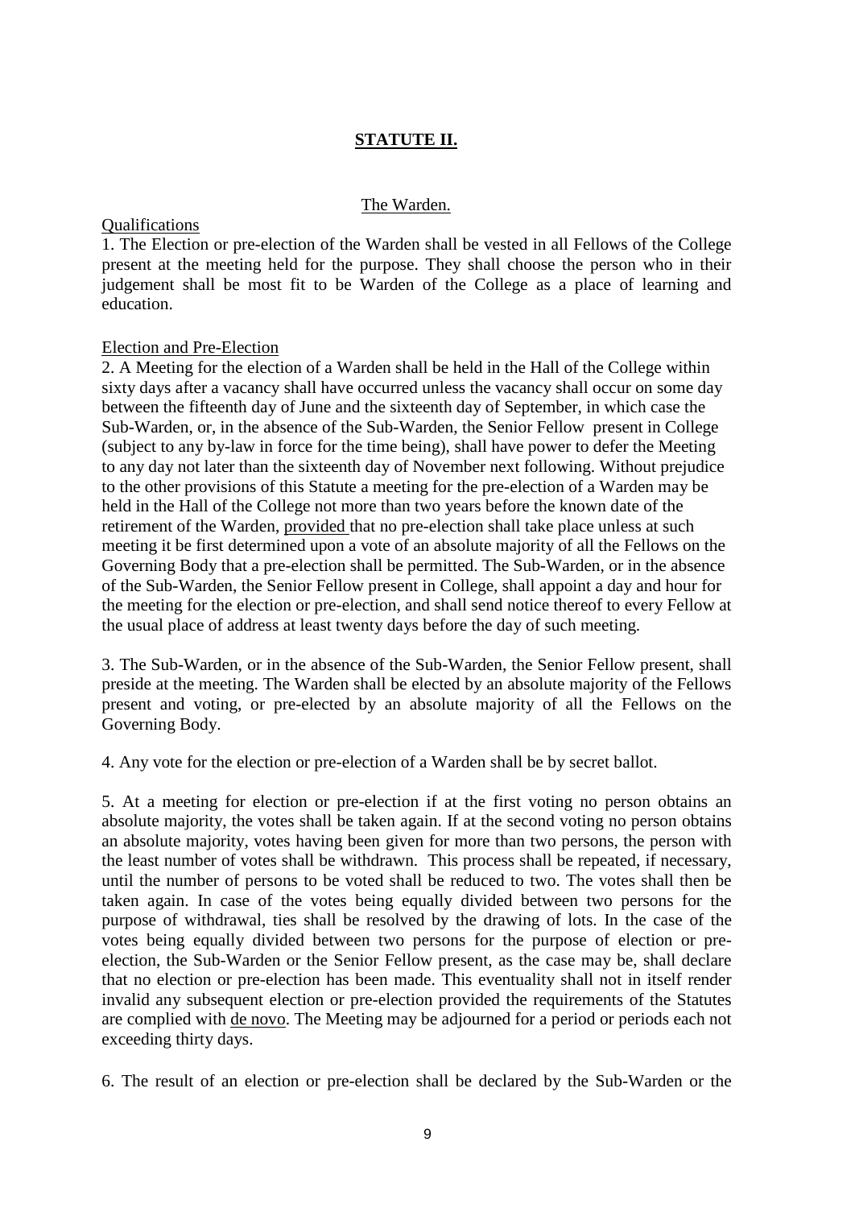## STATUTE II.

### The Warden.

Qualifications

1. The Election or pre-election of the Warden shall be vested in all Fellows of the College present at the meeting held for the purpose. They shall choose the person who in their judgement shall be most fit to be Warden of the College as a place of learning and education.

Election and Pre-Election

2. A Meeting for the election of a Warden shall be held in the Hall of the College within sixty days after a vacancy shall have occurred unless the vacancy shall occur on some day between the fifteenth day of June and the sixteenth day of September, in which case the Sub-Warden, or, in the absence of the Sub-Warden, the Senior Fellow present in College (subject to any by-law in force for the time being), shall have power to defer the Meeting to any day not later than the sixteenth day of November next following. Without prejudice to the other provisions of this Statute a meeting for the pre-election of a Warden may be held in the Hall of the College not more than two years before the known date of the retirement of the Warden, provided that no pre-election shall take place unless at such meeting it be first determined upon a vote of an absolute majority of all the Fellows on the Governing Body that a pre-election shall be permitted. The Sub-Warden, or in the absence of the Sub-Warden, the Senior Fellow present in College, shall appoint a day and hour for the meeting for the election or pre-election, and shall send notice thereof to every Fellow at the usual place of address at least twenty days before the day of such meeting.

3. The Sub-Warden, or in the absence of the Sub-Warden, the Senior Fellow present, shall preside at the meeting. The Warden shall be elected by an absolute majority of the Fellows present and voting, or pre-elected by an absolute majority of all the Fellows on the Governing Body.

4. Any vote for the election or pre-election of a Warden shall be by secret ballot.

5. At a meeting for election or pre-election if at the first voting no person obtains an absolute majority, the votes shall be taken again. If at the second voting no person obtains an absolute majority, votes having been given for more than two persons, the person with the least number of votes shall be withdrawn. This process shall be repeated, if necessary, until the number of persons to be voted shall be reduced to two. The votes shall then be taken again. In case of the votes being equally divided between two persons for the purpose of withdrawal, ties shall be resolved by the drawing of lots. In the case of the votes being equally divided between two persons for the purpose of election or pre-election, the Sub-Warden or the Senior Fellow present, as the case may be, shall declare that no election or pre-election has been made. This eventuality shall not in itself render invalid any subsequent election or pre-election provided the requirements of the Statutes are complied with de novo. The Meeting may be adjourned for a period or periods each not exceeding thirty days.

6. The result of an election or pre-election shall be declared by the Sub-Warden or the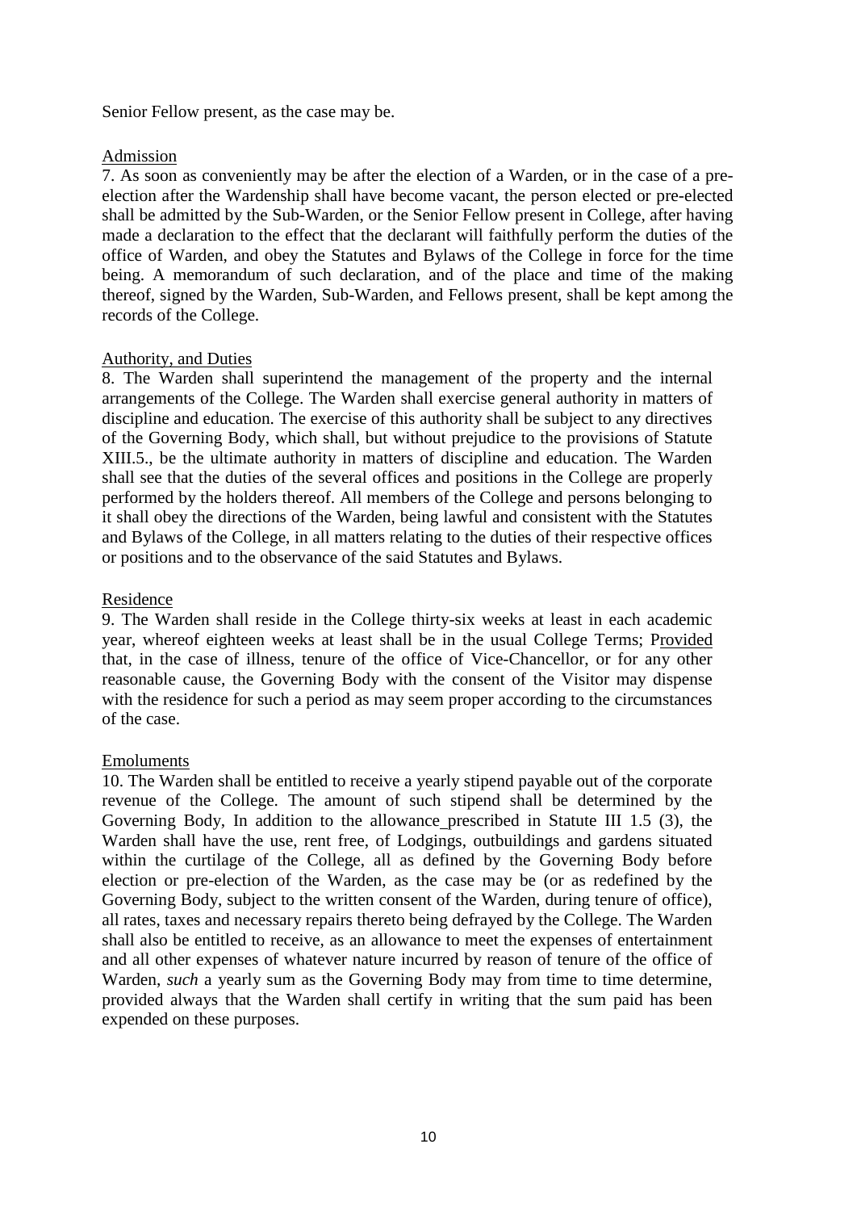Senior Fellow present, as the case may be.

Admission

7. As soon as conveniently may be after the election of a Warden, or in the case of a pre-election after the Wardenship shall have become vacant, the person elected or pre-elected shall be admitted by the Sub-Warden, or the Senior Fellow present in College, after having made a declaration to the effect that the declarant will faithfully perform the duties of the office of Warden, and obey the Statutes and Bylaws of the College in force for the time being. A memorandum of such declaration, and of the place and time of the making thereof, signed by the Warden, Sub-Warden, and Fellows present, shall be kept among the records of the College.

Authority, and Duties

8. The Warden shall superintend the management of the property and the internal arrangements of the College. The Warden shall exercise general authority in matters of discipline and education. The exercise of this authority shall be subject to any directives of the Governing Body, which shall, but without prejudice to the provisions of Statute XIII.5., be the ultimate authority in matters of discipline and education. The Warden shall see that the duties of the several offices and positions in the College are properly performed by the holders thereof. All members of the College and persons belonging to it shall obey the directions of the Warden, being lawful and consistent with the Statutes and Bylaws of the College, in all matters relating to the duties of their respective offices or positions and to the observance of the said Statutes and Bylaws.

Residence

9. The Warden shall reside in the College thirty-six weeks at least in each academic year, whereof eighteen weeks at least shall be in the usual College Terms; Provided that, in the case of illness, tenure of the office of Vice-Chancellor, or for any other reasonable cause, the Governing Body with the consent of the Visitor may dispense with the residence for such a period as may seem proper according to the circumstances of the case.

Emoluments

10. The Warden shall be entitled to receive a yearly stipend payable out of the corporate revenue of the College. The amount of such stipend shall be determined by the Governing Body, In addition to the allowance prescribed in Statute III 1.5 (3), the Warden shall have the use, rent free, of Lodgings, outbuildings and gardens situated within the curtilage of the College, all as defined by the Governing Body before election or pre-election of the Warden, as the case may be (or as redefined by the Governing Body, subject to the written consent of the Warden, during tenure of office), all rates, taxes and necessary repairs thereto being defrayed by the College. The Warden shall also be entitled to receive, as an allowance to meet the expenses of entertainment and all other expenses of whatever nature incurred by reason of tenure of the office of Warden, *such* a yearly sum as the Governing Body may from time to time determine, provided always that the Warden shall certify in writing that the sum paid has been expended on these purposes.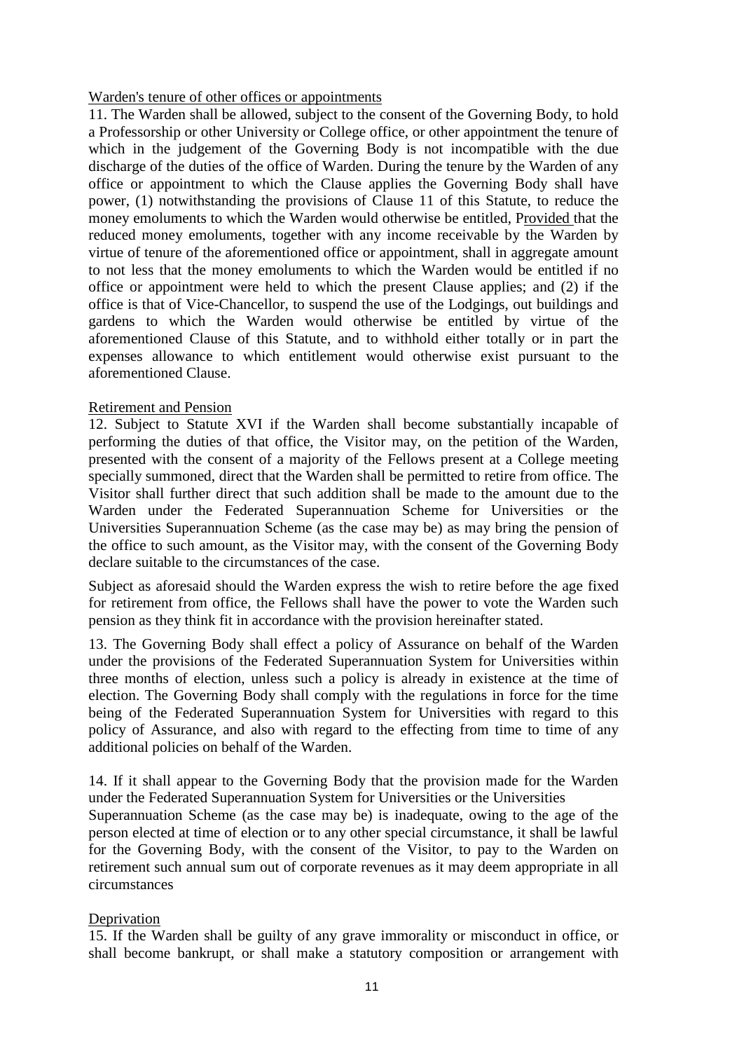Warden's tenure of other offices or appointments

11. The Warden shall be allowed, subject to the consent of the Governing Body, to hold a Professorship or other University or College office, or other appointment the tenure of which in the judgement of the Governing Body is not incompatible with the due discharge of the duties of the office of Warden. During the tenure by the Warden of any office or appointment to which the Clause applies the Governing Body shall have power, (1) notwithstanding the provisions of Clause 11 of this Statute, to reduce the money emoluments to which the Warden would otherwise be entitled, Provided that the reduced money emoluments, together with any income receivable by the Warden by virtue of tenure of the aforementioned office or appointment, shall in aggregate amount to not less that the money emoluments to which the Warden would be entitled if no office or appointment were held to which the present Clause applies; and (2) if the office is that of Vice-Chancellor, to suspend the use of the Lodgings, out buildings and gardens to which the Warden would otherwise be entitled by virtue of the aforementioned Clause of this Statute, and to withhold either totally or in part the expenses allowance to which entitlement would otherwise exist pursuant to the aforementioned Clause.

Retirement and Pension

12. Subject to Statute XVI if the Warden shall become substantially incapable of performing the duties of that office, the Visitor may, on the petition of the Warden, presented with the consent of a majority of the Fellows present at a College meeting specially summoned, direct that the Warden shall be permitted to retire from office. The Visitor shall further direct that such addition shall be made to the amount due to the Warden under the Federated Superannuation Scheme for Universities or the Universities Superannuation Scheme (as the case may be) as may bring the pension of the office to such amount, as the Visitor may, with the consent of the Governing Body declare suitable to the circumstances of the case.

Subject as aforesaid should the Warden express the wish to retire before the age fixed for retirement from office, the Fellows shall have the power to vote the Warden such pension as they think fit in accordance with the provision hereinafter stated.

13. The Governing Body shall effect a policy of Assurance on behalf of the Warden under the provisions of the Federated Superannuation System for Universities within three months of election, unless such a policy is already in existence at the time of election. The Governing Body shall comply with the regulations in force for the time being of the Federated Superannuation System for Universities with regard to this policy of Assurance, and also with regard to the effecting from time to time of any additional policies on behalf of the Warden.

14. If it shall appear to the Governing Body that the provision made for the Warden under the Federated Superannuation System for Universities or the Universities Superannuation Scheme (as the case may be) is inadequate, owing to the age of the person elected at time of election or to any other special circumstance, it shall be lawful for the Governing Body, with the consent of the Visitor, to pay to the Warden on retirement such annual sum out of corporate revenues as it may deem appropriate in all circumstances

Deprivation

15. If the Warden shall be guilty of any grave immorality or misconduct in office, or shall become bankrupt, or shall make a statutory composition or arrangement with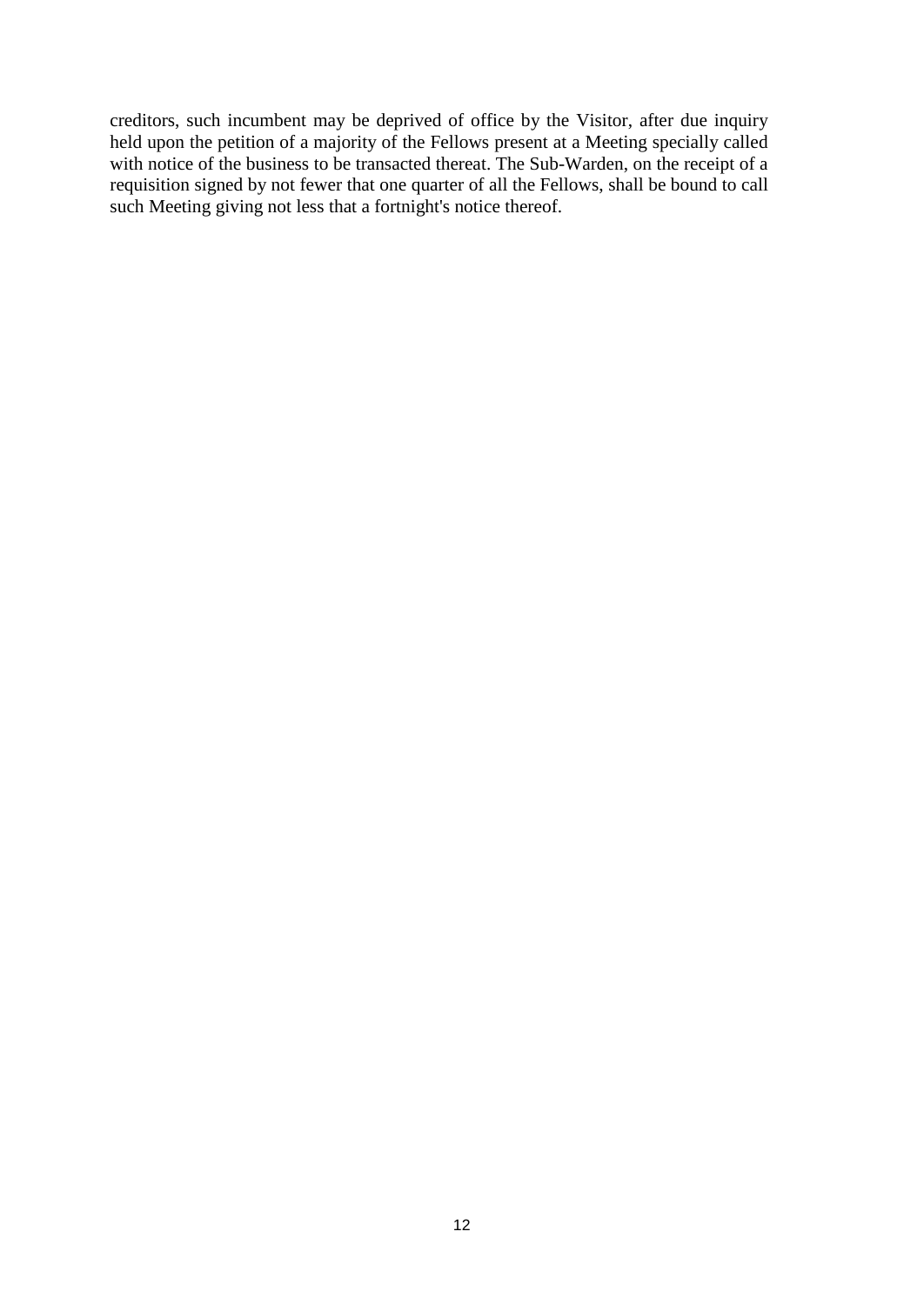creditors, such incumbent may be deprived of office by the Visitor, after due inquiry held upon the petition of a majority of the Fellows present at a Meeting specially called with notice of the business to be transacted thereat. The Sub-Warden, on the receipt of a requisition signed by not fewer that one quarter of all the Fellows, shall be bound to call such Meeting giving not less that a fortnight's notice thereof.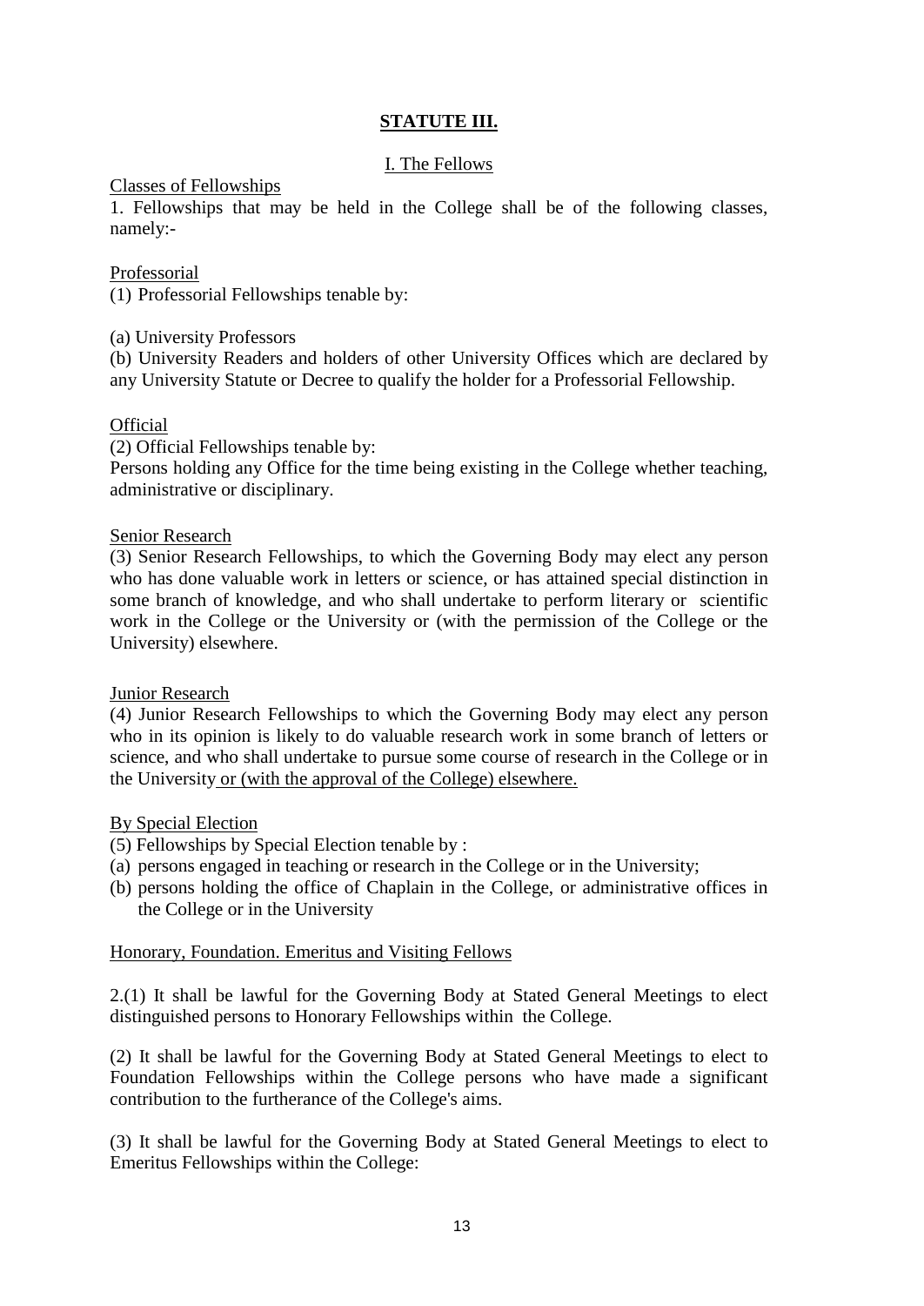## STATUTE III.

### I. The Fellows

Classes of Fellowships

1. Fellowships that may be held in the College shall be of the following classes, namely:-

Professorial

(1) Professorial Fellowships tenable by:

(a) University Professors

(b) University Readers and holders of other University Offices which are declared by any University Statute or Decree to qualify the holder for a Professorial Fellowship.

Official

(2) Official Fellowships tenable by:

Persons holding any Office for the time being existing in the College whether teaching, administrative or disciplinary.

Senior Research

(3) Senior Research Fellowships, to which the Governing Body may elect any person who has done valuable work in letters or science, or has attained special distinction in some branch of knowledge, and who shall undertake to perform literary or scientific work in the College or the University or (with the permission of the College or the University) elsewhere.

Junior Research

(4) Junior Research Fellowships to which the Governing Body may elect any person who in its opinion is likely to do valuable research work in some branch of letters or science, and who shall undertake to pursue some course of research in the College or in the University or (with the approval of the College) elsewhere.

By Special Election

(5) Fellowships by Special Election tenable by :

(a) persons engaged in teaching or research in the College or in the University;

(b) persons holding the office of Chaplain in the College, or administrative offices in the College or in the University

Honorary, Foundation. Emeritus and Visiting Fellows

2.(1) It shall be lawful for the Governing Body at Stated General Meetings to elect distinguished persons to Honorary Fellowships within the College.

(2) It shall be lawful for the Governing Body at Stated General Meetings to elect to Foundation Fellowships within the College persons who have made a significant contribution to the furtherance of the College's aims.

(3) It shall be lawful for the Governing Body at Stated General Meetings to elect to Emeritus Fellowships within the College: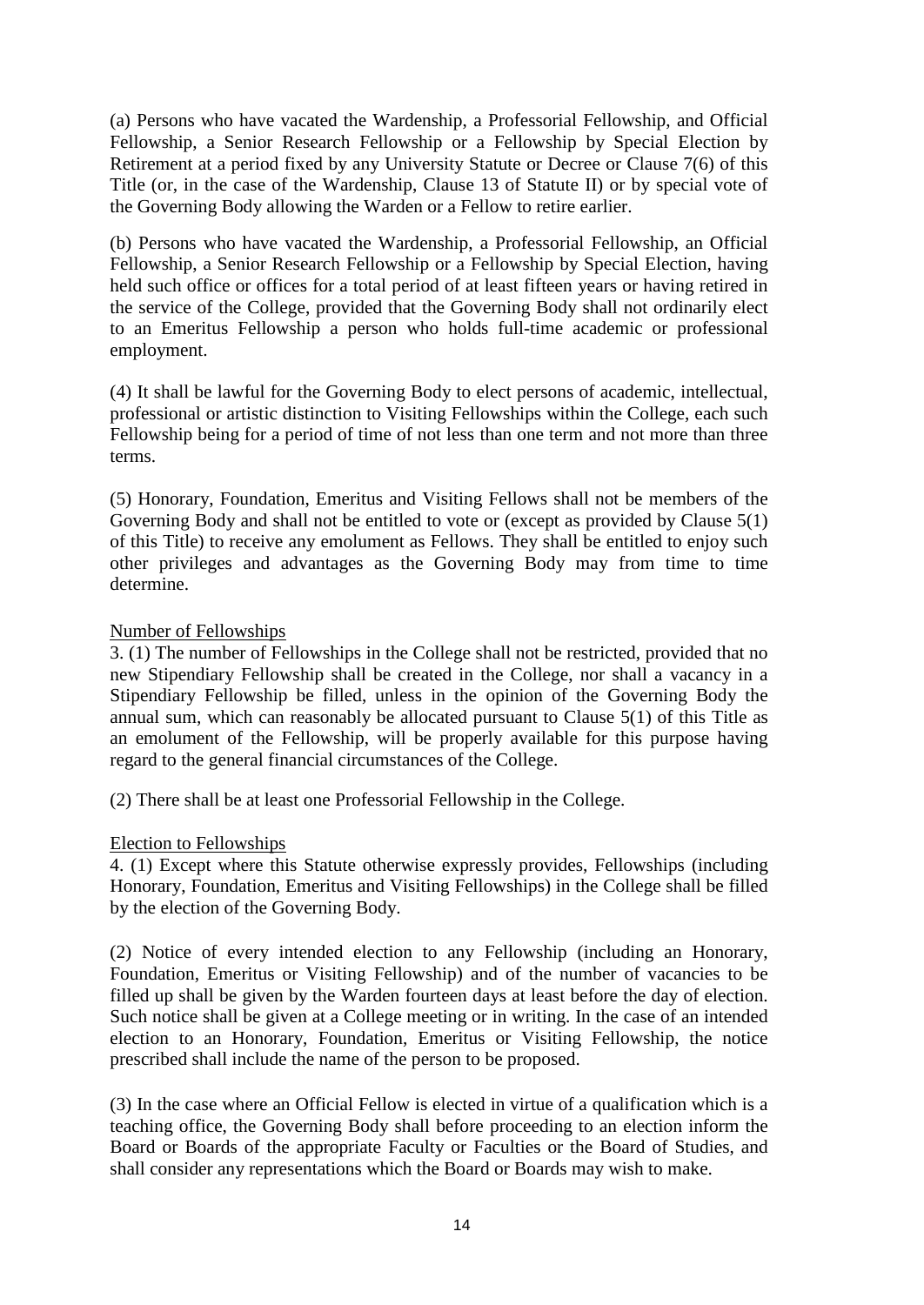(a) Persons who have vacated the Wardenship, a Professorial Fellowship, and Official Fellowship, a Senior Research Fellowship or a Fellowship by Special Election by Retirement at a period fixed by any University Statute or Decree or Clause 7(6) of this Title (or, in the case of the Wardenship, Clause 13 of Statute II) or by special vote of the Governing Body allowing the Warden or a Fellow to retire earlier.

(b) Persons who have vacated the Wardenship, a Professorial Fellowship, an Official Fellowship, a Senior Research Fellowship or a Fellowship by Special Election, having held such office or offices for a total period of at least fifteen years or having retired in the service of the College, provided that the Governing Body shall not ordinarily elect to an Emeritus Fellowship a person who holds full-time academic or professional employment.

(4) It shall be lawful for the Governing Body to elect persons of academic, intellectual, professional or artistic distinction to Visiting Fellowships within the College, each such Fellowship being for a period of time of not less than one term and not more than three terms.

(5) Honorary, Foundation, Emeritus and Visiting Fellows shall not be members of the Governing Body and shall not be entitled to vote or (except as provided by Clause 5(1) of this Title) to receive any emolument as Fellows. They shall be entitled to enjoy such other privileges and advantages as the Governing Body may from time to time determine.

<u>Number of Fellowships</u>

3. (1) The number of Fellowships in the College shall not be restricted, provided that no new Stipendiary Fellowship shall be created in the College, nor shall a vacancy in a Stipendiary Fellowship be filled, unless in the opinion of the Governing Body the annual sum, which can reasonably be allocated pursuant to Clause 5(1) of this Title as an emolument of the Fellowship, will be properly available for this purpose having regard to the general financial circumstances of the College.

(2) There shall be at least one Professorial Fellowship in the College.

<u>Election to Fellowships</u>

4. (1) Except where this Statute otherwise expressly provides, Fellowships (including Honorary, Foundation, Emeritus and Visiting Fellowships) in the College shall be filled by the election of the Governing Body.

(2) Notice of every intended election to any Fellowship (including an Honorary, Foundation, Emeritus or Visiting Fellowship) and of the number of vacancies to be filled up shall be given by the Warden fourteen days at least before the day of election. Such notice shall be given at a College meeting or in writing. In the case of an intended election to an Honorary, Foundation, Emeritus or Visiting Fellowship, the notice prescribed shall include the name of the person to be proposed.

(3) In the case where an Official Fellow is elected in virtue of a qualification which is a teaching office, the Governing Body shall before proceeding to an election inform the Board or Boards of the appropriate Faculty or Faculties or the Board of Studies, and shall consider any representations which the Board or Boards may wish to make.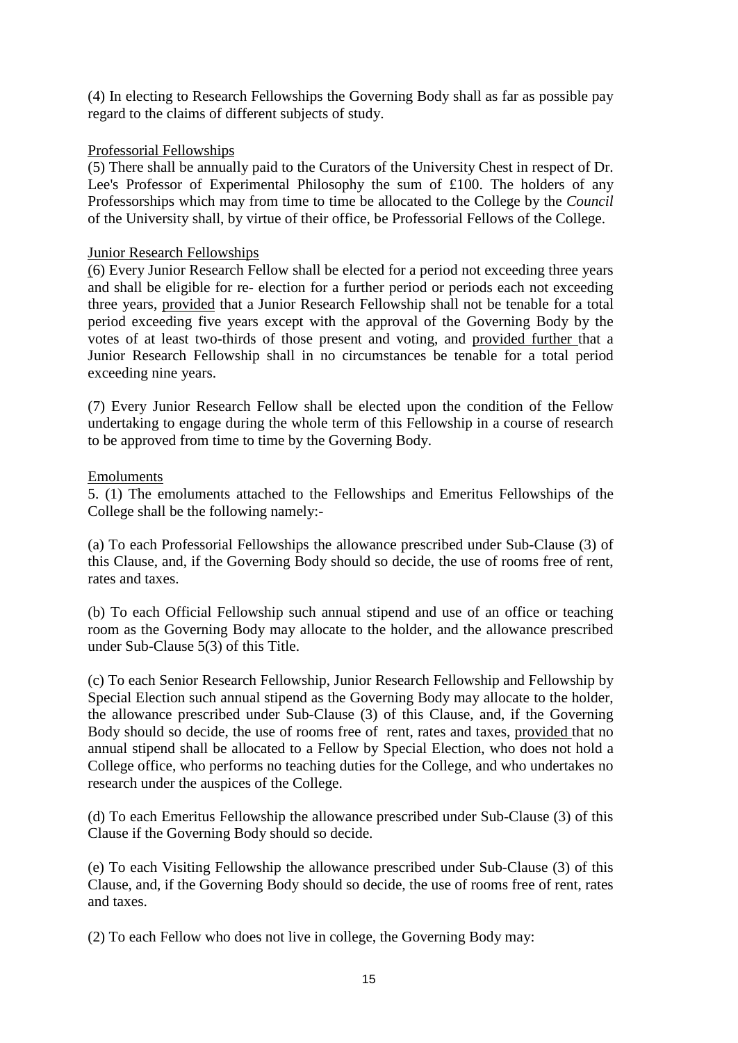(4) In electing to Research Fellowships the Governing Body shall as far as possible pay regard to the claims of different subjects of study.

Professorial Fellowships

(5) There shall be annually paid to the Curators of the University Chest in respect of Dr. Lee's Professor of Experimental Philosophy the sum of £100. The holders of any Professorships which may from time to time be allocated to the College by the *Council* of the University shall, by virtue of their office, be Professorial Fellows of the College.

Junior Research Fellowships

(6) Every Junior Research Fellow shall be elected for a period not exceeding three years and shall be eligible for re- election for a further period or periods each not exceeding three years, provided that a Junior Research Fellowship shall not be tenable for a total period exceeding five years except with the approval of the Governing Body by the votes of at least two-thirds of those present and voting, and provided further that a Junior Research Fellowship shall in no circumstances be tenable for a total period exceeding nine years.

(7) Every Junior Research Fellow shall be elected upon the condition of the Fellow undertaking to engage during the whole term of this Fellowship in a course of research to be approved from time to time by the Governing Body.

Emoluments

5. (1) The emoluments attached to the Fellowships and Emeritus Fellowships of the College shall be the following namely:-

(a) To each Professorial Fellowships the allowance prescribed under Sub-Clause (3) of this Clause, and, if the Governing Body should so decide, the use of rooms free of rent, rates and taxes.

(b) To each Official Fellowship such annual stipend and use of an office or teaching room as the Governing Body may allocate to the holder, and the allowance prescribed under Sub-Clause 5(3) of this Title.

(c) To each Senior Research Fellowship, Junior Research Fellowship and Fellowship by Special Election such annual stipend as the Governing Body may allocate to the holder, the allowance prescribed under Sub-Clause (3) of this Clause, and, if the Governing Body should so decide, the use of rooms free of rent, rates and taxes, provided that no annual stipend shall be allocated to a Fellow by Special Election, who does not hold a College office, who performs no teaching duties for the College, and who undertakes no research under the auspices of the College.

(d) To each Emeritus Fellowship the allowance prescribed under Sub-Clause (3) of this Clause if the Governing Body should so decide.

(e) To each Visiting Fellowship the allowance prescribed under Sub-Clause (3) of this Clause, and, if the Governing Body should so decide, the use of rooms free of rent, rates and taxes.

(2) To each Fellow who does not live in college, the Governing Body may: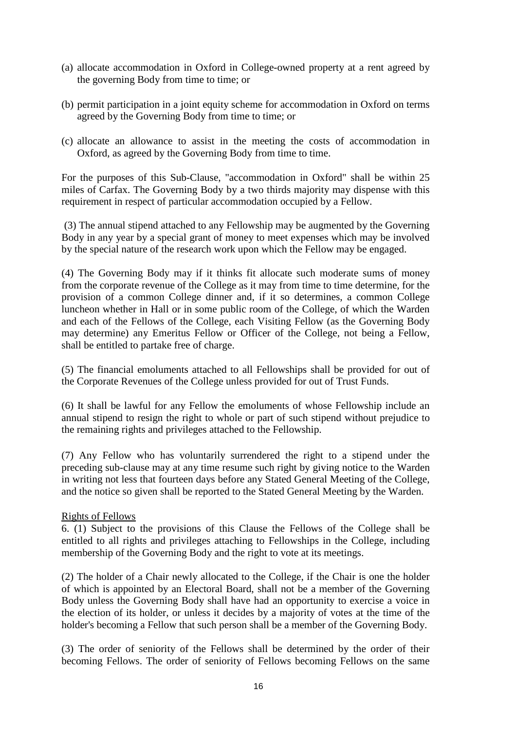(a) allocate accommodation in Oxford in College-owned property at a rent agreed by the governing Body from time to time; or

(b) permit participation in a joint equity scheme for accommodation in Oxford on terms agreed by the Governing Body from time to time; or

(c) allocate an allowance to assist in the meeting the costs of accommodation in Oxford, as agreed by the Governing Body from time to time.

For the purposes of this Sub-Clause, "accommodation in Oxford" shall be within 25 miles of Carfax. The Governing Body by a two thirds majority may dispense with this requirement in respect of particular accommodation occupied by a Fellow.

(3) The annual stipend attached to any Fellowship may be augmented by the Governing Body in any year by a special grant of money to meet expenses which may be involved by the special nature of the research work upon which the Fellow may be engaged.

(4) The Governing Body may if it thinks fit allocate such moderate sums of money from the corporate revenue of the College as it may from time to time determine, for the provision of a common College dinner and, if it so determines, a common College luncheon whether in Hall or in some public room of the College, of which the Warden and each of the Fellows of the College, each Visiting Fellow (as the Governing Body may determine) any Emeritus Fellow or Officer of the College, not being a Fellow, shall be entitled to partake free of charge.

(5) The financial emoluments attached to all Fellowships shall be provided for out of the Corporate Revenues of the College unless provided for out of Trust Funds.

(6) It shall be lawful for any Fellow the emoluments of whose Fellowship include an annual stipend to resign the right to whole or part of such stipend without prejudice to the remaining rights and privileges attached to the Fellowship.

(7) Any Fellow who has voluntarily surrendered the right to a stipend under the preceding sub-clause may at any time resume such right by giving notice to the Warden in writing not less that fourteen days before any Stated General Meeting of the College, and the notice so given shall be reported to the Stated General Meeting by the Warden.

Rights of Fellows

6. (1) Subject to the provisions of this Clause the Fellows of the College shall be entitled to all rights and privileges attaching to Fellowships in the College, including membership of the Governing Body and the right to vote at its meetings.

(2) The holder of a Chair newly allocated to the College, if the Chair is one the holder of which is appointed by an Electoral Board, shall not be a member of the Governing Body unless the Governing Body shall have had an opportunity to exercise a voice in the election of its holder, or unless it decides by a majority of votes at the time of the holder's becoming a Fellow that such person shall be a member of the Governing Body.

(3) The order of seniority of the Fellows shall be determined by the order of their becoming Fellows. The order of seniority of Fellows becoming Fellows on the same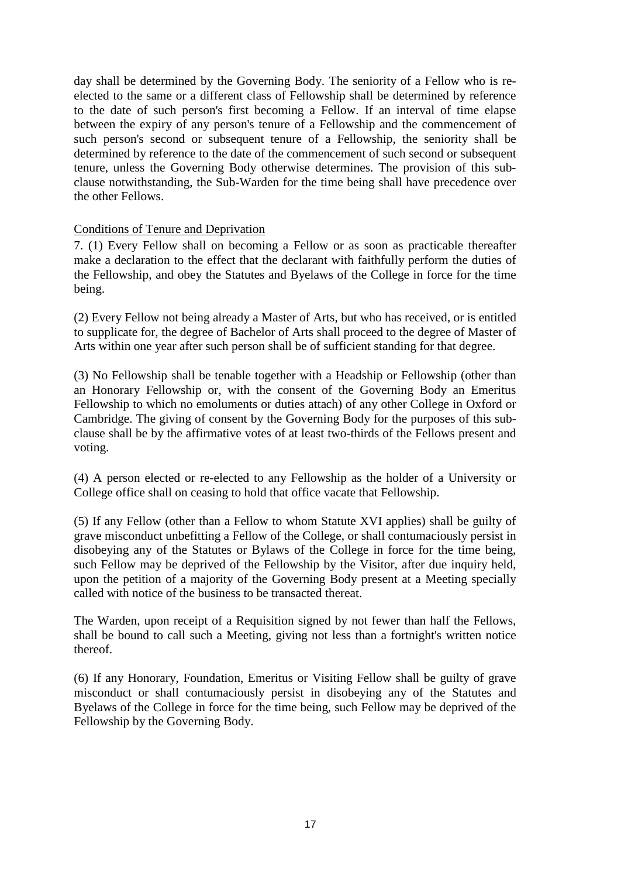day shall be determined by the Governing Body. The seniority of a Fellow who is re-elected to the same or a different class of Fellowship shall be determined by reference to the date of such person's first becoming a Fellow. If an interval of time elapse between the expiry of any person's tenure of a Fellowship and the commencement of such person's second or subsequent tenure of a Fellowship, the seniority shall be determined by reference to the date of the commencement of such second or subsequent tenure, unless the Governing Body otherwise determines. The provision of this sub-clause notwithstanding, the Sub-Warden for the time being shall have precedence over the other Fellows.

Conditions of Tenure and Deprivation

7. (1) Every Fellow shall on becoming a Fellow or as soon as practicable thereafter make a declaration to the effect that the declarant with faithfully perform the duties of the Fellowship, and obey the Statutes and Byelaws of the College in force for the time being.

(2) Every Fellow not being already a Master of Arts, but who has received, or is entitled to supplicate for, the degree of Bachelor of Arts shall proceed to the degree of Master of Arts within one year after such person shall be of sufficient standing for that degree.

(3) No Fellowship shall be tenable together with a Headship or Fellowship (other than an Honorary Fellowship or, with the consent of the Governing Body an Emeritus Fellowship to which no emoluments or duties attach) of any other College in Oxford or Cambridge. The giving of consent by the Governing Body for the purposes of this sub-clause shall be by the affirmative votes of at least two-thirds of the Fellows present and voting.

(4) A person elected or re-elected to any Fellowship as the holder of a University or College office shall on ceasing to hold that office vacate that Fellowship.

(5) If any Fellow (other than a Fellow to whom Statute XVI applies) shall be guilty of grave misconduct unbefitting a Fellow of the College, or shall contumaciously persist in disobeying any of the Statutes or Bylaws of the College in force for the time being, such Fellow may be deprived of the Fellowship by the Visitor, after due inquiry held, upon the petition of a majority of the Governing Body present at a Meeting specially called with notice of the business to be transacted thereat.

The Warden, upon receipt of a Requisition signed by not fewer than half the Fellows, shall be bound to call such a Meeting, giving not less than a fortnight's written notice thereof.

(6) If any Honorary, Foundation, Emeritus or Visiting Fellow shall be guilty of grave misconduct or shall contumaciously persist in disobeying any of the Statutes and Byelaws of the College in force for the time being, such Fellow may be deprived of the Fellowship by the Governing Body.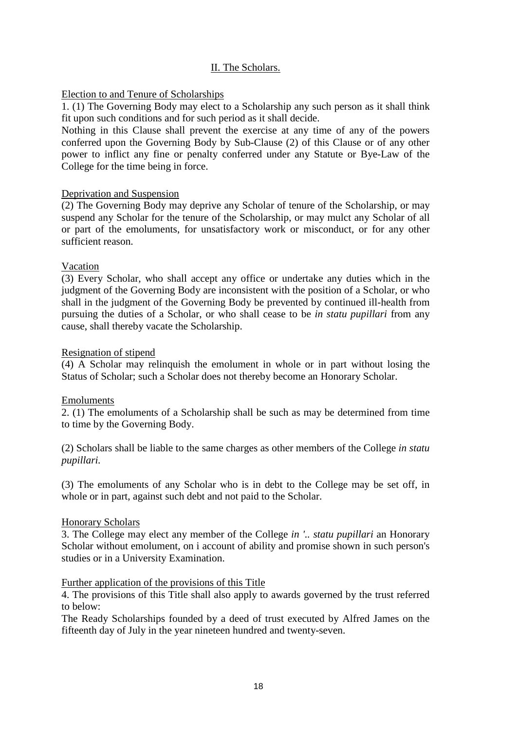## II. The Scholars.

Election to and Tenure of Scholarships

1. (1) The Governing Body may elect to a Scholarship any such person as it shall think fit upon such conditions and for such period as it shall decide.

Nothing in this Clause shall prevent the exercise at any time of any of the powers conferred upon the Governing Body by Sub-Clause (2) of this Clause or of any other power to inflict any fine or penalty conferred under any Statute or Bye-Law of the College for the time being in force.

Deprivation and Suspension

(2) The Governing Body may deprive any Scholar of tenure of the Scholarship, or may suspend any Scholar for the tenure of the Scholarship, or may mulct any Scholar of all or part of the emoluments, for unsatisfactory work or misconduct, or for any other sufficient reason.

Vacation

(3) Every Scholar, who shall accept any office or undertake any duties which in the judgment of the Governing Body are inconsistent with the position of a Scholar, or who shall in the judgment of the Governing Body be prevented by continued ill-health from pursuing the duties of a Scholar, or who shall cease to be *in statu pupillari* from any cause, shall thereby vacate the Scholarship.

Resignation of stipend

(4) A Scholar may relinquish the emolument in whole or in part without losing the Status of Scholar; such a Scholar does not thereby become an Honorary Scholar.

Emoluments

2. (1) The emoluments of a Scholarship shall be such as may be determined from time to time by the Governing Body.

(2) Scholars shall be liable to the same charges as other members of the College *in statu pupillari.*

(3) The emoluments of any Scholar who is in debt to the College may be set off, in whole or in part, against such debt and not paid to the Scholar.

Honorary Scholars

3. The College may elect any member of the College *in '.. statu pupillari* an Honorary Scholar without emolument, on i account of ability and promise shown in such person's studies or in a University Examination.

Further application of the provisions of this Title

4. The provisions of this Title shall also apply to awards governed by the trust referred to below:

The Ready Scholarships founded by a deed of trust executed by Alfred James on the fifteenth day of July in the year nineteen hundred and twenty-seven.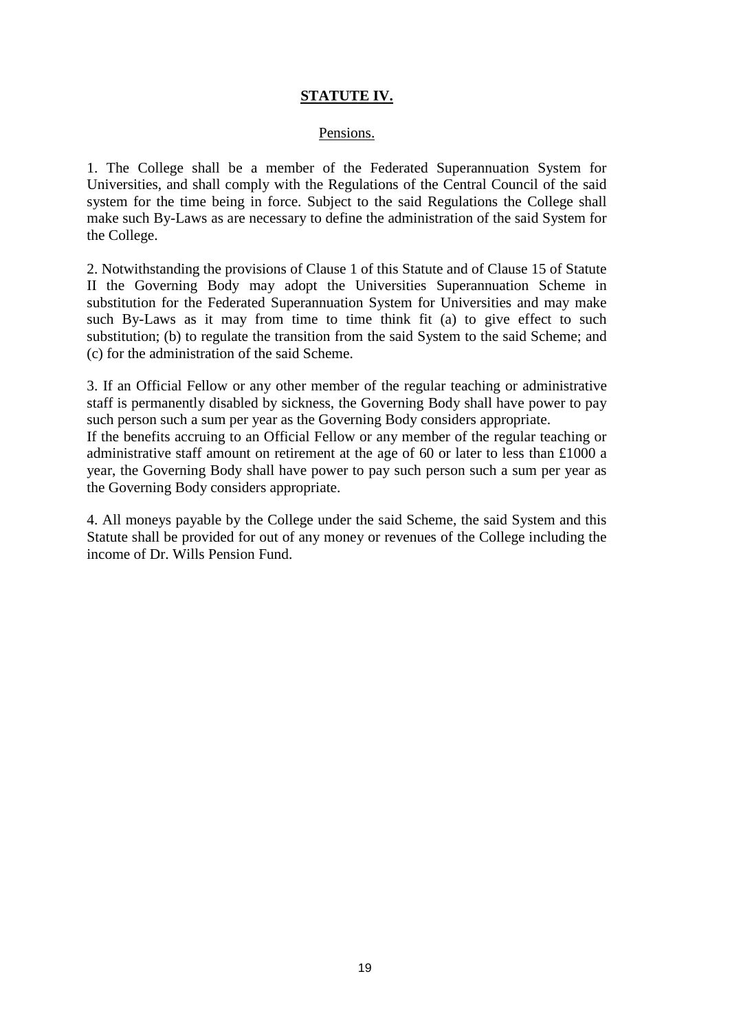# **STATUTE IV.**

Pensions.

1. The College shall be a member of the Federated Superannuation System for Universities, and shall comply with the Regulations of the Central Council of the said system for the time being in force. Subject to the said Regulations the College shall make such By-Laws as are necessary to define the administration of the said System for the College.

2. Notwithstanding the provisions of Clause 1 of this Statute and of Clause 15 of Statute II the Governing Body may adopt the Universities Superannuation Scheme in substitution for the Federated Superannuation System for Universities and may make such By-Laws as it may from time to time think fit (a) to give effect to such substitution; (b) to regulate the transition from the said System to the said Scheme; and (c) for the administration of the said Scheme.

3. If an Official Fellow or any other member of the regular teaching or administrative staff is permanently disabled by sickness, the Governing Body shall have power to pay such person such a sum per year as the Governing Body considers appropriate.
If the benefits accruing to an Official Fellow or any member of the regular teaching or administrative staff amount on retirement at the age of 60 or later to less than £1000 a year, the Governing Body shall have power to pay such person such a sum per year as the Governing Body considers appropriate.

4. All moneys payable by the College under the said Scheme, the said System and this Statute shall be provided for out of any money or revenues of the College including the income of Dr. Wills Pension Fund.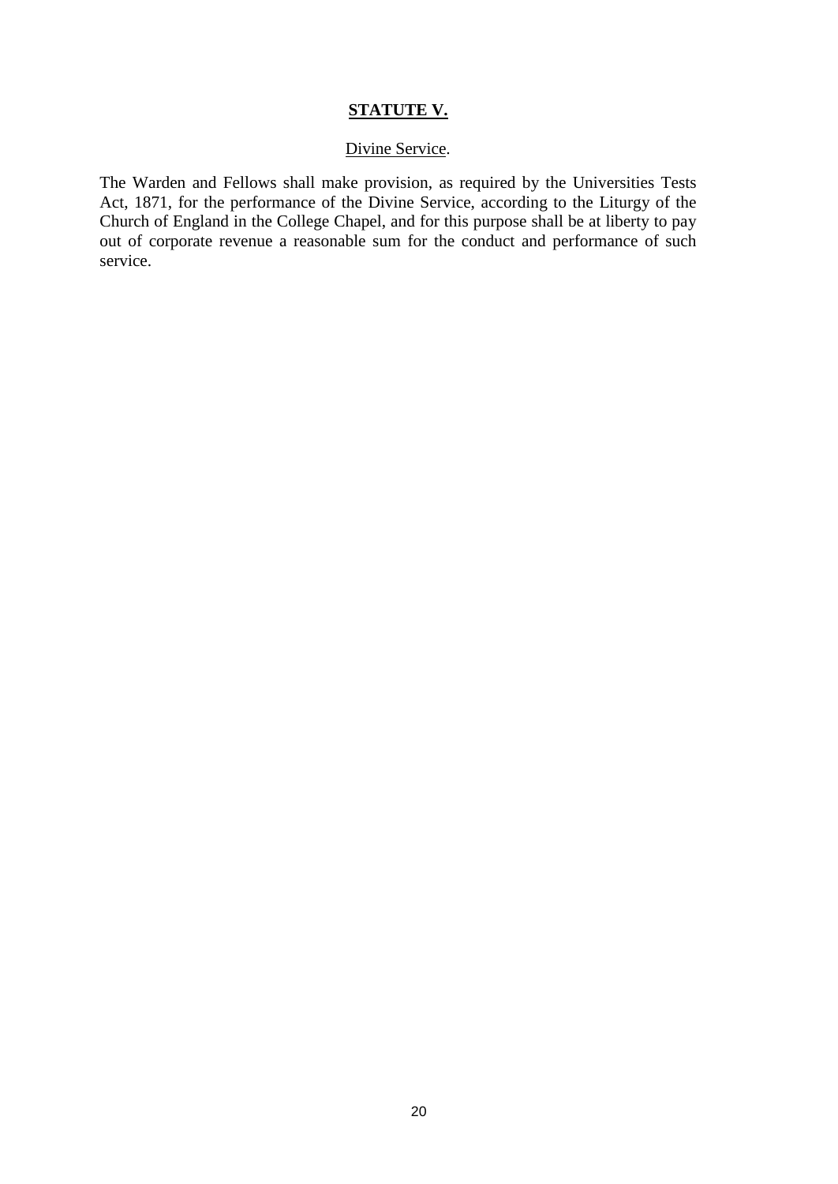## STATUTE V.

### Divine Service.

The Warden and Fellows shall make provision, as required by the Universities Tests Act, 1871, for the performance of the Divine Service, according to the Liturgy of the Church of England in the College Chapel, and for this purpose shall be at liberty to pay out of corporate revenue a reasonable sum for the conduct and performance of such service.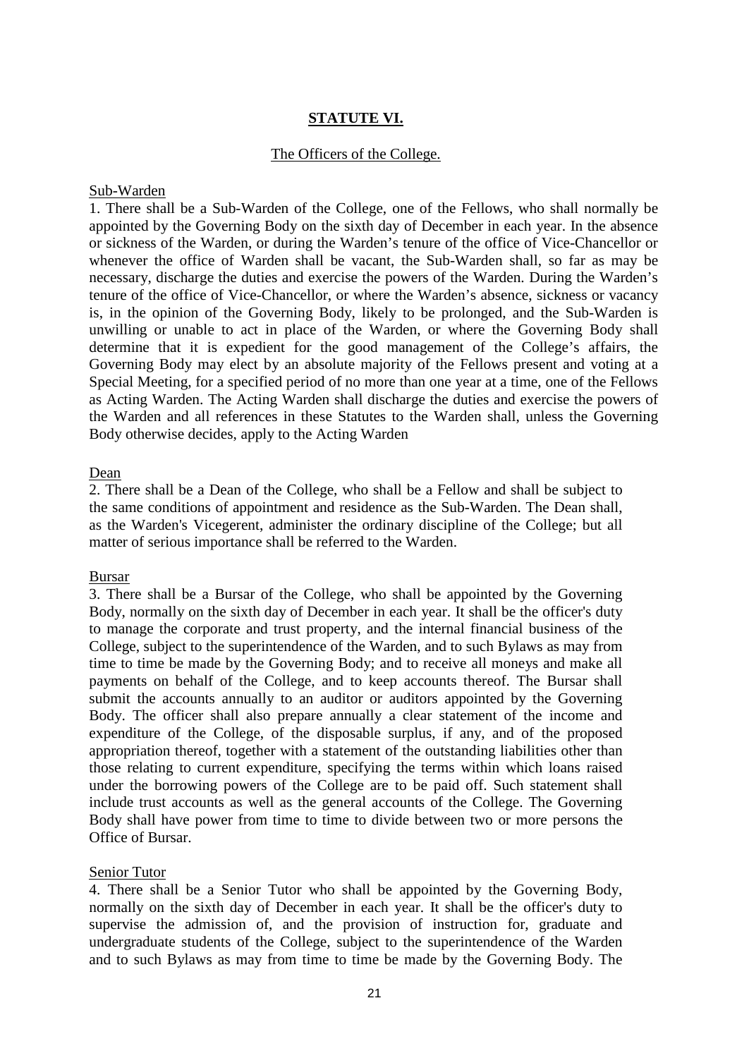## STATUTE VI.

### The Officers of the College.

#### Sub-Warden

1. There shall be a Sub-Warden of the College, one of the Fellows, who shall normally be appointed by the Governing Body on the sixth day of December in each year. In the absence or sickness of the Warden, or during the Warden's tenure of the office of Vice-Chancellor or whenever the office of Warden shall be vacant, the Sub-Warden shall, so far as may be necessary, discharge the duties and exercise the powers of the Warden. During the Warden's tenure of the office of Vice-Chancellor, or where the Warden's absence, sickness or vacancy is, in the opinion of the Governing Body, likely to be prolonged, and the Sub-Warden is unwilling or unable to act in place of the Warden, or where the Governing Body shall determine that it is expedient for the good management of the College's affairs, the Governing Body may elect by an absolute majority of the Fellows present and voting at a Special Meeting, for a specified period of no more than one year at a time, one of the Fellows as Acting Warden. The Acting Warden shall discharge the duties and exercise the powers of the Warden and all references in these Statutes to the Warden shall, unless the Governing Body otherwise decides, apply to the Acting Warden

#### Dean

2. There shall be a Dean of the College, who shall be a Fellow and shall be subject to the same conditions of appointment and residence as the Sub-Warden. The Dean shall, as the Warden's Vicegerent, administer the ordinary discipline of the College; but all matter of serious importance shall be referred to the Warden.

#### Bursar

3. There shall be a Bursar of the College, who shall be appointed by the Governing Body, normally on the sixth day of December in each year. It shall be the officer's duty to manage the corporate and trust property, and the internal financial business of the College, subject to the superintendence of the Warden, and to such Bylaws as may from time to time be made by the Governing Body; and to receive all moneys and make all payments on behalf of the College, and to keep accounts thereof. The Bursar shall submit the accounts annually to an auditor or auditors appointed by the Governing Body. The officer shall also prepare annually a clear statement of the income and expenditure of the College, of the disposable surplus, if any, and of the proposed appropriation thereof, together with a statement of the outstanding liabilities other than those relating to current expenditure, specifying the terms within which loans raised under the borrowing powers of the College are to be paid off. Such statement shall include trust accounts as well as the general accounts of the College. The Governing Body shall have power from time to time to divide between two or more persons the Office of Bursar.

#### Senior Tutor

4. There shall be a Senior Tutor who shall be appointed by the Governing Body, normally on the sixth day of December in each year. It shall be the officer's duty to supervise the admission of, and the provision of instruction for, graduate and undergraduate students of the College, subject to the superintendence of the Warden and to such Bylaws as may from time to time be made by the Governing Body. The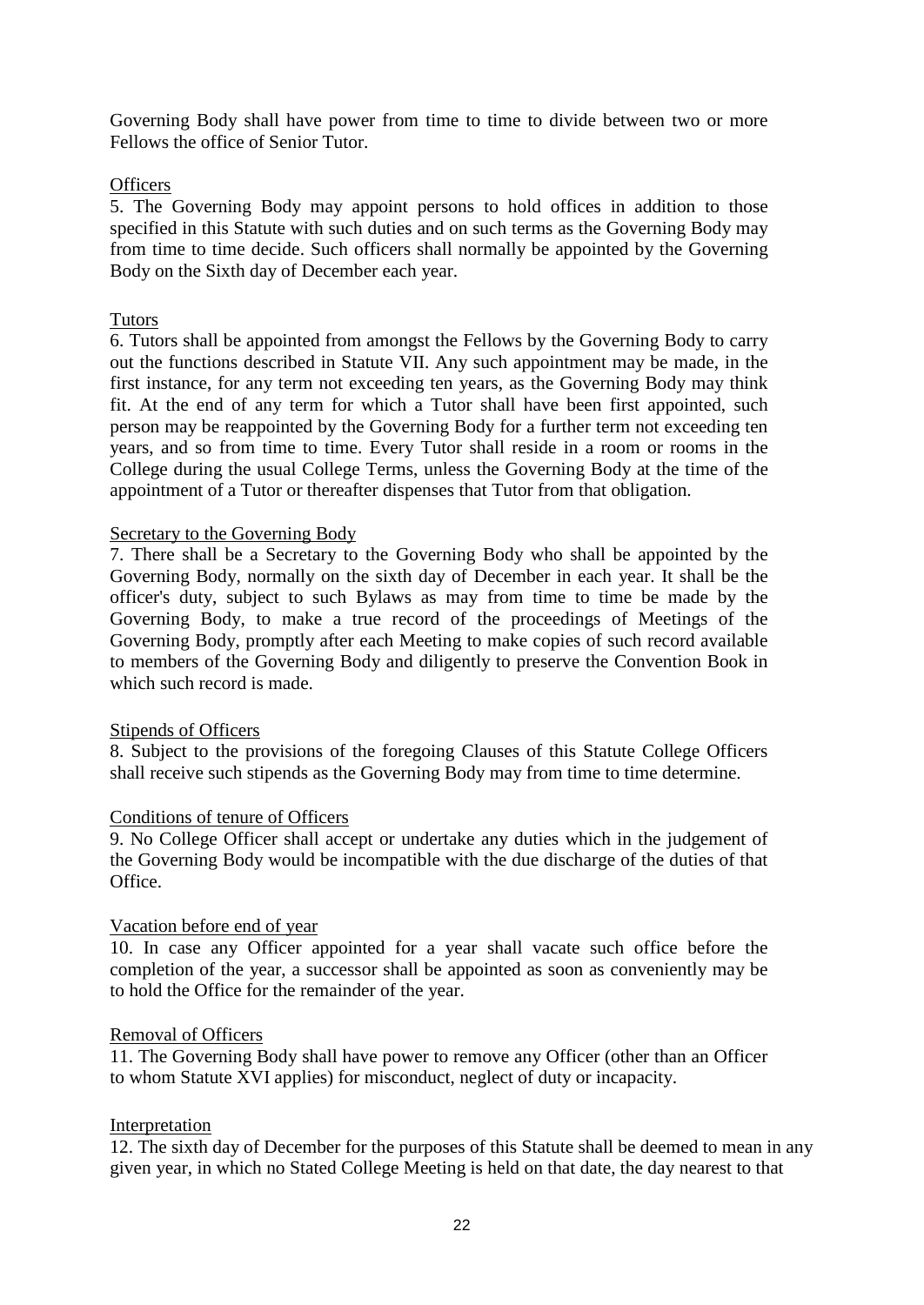Governing Body shall have power from time to time to divide between two or more Fellows the office of Senior Tutor.

Officers

5. The Governing Body may appoint persons to hold offices in addition to those specified in this Statute with such duties and on such terms as the Governing Body may from time to time decide. Such officers shall normally be appointed by the Governing Body on the Sixth day of December each year.

Tutors

6. Tutors shall be appointed from amongst the Fellows by the Governing Body to carry out the functions described in Statute VII. Any such appointment may be made, in the first instance, for any term not exceeding ten years, as the Governing Body may think fit. At the end of any term for which a Tutor shall have been first appointed, such person may be reappointed by the Governing Body for a further term not exceeding ten years, and so from time to time. Every Tutor shall reside in a room or rooms in the College during the usual College Terms, unless the Governing Body at the time of the appointment of a Tutor or thereafter dispenses that Tutor from that obligation.

Secretary to the Governing Body

7. There shall be a Secretary to the Governing Body who shall be appointed by the Governing Body, normally on the sixth day of December in each year. It shall be the officer's duty, subject to such Bylaws as may from time to time be made by the Governing Body, to make a true record of the proceedings of Meetings of the Governing Body, promptly after each Meeting to make copies of such record available to members of the Governing Body and diligently to preserve the Convention Book in which such record is made.

Stipends of Officers

8. Subject to the provisions of the foregoing Clauses of this Statute College Officers shall receive such stipends as the Governing Body may from time to time determine.

Conditions of tenure of Officers

9. No College Officer shall accept or undertake any duties which in the judgement of the Governing Body would be incompatible with the due discharge of the duties of that Office.

Vacation before end of year

10. In case any Officer appointed for a year shall vacate such office before the completion of the year, a successor shall be appointed as soon as conveniently may be to hold the Office for the remainder of the year.

Removal of Officers

11. The Governing Body shall have power to remove any Officer (other than an Officer to whom Statute XVI applies) for misconduct, neglect of duty or incapacity.

Interpretation

12. The sixth day of December for the purposes of this Statute shall be deemed to mean in any given year, in which no Stated College Meeting is held on that date, the day nearest to that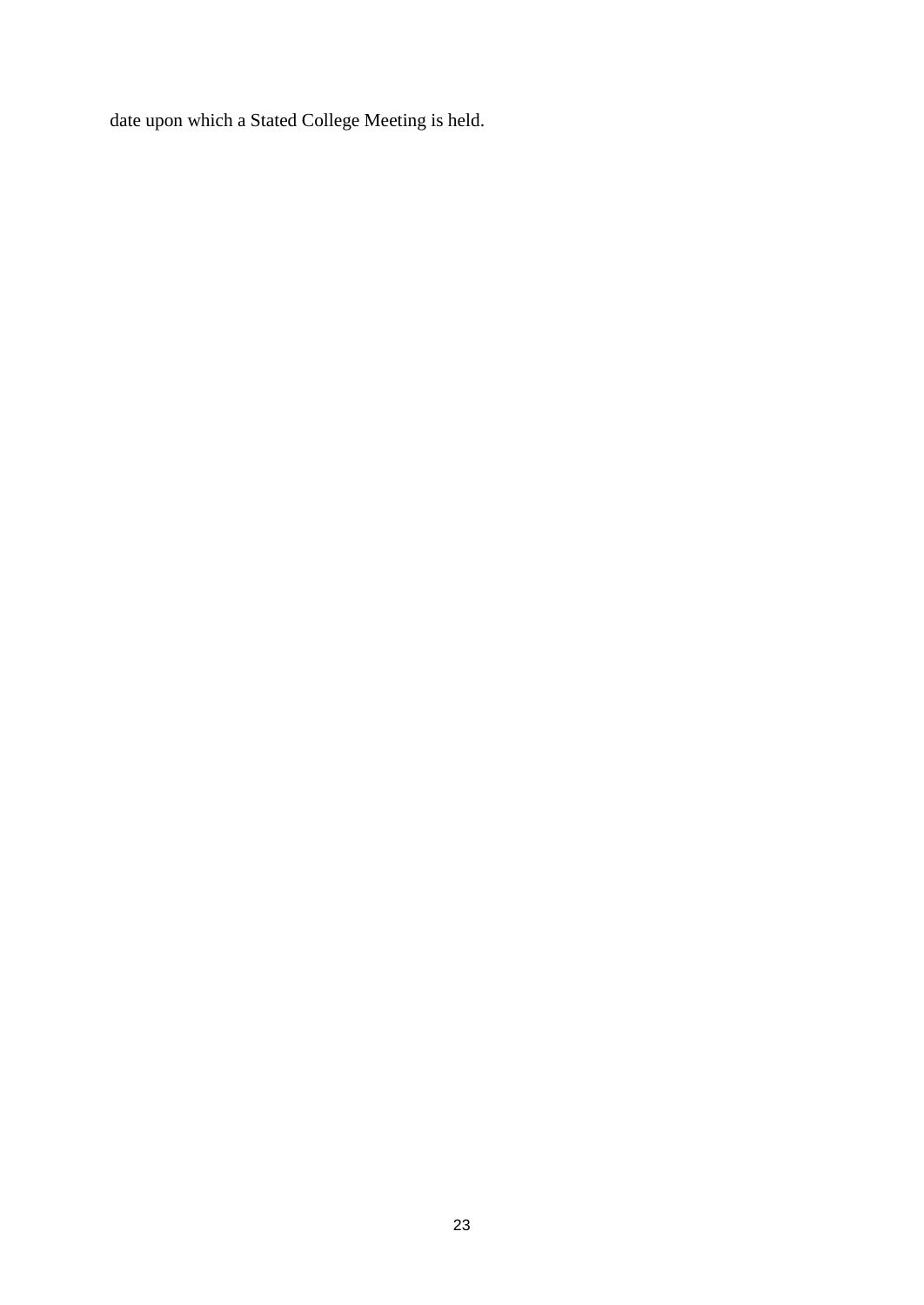date upon which a Stated College Meeting is held.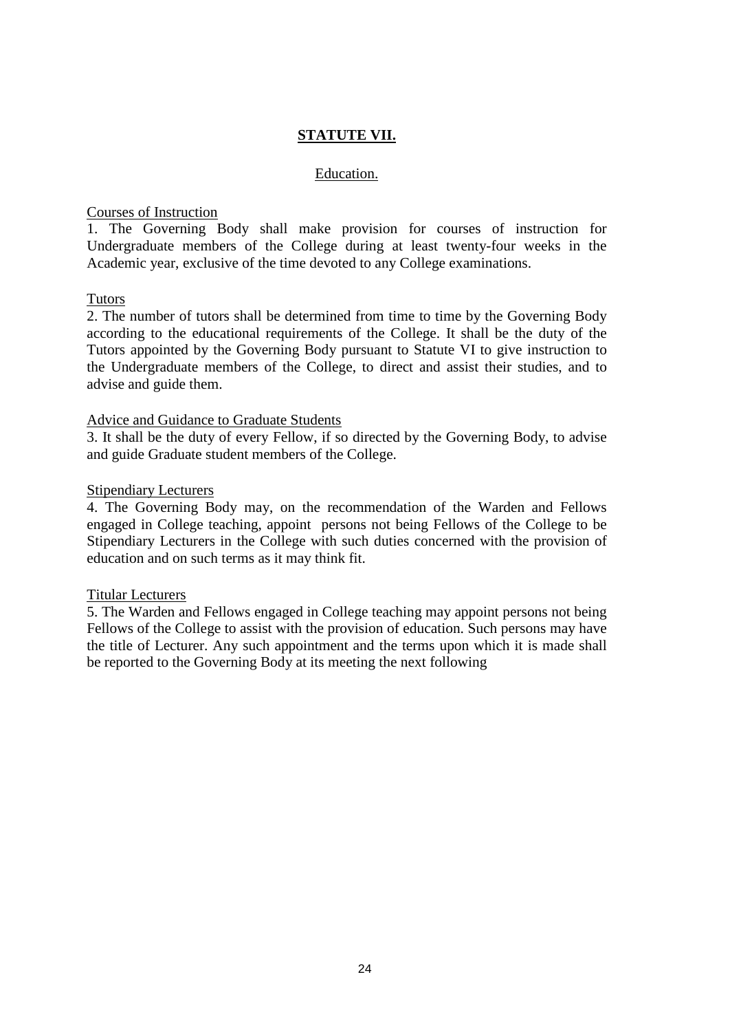## **STATUTE VII.**

### Education.

Courses of Instruction

1. The Governing Body shall make provision for courses of instruction for Undergraduate members of the College during at least twenty-four weeks in the Academic year, exclusive of the time devoted to any College examinations.

Tutors

2. The number of tutors shall be determined from time to time by the Governing Body according to the educational requirements of the College. It shall be the duty of the Tutors appointed by the Governing Body pursuant to Statute VI to give instruction to the Undergraduate members of the College, to direct and assist their studies, and to advise and guide them.

Advice and Guidance to Graduate Students

3. It shall be the duty of every Fellow, if so directed by the Governing Body, to advise and guide Graduate student members of the College.

Stipendiary Lecturers

4. The Governing Body may, on the recommendation of the Warden and Fellows engaged in College teaching, appoint persons not being Fellows of the College to be Stipendiary Lecturers in the College with such duties concerned with the provision of education and on such terms as it may think fit.

Titular Lecturers

5. The Warden and Fellows engaged in College teaching may appoint persons not being Fellows of the College to assist with the provision of education. Such persons may have the title of Lecturer. Any such appointment and the terms upon which it is made shall be reported to the Governing Body at its meeting the next following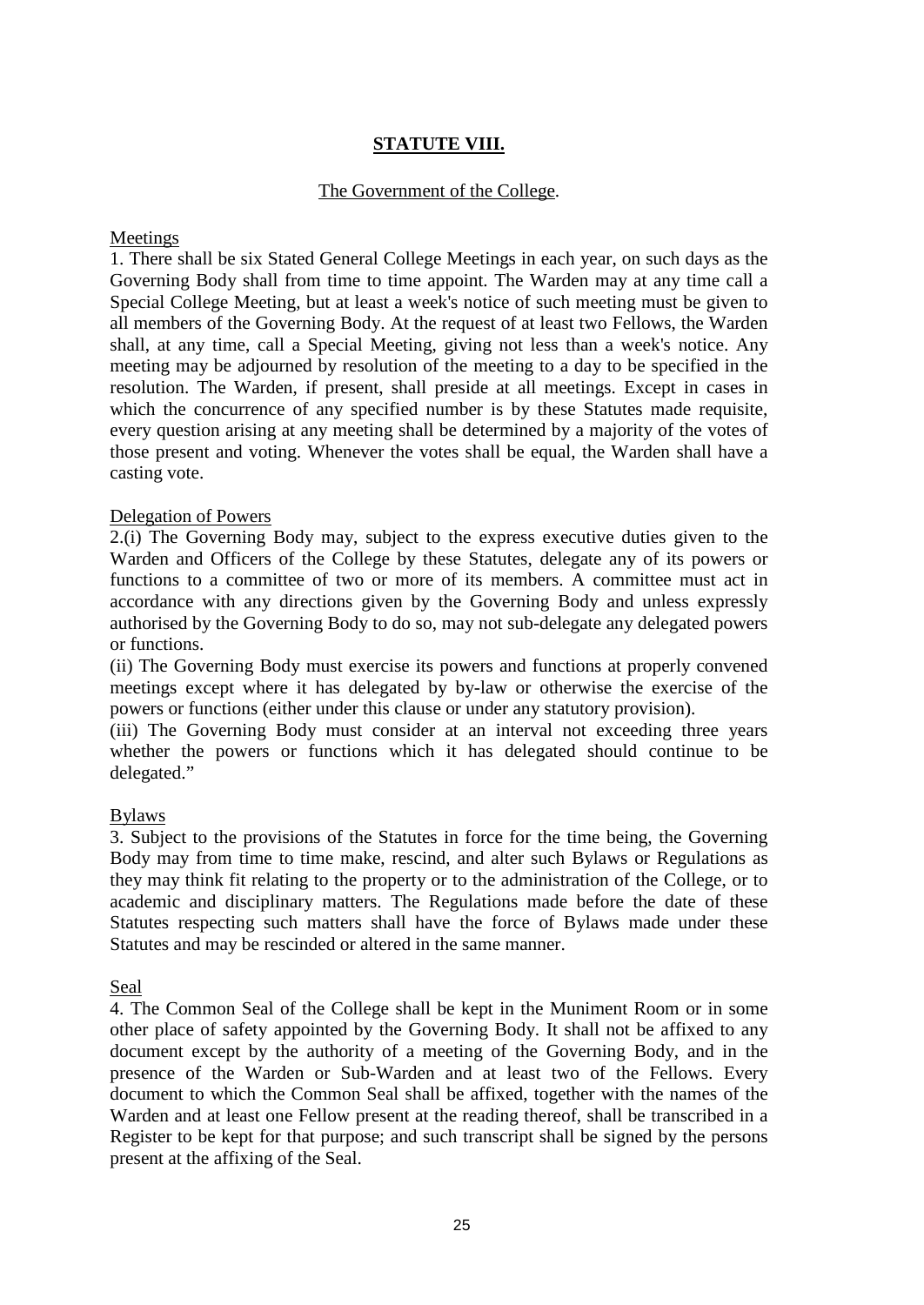# STATUTE VIII.

## The Government of the College.

### Meetings

1. There shall be six Stated General College Meetings in each year, on such days as the Governing Body shall from time to time appoint. The Warden may at any time call a Special College Meeting, but at least a week's notice of such meeting must be given to all members of the Governing Body. At the request of at least two Fellows, the Warden shall, at any time, call a Special Meeting, giving not less than a week's notice. Any meeting may be adjourned by resolution of the meeting to a day to be specified in the resolution. The Warden, if present, shall preside at all meetings. Except in cases in which the concurrence of any specified number is by these Statutes made requisite, every question arising at any meeting shall be determined by a majority of the votes of those present and voting. Whenever the votes shall be equal, the Warden shall have a casting vote.

### Delegation of Powers

2.(i) The Governing Body may, subject to the express executive duties given to the Warden and Officers of the College by these Statutes, delegate any of its powers or functions to a committee of two or more of its members. A committee must act in accordance with any directions given by the Governing Body and unless expressly authorised by the Governing Body to do so, may not sub-delegate any delegated powers or functions.

(ii) The Governing Body must exercise its powers and functions at properly convened meetings except where it has delegated by by-law or otherwise the exercise of the powers or functions (either under this clause or under any statutory provision).

(iii) The Governing Body must consider at an interval not exceeding three years whether the powers or functions which it has delegated should continue to be delegated."

### Bylaws

3. Subject to the provisions of the Statutes in force for the time being, the Governing Body may from time to time make, rescind, and alter such Bylaws or Regulations as they may think fit relating to the property or to the administration of the College, or to academic and disciplinary matters. The Regulations made before the date of these Statutes respecting such matters shall have the force of Bylaws made under these Statutes and may be rescinded or altered in the same manner.

### Seal

4. The Common Seal of the College shall be kept in the Muniment Room or in some other place of safety appointed by the Governing Body. It shall not be affixed to any document except by the authority of a meeting of the Governing Body, and in the presence of the Warden or Sub-Warden and at least two of the Fellows. Every document to which the Common Seal shall be affixed, together with the names of the Warden and at least one Fellow present at the reading thereof, shall be transcribed in a Register to be kept for that purpose; and such transcript shall be signed by the persons present at the affixing of the Seal.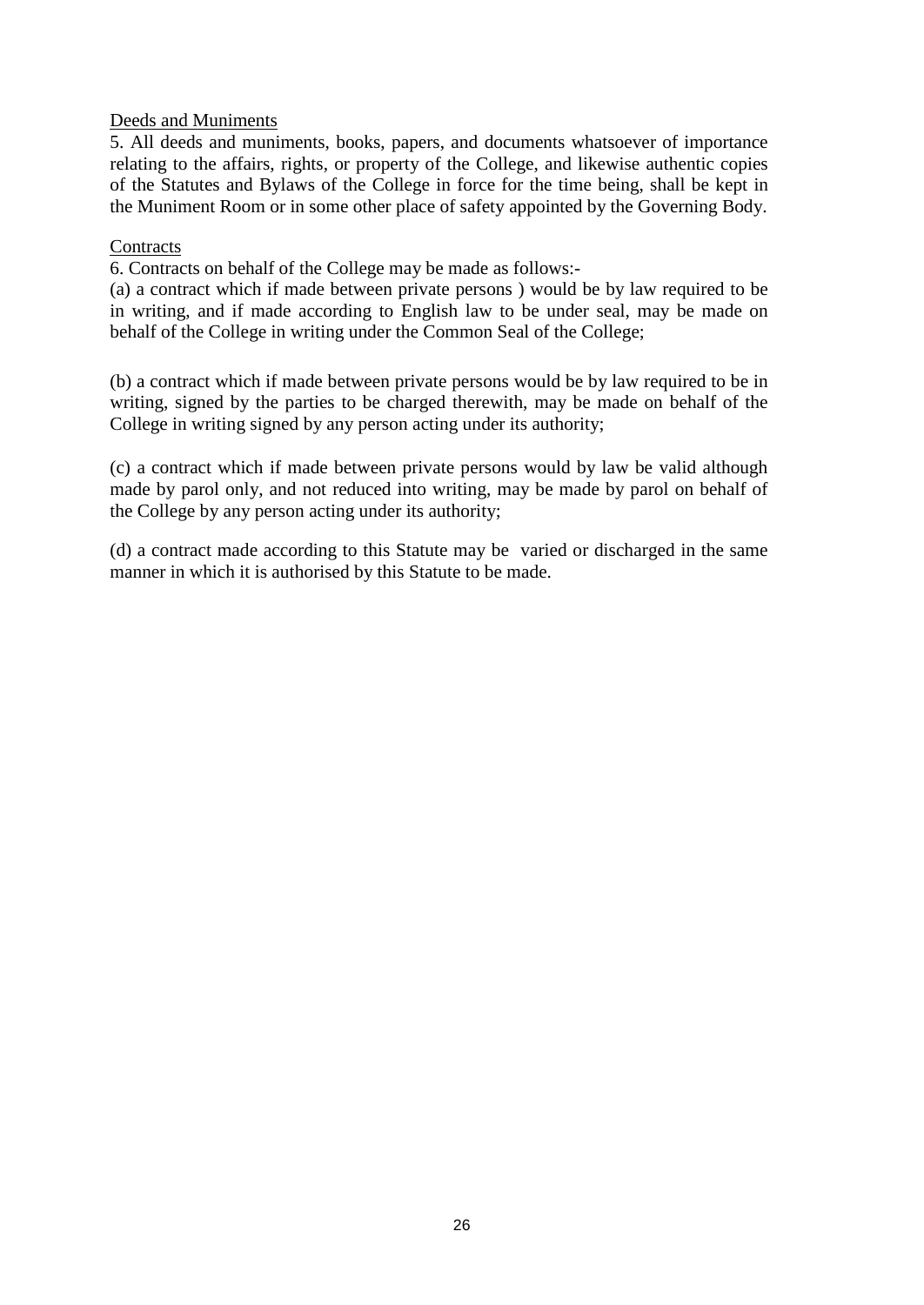<u>Deeds and Muniments</u>

5. All deeds and muniments, books, papers, and documents whatsoever of importance relating to the affairs, rights, or property of the College, and likewise authentic copies of the Statutes and Bylaws of the College in force for the time being, shall be kept in the Muniment Room or in some other place of safety appointed by the Governing Body.

<u>Contracts</u>

6. Contracts on behalf of the College may be made as follows:-

(a) a contract which if made between private persons ) would be by law required to be in writing, and if made according to English law to be under seal, may be made on behalf of the College in writing under the Common Seal of the College;

(b) a contract which if made between private persons would be by law required to be in writing, signed by the parties to be charged therewith, may be made on behalf of the College in writing signed by any person acting under its authority;

(c) a contract which if made between private persons would by law be valid although made by parol only, and not reduced into writing, may be made by parol on behalf of the College by any person acting under its authority;

(d) a contract made according to this Statute may be varied or discharged in the same manner in which it is authorised by this Statute to be made.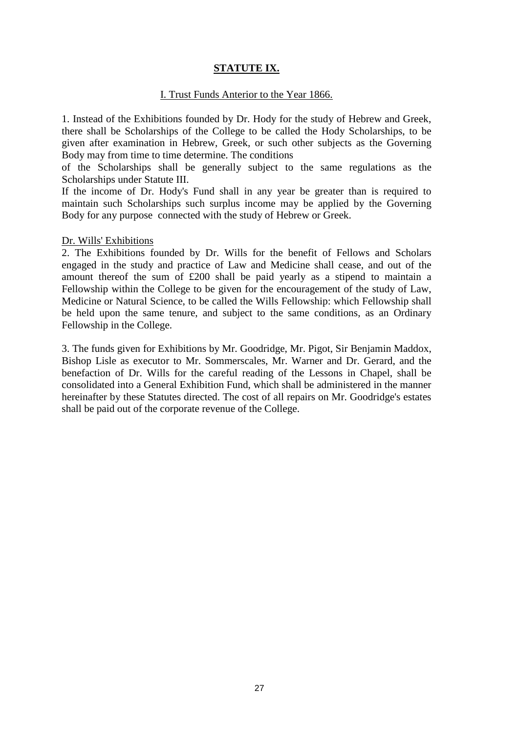## STATUTE IX.

### I. Trust Funds Anterior to the Year 1866.

1. Instead of the Exhibitions founded by Dr. Hody for the study of Hebrew and Greek, there shall be Scholarships of the College to be called the Hody Scholarships, to be given after examination in Hebrew, Greek, or such other subjects as the Governing Body may from time to time determine. The conditions of the Scholarships shall be generally subject to the same regulations as the Scholarships under Statute III.

If the income of Dr. Hody's Fund shall in any year be greater than is required to maintain such Scholarships such surplus income may be applied by the Governing Body for any purpose connected with the study of Hebrew or Greek.

Dr. Wills' Exhibitions

2. The Exhibitions founded by Dr. Wills for the benefit of Fellows and Scholars engaged in the study and practice of Law and Medicine shall cease, and out of the amount thereof the sum of £200 shall be paid yearly as a stipend to maintain a Fellowship within the College to be given for the encouragement of the study of Law, Medicine or Natural Science, to be called the Wills Fellowship: which Fellowship shall be held upon the same tenure, and subject to the same conditions, as an Ordinary Fellowship in the College.

3. The funds given for Exhibitions by Mr. Goodridge, Mr. Pigot, Sir Benjamin Maddox, Bishop Lisle as executor to Mr. Sommerscales, Mr. Warner and Dr. Gerard, and the benefaction of Dr. Wills for the careful reading of the Lessons in Chapel, shall be consolidated into a General Exhibition Fund, which shall be administered in the manner hereinafter by these Statutes directed. The cost of all repairs on Mr. Goodridge's estates shall be paid out of the corporate revenue of the College.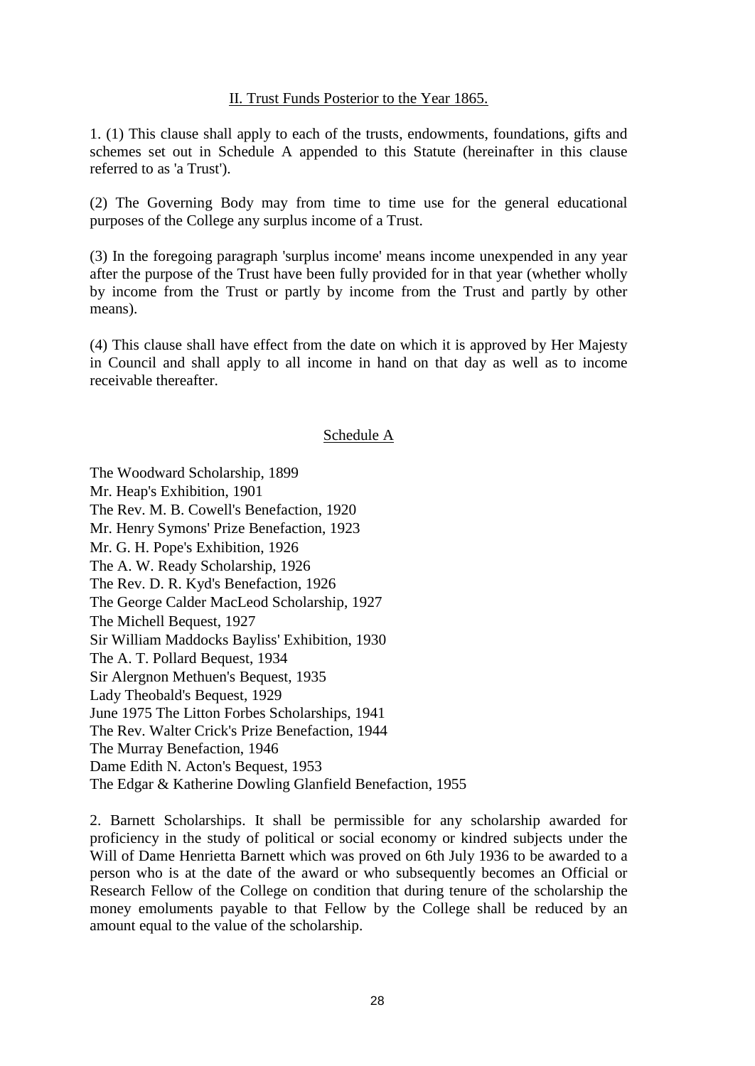## II. Trust Funds Posterior to the Year 1865.

1. (1) This clause shall apply to each of the trusts, endowments, foundations, gifts and schemes set out in Schedule A appended to this Statute (hereinafter in this clause referred to as 'a Trust').

(2) The Governing Body may from time to time use for the general educational purposes of the College any surplus income of a Trust.

(3) In the foregoing paragraph 'surplus income' means income unexpended in any year after the purpose of the Trust have been fully provided for in that year (whether wholly by income from the Trust or partly by income from the Trust and partly by other means).

(4) This clause shall have effect from the date on which it is approved by Her Majesty in Council and shall apply to all income in hand on that day as well as to income receivable thereafter.

## Schedule A

The Woodward Scholarship, 1899
Mr. Heap's Exhibition, 1901
The Rev. M. B. Cowell's Benefaction, 1920
Mr. Henry Symons' Prize Benefaction, 1923
Mr. G. H. Pope's Exhibition, 1926
The A. W. Ready Scholarship, 1926
The Rev. D. R. Kyd's Benefaction, 1926
The George Calder MacLeod Scholarship, 1927
The Michell Bequest, 1927
Sir William Maddocks Bayliss' Exhibition, 1930
The A. T. Pollard Bequest, 1934
Sir Alergnon Methuen's Bequest, 1935
Lady Theobald's Bequest, 1929
June 1975 The Litton Forbes Scholarships, 1941
The Rev. Walter Crick's Prize Benefaction, 1944
The Murray Benefaction, 1946
Dame Edith N. Acton's Bequest, 1953
The Edgar & Katherine Dowling Glanfield Benefaction, 1955

2. Barnett Scholarships. It shall be permissible for any scholarship awarded for proficiency in the study of political or social economy or kindred subjects under the Will of Dame Henrietta Barnett which was proved on 6th July 1936 to be awarded to a person who is at the date of the award or who subsequently becomes an Official or Research Fellow of the College on condition that during tenure of the scholarship the money emoluments payable to that Fellow by the College shall be reduced by an amount equal to the value of the scholarship.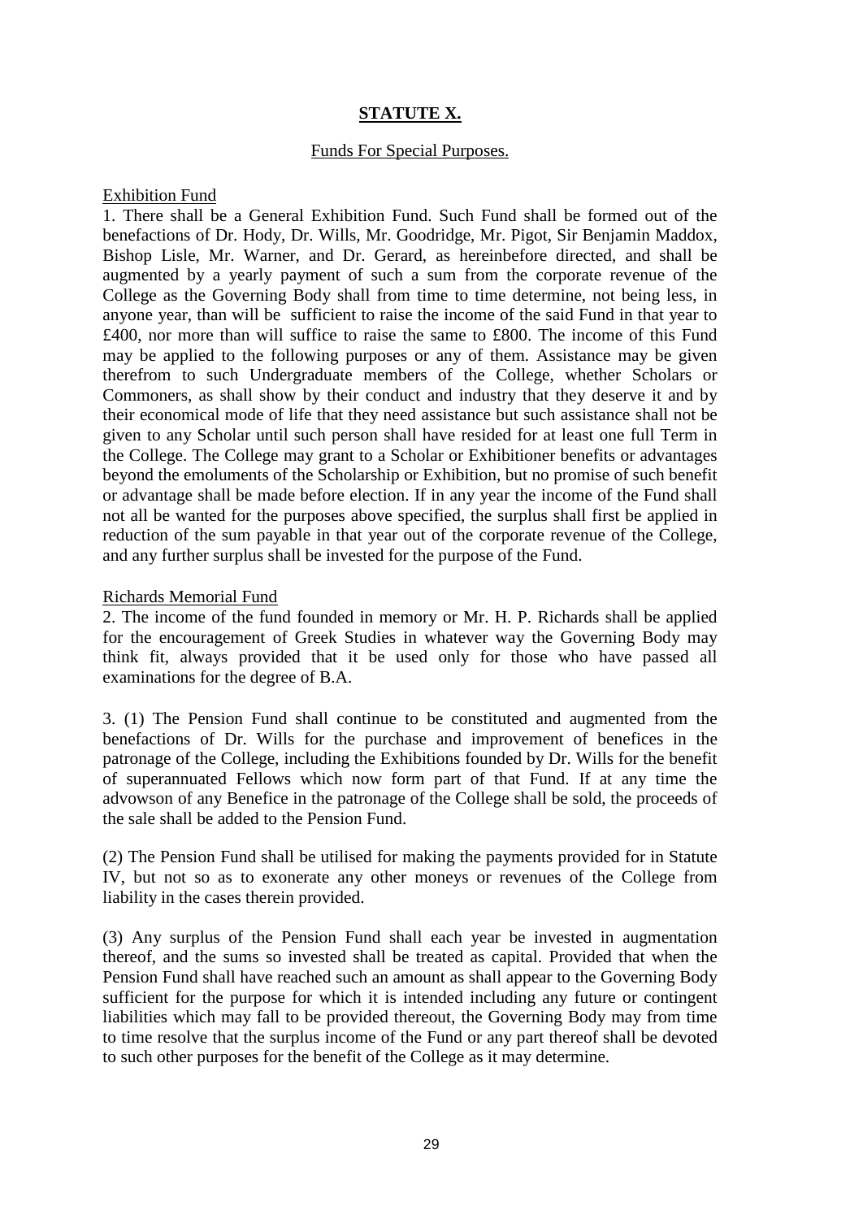## STATUTE X.

Funds For Special Purposes.

Exhibition Fund

1. There shall be a General Exhibition Fund. Such Fund shall be formed out of the benefactions of Dr. Hody, Dr. Wills, Mr. Goodridge, Mr. Pigot, Sir Benjamin Maddox, Bishop Lisle, Mr. Warner, and Dr. Gerard, as hereinbefore directed, and shall be augmented by a yearly payment of such a sum from the corporate revenue of the College as the Governing Body shall from time to time determine, not being less, in anyone year, than will be sufficient to raise the income of the said Fund in that year to £400, nor more than will suffice to raise the same to £800. The income of this Fund may be applied to the following purposes or any of them. Assistance may be given therefrom to such Undergraduate members of the College, whether Scholars or Commoners, as shall show by their conduct and industry that they deserve it and by their economical mode of life that they need assistance but such assistance shall not be given to any Scholar until such person shall have resided for at least one full Term in the College. The College may grant to a Scholar or Exhibitioner benefits or advantages beyond the emoluments of the Scholarship or Exhibition, but no promise of such benefit or advantage shall be made before election. If in any year the income of the Fund shall not all be wanted for the purposes above specified, the surplus shall first be applied in reduction of the sum payable in that year out of the corporate revenue of the College, and any further surplus shall be invested for the purpose of the Fund.

Richards Memorial Fund

2. The income of the fund founded in memory or Mr. H. P. Richards shall be applied for the encouragement of Greek Studies in whatever way the Governing Body may think fit, always provided that it be used only for those who have passed all examinations for the degree of B.A.

3. (1) The Pension Fund shall continue to be constituted and augmented from the benefactions of Dr. Wills for the purchase and improvement of benefices in the patronage of the College, including the Exhibitions founded by Dr. Wills for the benefit of superannuated Fellows which now form part of that Fund. If at any time the advowson of any Benefice in the patronage of the College shall be sold, the proceeds of the sale shall be added to the Pension Fund.

(2) The Pension Fund shall be utilised for making the payments provided for in Statute IV, but not so as to exonerate any other moneys or revenues of the College from liability in the cases therein provided.

(3) Any surplus of the Pension Fund shall each year be invested in augmentation thereof, and the sums so invested shall be treated as capital. Provided that when the Pension Fund shall have reached such an amount as shall appear to the Governing Body sufficient for the purpose for which it is intended including any future or contingent liabilities which may fall to be provided thereout, the Governing Body may from time to time resolve that the surplus income of the Fund or any part thereof shall be devoted to such other purposes for the benefit of the College as it may determine.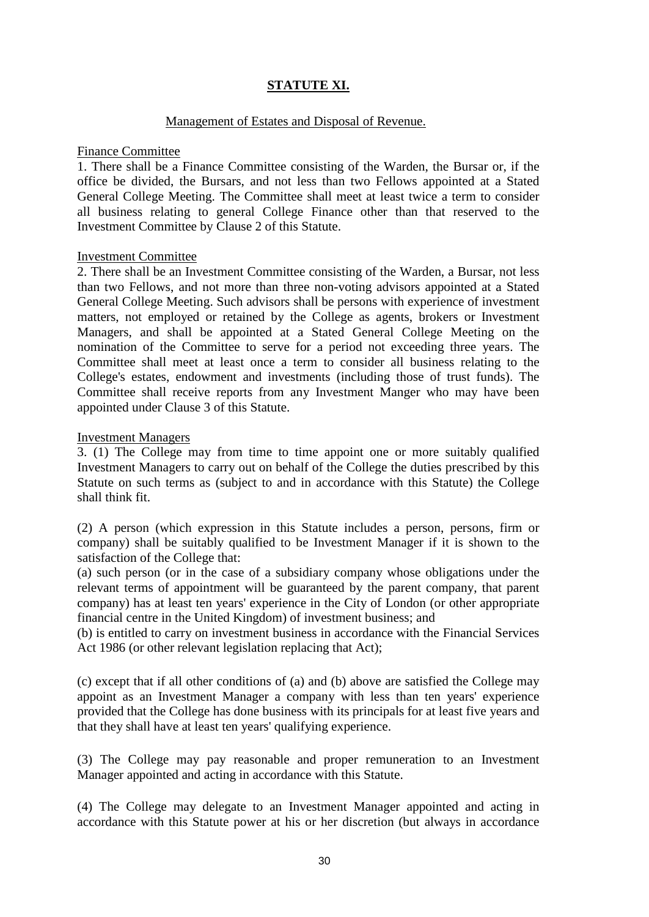# STATUTE XI.

## Management of Estates and Disposal of Revenue.

### Finance Committee

1. There shall be a Finance Committee consisting of the Warden, the Bursar or, if the office be divided, the Bursars, and not less than two Fellows appointed at a Stated General College Meeting. The Committee shall meet at least twice a term to consider all business relating to general College Finance other than that reserved to the Investment Committee by Clause 2 of this Statute.

### Investment Committee

2. There shall be an Investment Committee consisting of the Warden, a Bursar, not less than two Fellows, and not more than three non-voting advisors appointed at a Stated General College Meeting. Such advisors shall be persons with experience of investment matters, not employed or retained by the College as agents, brokers or Investment Managers, and shall be appointed at a Stated General College Meeting on the nomination of the Committee to serve for a period not exceeding three years. The Committee shall meet at least once a term to consider all business relating to the College's estates, endowment and investments (including those of trust funds). The Committee shall receive reports from any Investment Manger who may have been appointed under Clause 3 of this Statute.

### Investment Managers

3. (1) The College may from time to time appoint one or more suitably qualified Investment Managers to carry out on behalf of the College the duties prescribed by this Statute on such terms as (subject to and in accordance with this Statute) the College shall think fit.

(2) A person (which expression in this Statute includes a person, persons, firm or company) shall be suitably qualified to be Investment Manager if it is shown to the satisfaction of the College that:

(a) such person (or in the case of a subsidiary company whose obligations under the relevant terms of appointment will be guaranteed by the parent company, that parent company) has at least ten years' experience in the City of London (or other appropriate financial centre in the United Kingdom) of investment business; and

(b) is entitled to carry on investment business in accordance with the Financial Services Act 1986 (or other relevant legislation replacing that Act);

(c) except that if all other conditions of (a) and (b) above are satisfied the College may appoint as an Investment Manager a company with less than ten years' experience provided that the College has done business with its principals for at least five years and that they shall have at least ten years' qualifying experience.

(3) The College may pay reasonable and proper remuneration to an Investment Manager appointed and acting in accordance with this Statute.

(4) The College may delegate to an Investment Manager appointed and acting in accordance with this Statute power at his or her discretion (but always in accordance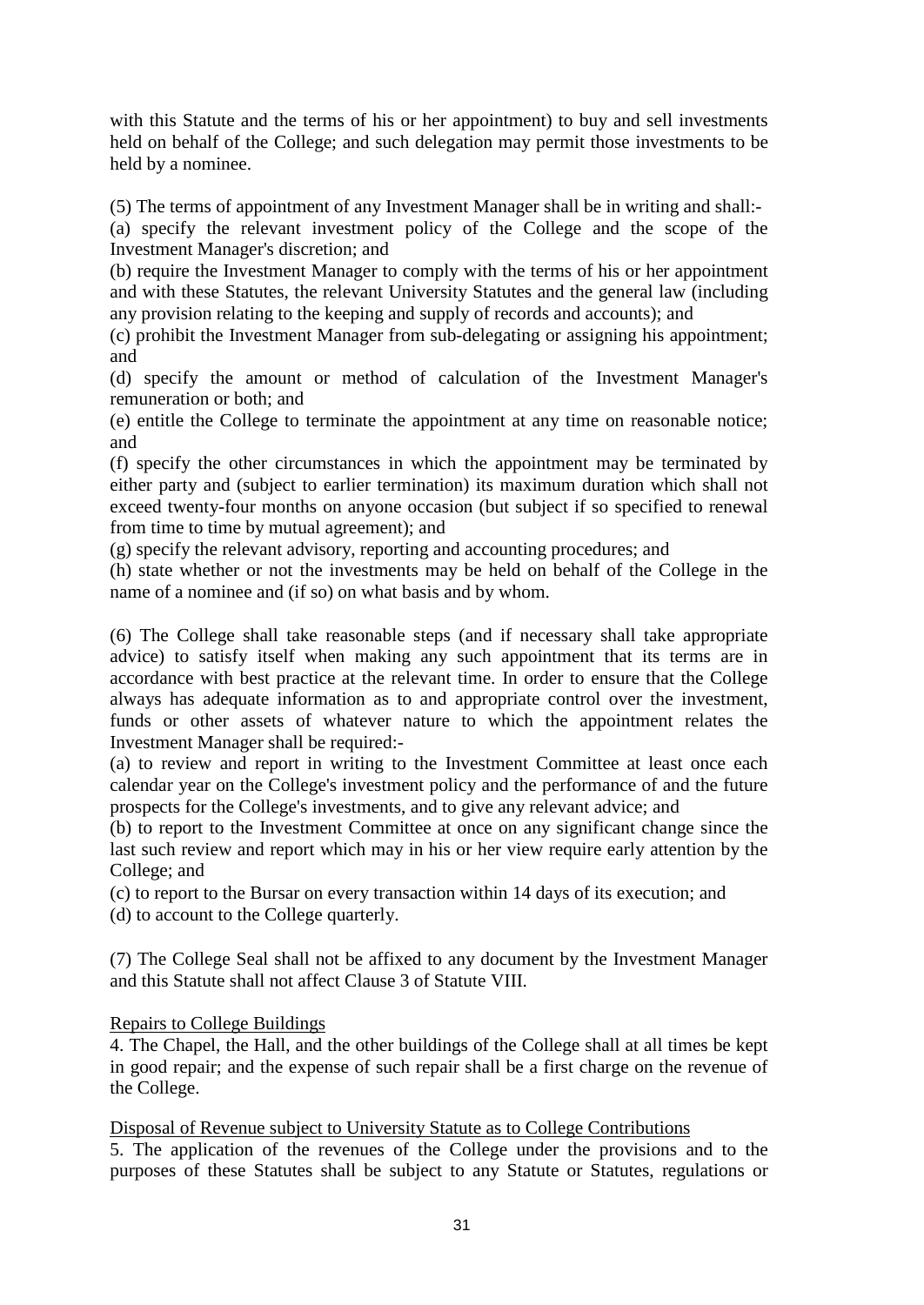with this Statute and the terms of his or her appointment) to buy and sell investments held on behalf of the College; and such delegation may permit those investments to be held by a nominee.

(5) The terms of appointment of any Investment Manager shall be in writing and shall:-
(a) specify the relevant investment policy of the College and the scope of the Investment Manager's discretion; and
(b) require the Investment Manager to comply with the terms of his or her appointment and with these Statutes, the relevant University Statutes and the general law (including any provision relating to the keeping and supply of records and accounts); and
(c) prohibit the Investment Manager from sub-delegating or assigning his appointment; and
(d) specify the amount or method of calculation of the Investment Manager's remuneration or both; and
(e) entitle the College to terminate the appointment at any time on reasonable notice; and
(f) specify the other circumstances in which the appointment may be terminated by either party and (subject to earlier termination) its maximum duration which shall not exceed twenty-four months on anyone occasion (but subject if so specified to renewal from time to time by mutual agreement); and
(g) specify the relevant advisory, reporting and accounting procedures; and
(h) state whether or not the investments may be held on behalf of the College in the name of a nominee and (if so) on what basis and by whom.

(6) The College shall take reasonable steps (and if necessary shall take appropriate advice) to satisfy itself when making any such appointment that its terms are in accordance with best practice at the relevant time. In order to ensure that the College always has adequate information as to and appropriate control over the investment, funds or other assets of whatever nature to which the appointment relates the Investment Manager shall be required:-
(a) to review and report in writing to the Investment Committee at least once each calendar year on the College's investment policy and the performance of and the future prospects for the College's investments, and to give any relevant advice; and
(b) to report to the Investment Committee at once on any significant change since the last such review and report which may in his or her view require early attention by the College; and
(c) to report to the Bursar on every transaction within 14 days of its execution; and
(d) to account to the College quarterly.

(7) The College Seal shall not be affixed to any document by the Investment Manager and this Statute shall not affect Clause 3 of Statute VIII.

Repairs to College Buildings

4. The Chapel, the Hall, and the other buildings of the College shall at all times be kept in good repair; and the expense of such repair shall be a first charge on the revenue of the College.

Disposal of Revenue subject to University Statute as to College Contributions

5. The application of the revenues of the College under the provisions and to the purposes of these Statutes shall be subject to any Statute or Statutes, regulations or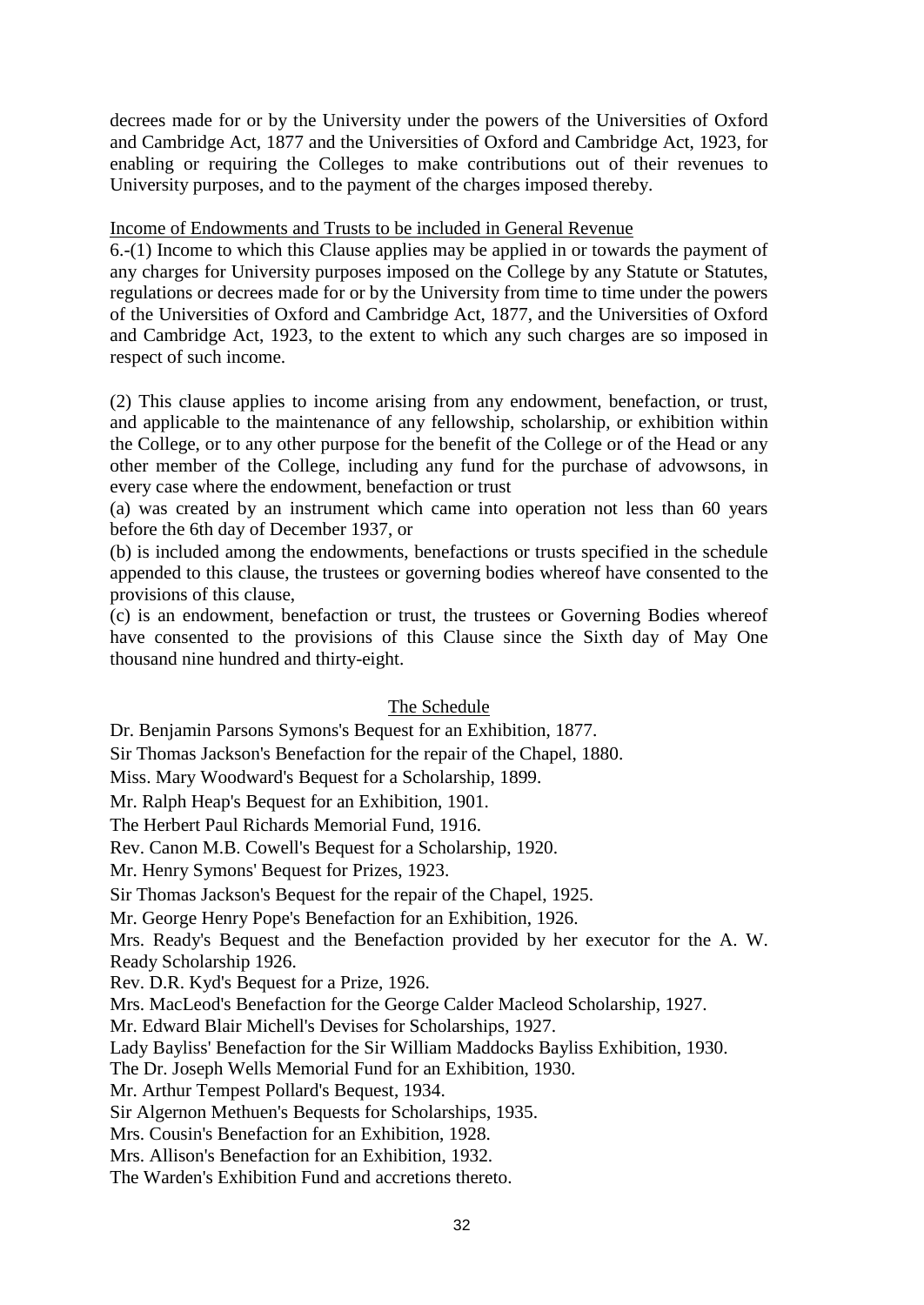decrees made for or by the University under the powers of the Universities of Oxford and Cambridge Act, 1877 and the Universities of Oxford and Cambridge Act, 1923, for enabling or requiring the Colleges to make contributions out of their revenues to University purposes, and to the payment of the charges imposed thereby.

Income of Endowments and Trusts to be included in General Revenue

6.-(1) Income to which this Clause applies may be applied in or towards the payment of any charges for University purposes imposed on the College by any Statute or Statutes, regulations or decrees made for or by the University from time to time under the powers of the Universities of Oxford and Cambridge Act, 1877, and the Universities of Oxford and Cambridge Act, 1923, to the extent to which any such charges are so imposed in respect of such income.

(2) This clause applies to income arising from any endowment, benefaction, or trust, and applicable to the maintenance of any fellowship, scholarship, or exhibition within the College, or to any other purpose for the benefit of the College or of the Head or any other member of the College, including any fund for the purchase of advowsons, in every case where the endowment, benefaction or trust

(a) was created by an instrument which came into operation not less than 60 years before the 6th day of December 1937, or

(b) is included among the endowments, benefactions or trusts specified in the schedule appended to this clause, the trustees or governing bodies whereof have consented to the provisions of this clause,

(c) is an endowment, benefaction or trust, the trustees or Governing Bodies whereof have consented to the provisions of this Clause since the Sixth day of May One thousand nine hundred and thirty-eight.

The Schedule

Dr. Benjamin Parsons Symons's Bequest for an Exhibition, 1877.

Sir Thomas Jackson's Benefaction for the repair of the Chapel, 1880.

Miss. Mary Woodward's Bequest for a Scholarship, 1899.

Mr. Ralph Heap's Bequest for an Exhibition, 1901.

The Herbert Paul Richards Memorial Fund, 1916.

Rev. Canon M.B. Cowell's Bequest for a Scholarship, 1920.

Mr. Henry Symons' Bequest for Prizes, 1923.

Sir Thomas Jackson's Bequest for the repair of the Chapel, 1925.

Mr. George Henry Pope's Benefaction for an Exhibition, 1926.

Mrs. Ready's Bequest and the Benefaction provided by her executor for the A. W. Ready Scholarship 1926.

Rev. D.R. Kyd's Bequest for a Prize, 1926.

Mrs. MacLeod's Benefaction for the George Calder Macleod Scholarship, 1927.

Mr. Edward Blair Michell's Devises for Scholarships, 1927.

Lady Bayliss' Benefaction for the Sir William Maddocks Bayliss Exhibition, 1930.

The Dr. Joseph Wells Memorial Fund for an Exhibition, 1930.

Mr. Arthur Tempest Pollard's Bequest, 1934.

Sir Algernon Methuen's Bequests for Scholarships, 1935.

Mrs. Cousin's Benefaction for an Exhibition, 1928.

Mrs. Allison's Benefaction for an Exhibition, 1932.

The Warden's Exhibition Fund and accretions thereto.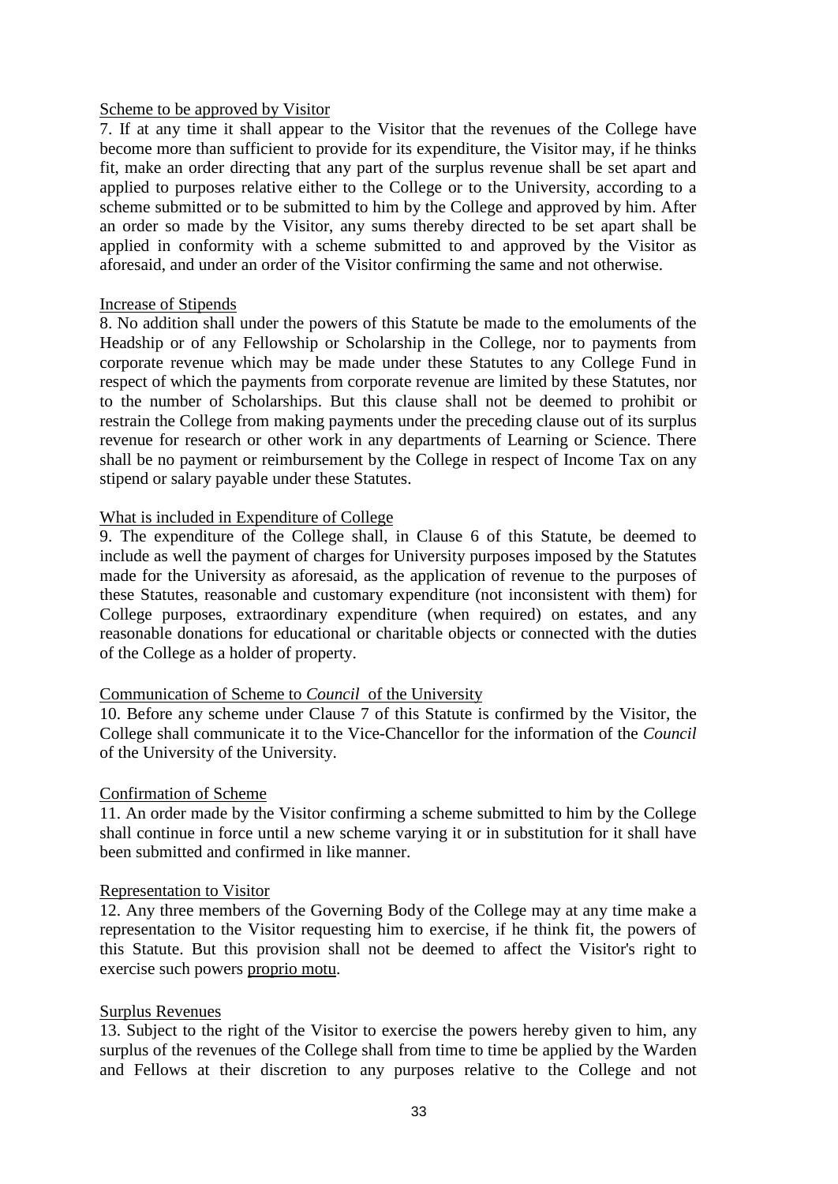Scheme to be approved by Visitor

7. If at any time it shall appear to the Visitor that the revenues of the College have become more than sufficient to provide for its expenditure, the Visitor may, if he thinks fit, make an order directing that any part of the surplus revenue shall be set apart and applied to purposes relative either to the College or to the University, according to a scheme submitted or to be submitted to him by the College and approved by him. After an order so made by the Visitor, any sums thereby directed to be set apart shall be applied in conformity with a scheme submitted to and approved by the Visitor as aforesaid, and under an order of the Visitor confirming the same and not otherwise.

Increase of Stipends

8. No addition shall under the powers of this Statute be made to the emoluments of the Headship or of any Fellowship or Scholarship in the College, nor to payments from corporate revenue which may be made under these Statutes to any College Fund in respect of which the payments from corporate revenue are limited by these Statutes, nor to the number of Scholarships. But this clause shall not be deemed to prohibit or restrain the College from making payments under the preceding clause out of its surplus revenue for research or other work in any departments of Learning or Science. There shall be no payment or reimbursement by the College in respect of Income Tax on any stipend or salary payable under these Statutes.

What is included in Expenditure of College

9. The expenditure of the College shall, in Clause 6 of this Statute, be deemed to include as well the payment of charges for University purposes imposed by the Statutes made for the University as aforesaid, as the application of revenue to the purposes of these Statutes, reasonable and customary expenditure (not inconsistent with them) for College purposes, extraordinary expenditure (when required) on estates, and any reasonable donations for educational or charitable objects or connected with the duties of the College as a holder of property.

Communication of Scheme to *Council* of the University

10. Before any scheme under Clause 7 of this Statute is confirmed by the Visitor, the College shall communicate it to the Vice-Chancellor for the information of the *Council* of the University of the University.

Confirmation of Scheme

11. An order made by the Visitor confirming a scheme submitted to him by the College shall continue in force until a new scheme varying it or in substitution for it shall have been submitted and confirmed in like manner.

Representation to Visitor

12. Any three members of the Governing Body of the College may at any time make a representation to the Visitor requesting him to exercise, if he think fit, the powers of this Statute. But this provision shall not be deemed to affect the Visitor's right to exercise such powers proprio motu.

Surplus Revenues

13. Subject to the right of the Visitor to exercise the powers hereby given to him, any surplus of the revenues of the College shall from time to time be applied by the Warden and Fellows at their discretion to any purposes relative to the College and not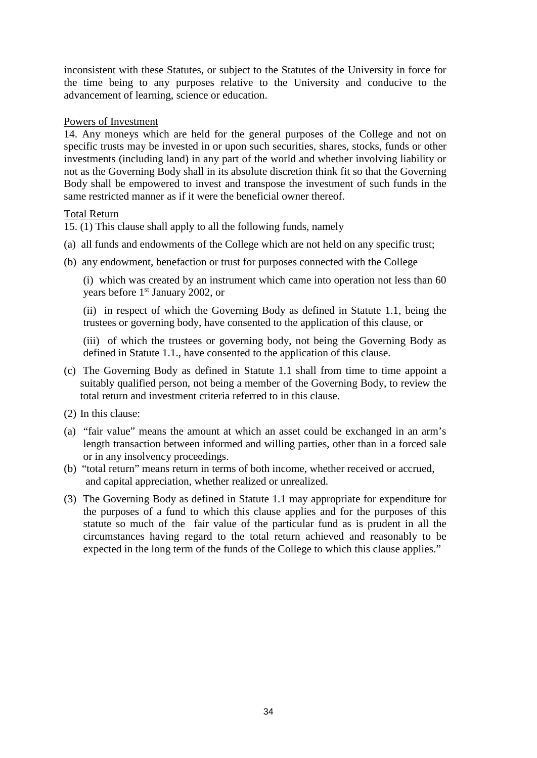inconsistent with these Statutes, or subject to the Statutes of the University in force for the time being to any purposes relative to the University and conducive to the advancement of learning, science or education.

Powers of Investment

14. Any moneys which are held for the general purposes of the College and not on specific trusts may be invested in or upon such securities, shares, stocks, funds or other investments (including land) in any part of the world and whether involving liability or not as the Governing Body shall in its absolute discretion think fit so that the Governing Body shall be empowered to invest and transpose the investment of such funds in the same restricted manner as if it were the beneficial owner thereof.

Total Return

15. (1) This clause shall apply to all the following funds, namely

(a) all funds and endowments of the College which are not held on any specific trust;

(b) any endowment, benefaction or trust for purposes connected with the College

(i) which was created by an instrument which came into operation not less than 60 years before 1st January 2002, or

(ii) in respect of which the Governing Body as defined in Statute 1.1, being the trustees or governing body, have consented to the application of this clause, or

(iii) of which the trustees or governing body, not being the Governing Body as defined in Statute 1.1., have consented to the application of this clause.

(c) The Governing Body as defined in Statute 1.1 shall from time to time appoint a suitably qualified person, not being a member of the Governing Body, to review the total return and investment criteria referred to in this clause.

(2) In this clause:

(a) "fair value" means the amount at which an asset could be exchanged in an arm's length transaction between informed and willing parties, other than in a forced sale or in any insolvency proceedings.

(b) "total return" means return in terms of both income, whether received or accrued, and capital appreciation, whether realized or unrealized.

(3) The Governing Body as defined in Statute 1.1 may appropriate for expenditure for the purposes of a fund to which this clause applies and for the purposes of this statute so much of the fair value of the particular fund as is prudent in all the circumstances having regard to the total return achieved and reasonably to be expected in the long term of the funds of the College to which this clause applies."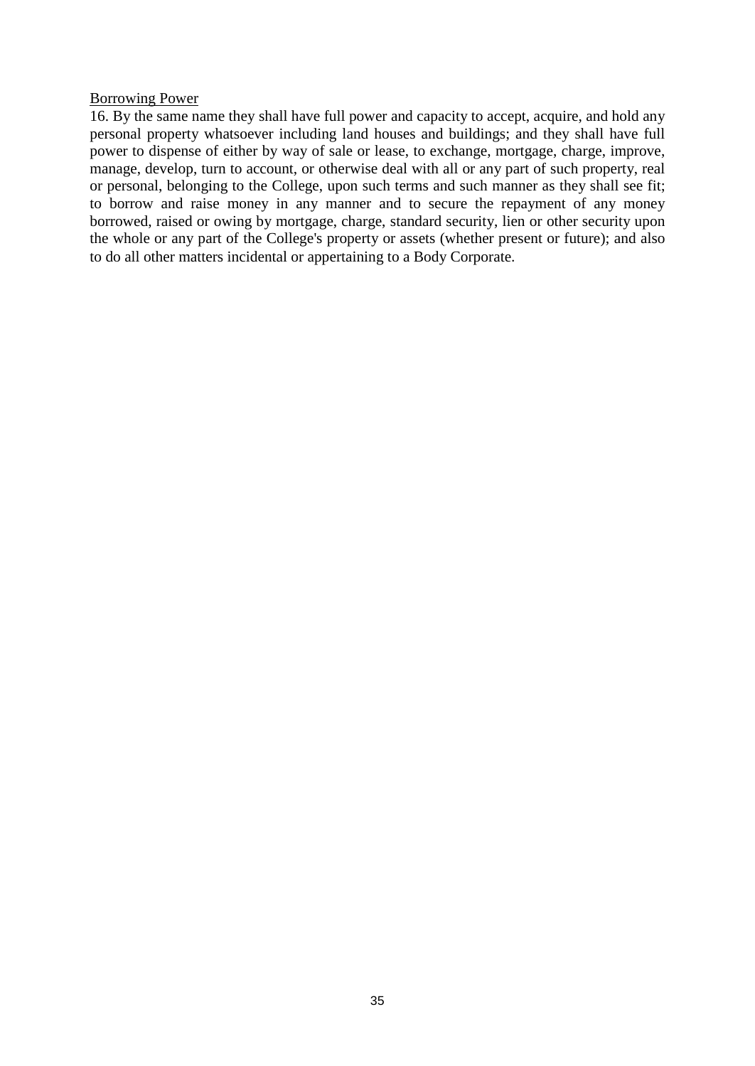<u>Borrowing Power</u>

16. By the same name they shall have full power and capacity to accept, acquire, and hold any personal property whatsoever including land houses and buildings; and they shall have full power to dispense of either by way of sale or lease, to exchange, mortgage, charge, improve, manage, develop, turn to account, or otherwise deal with all or any part of such property, real or personal, belonging to the College, upon such terms and such manner as they shall see fit; to borrow and raise money in any manner and to secure the repayment of any money borrowed, raised or owing by mortgage, charge, standard security, lien or other security upon the whole or any part of the College's property or assets (whether present or future); and also to do all other matters incidental or appertaining to a Body Corporate.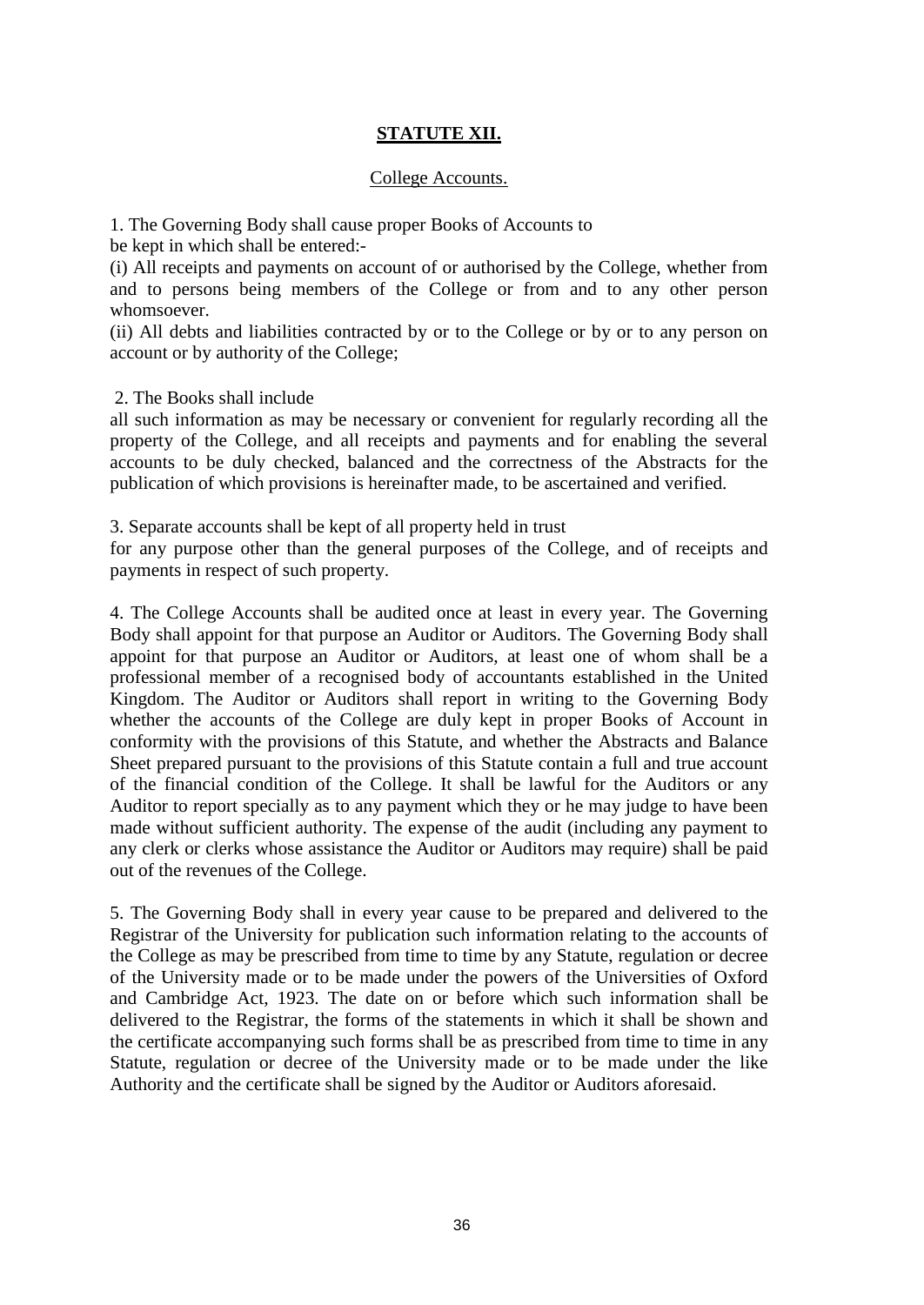## STATUTE XII.

### College Accounts.

1. The Governing Body shall cause proper Books of Accounts to be kept in which shall be entered:-

(i) All receipts and payments on account of or authorised by the College, whether from and to persons being members of the College or from and to any other person whomsoever.

(ii) All debts and liabilities contracted by or to the College or by or to any person on account or by authority of the College;

2. The Books shall include all such information as may be necessary or convenient for regularly recording all the property of the College, and all receipts and payments and for enabling the several accounts to be duly checked, balanced and the correctness of the Abstracts for the publication of which provisions is hereinafter made, to be ascertained and verified.

3. Separate accounts shall be kept of all property held in trust for any purpose other than the general purposes of the College, and of receipts and payments in respect of such property.

4. The College Accounts shall be audited once at least in every year. The Governing Body shall appoint for that purpose an Auditor or Auditors. The Governing Body shall appoint for that purpose an Auditor or Auditors, at least one of whom shall be a professional member of a recognised body of accountants established in the United Kingdom. The Auditor or Auditors shall report in writing to the Governing Body whether the accounts of the College are duly kept in proper Books of Account in conformity with the provisions of this Statute, and whether the Abstracts and Balance Sheet prepared pursuant to the provisions of this Statute contain a full and true account of the financial condition of the College. It shall be lawful for the Auditors or any Auditor to report specially as to any payment which they or he may judge to have been made without sufficient authority. The expense of the audit (including any payment to any clerk or clerks whose assistance the Auditor or Auditors may require) shall be paid out of the revenues of the College.

5. The Governing Body shall in every year cause to be prepared and delivered to the Registrar of the University for publication such information relating to the accounts of the College as may be prescribed from time to time by any Statute, regulation or decree of the University made or to be made under the powers of the Universities of Oxford and Cambridge Act, 1923. The date on or before which such information shall be delivered to the Registrar, the forms of the statements in which it shall be shown and the certificate accompanying such forms shall be as prescribed from time to time in any Statute, regulation or decree of the University made or to be made under the like Authority and the certificate shall be signed by the Auditor or Auditors aforesaid.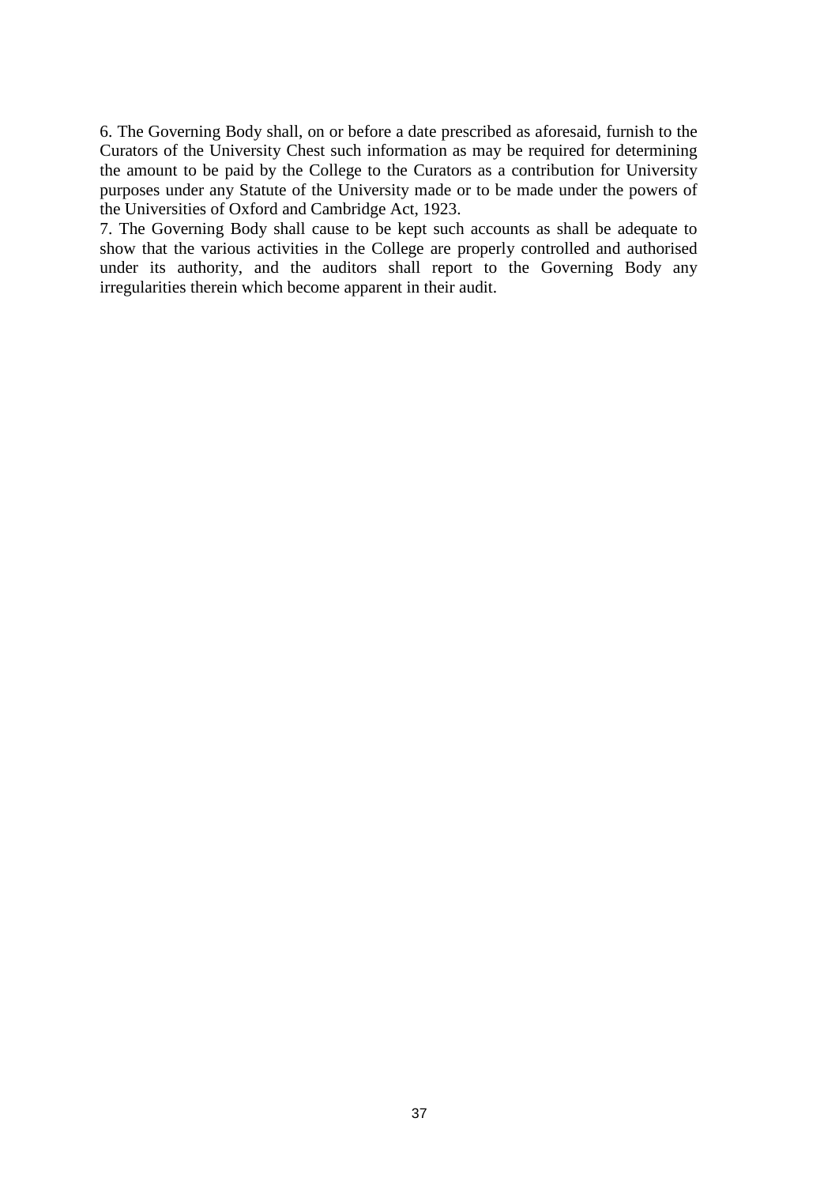6. The Governing Body shall, on or before a date prescribed as aforesaid, furnish to the Curators of the University Chest such information as may be required for determining the amount to be paid by the College to the Curators as a contribution for University purposes under any Statute of the University made or to be made under the powers of the Universities of Oxford and Cambridge Act, 1923.

7. The Governing Body shall cause to be kept such accounts as shall be adequate to show that the various activities in the College are properly controlled and authorised under its authority, and the auditors shall report to the Governing Body any irregularities therein which become apparent in their audit.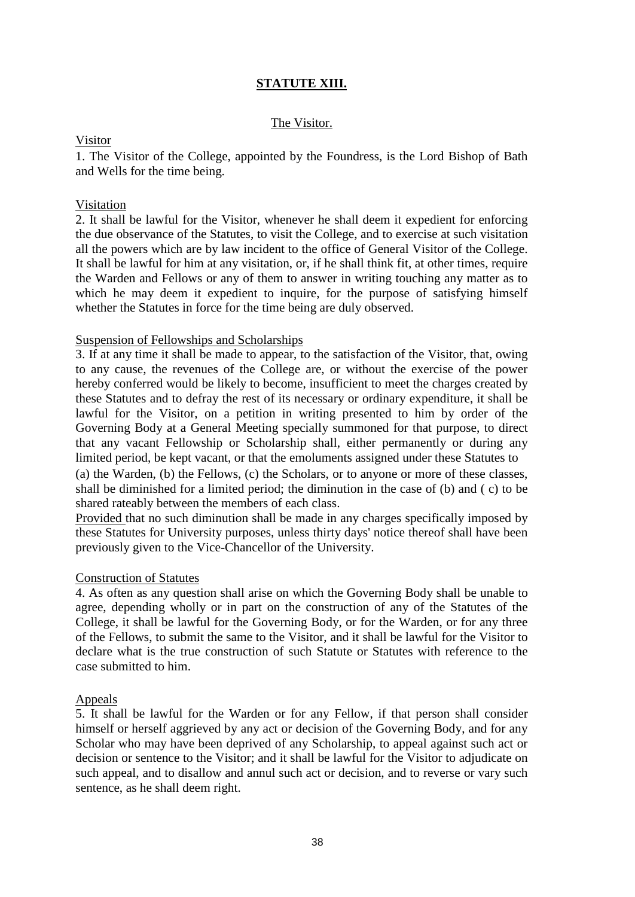## STATUTE XIII.

### The Visitor.

Visitor

1. The Visitor of the College, appointed by the Foundress, is the Lord Bishop of Bath and Wells for the time being.

Visitation

2. It shall be lawful for the Visitor, whenever he shall deem it expedient for enforcing the due observance of the Statutes, to visit the College, and to exercise at such visitation all the powers which are by law incident to the office of General Visitor of the College. It shall be lawful for him at any visitation, or, if he shall think fit, at other times, require the Warden and Fellows or any of them to answer in writing touching any matter as to which he may deem it expedient to inquire, for the purpose of satisfying himself whether the Statutes in force for the time being are duly observed.

Suspension of Fellowships and Scholarships

3. If at any time it shall be made to appear, to the satisfaction of the Visitor, that, owing to any cause, the revenues of the College are, or without the exercise of the power hereby conferred would be likely to become, insufficient to meet the charges created by these Statutes and to defray the rest of its necessary or ordinary expenditure, it shall be lawful for the Visitor, on a petition in writing presented to him by order of the Governing Body at a General Meeting specially summoned for that purpose, to direct that any vacant Fellowship or Scholarship shall, either permanently or during any limited period, be kept vacant, or that the emoluments assigned under these Statutes to (a) the Warden, (b) the Fellows, (c) the Scholars, or to anyone or more of these classes, shall be diminished for a limited period; the diminution in the case of (b) and ( c) to be shared rateably between the members of each class.

Provided that no such diminution shall be made in any charges specifically imposed by these Statutes for University purposes, unless thirty days' notice thereof shall have been previously given to the Vice-Chancellor of the University.

Construction of Statutes

4. As often as any question shall arise on which the Governing Body shall be unable to agree, depending wholly or in part on the construction of any of the Statutes of the College, it shall be lawful for the Governing Body, or for the Warden, or for any three of the Fellows, to submit the same to the Visitor, and it shall be lawful for the Visitor to declare what is the true construction of such Statute or Statutes with reference to the case submitted to him.

Appeals

5. It shall be lawful for the Warden or for any Fellow, if that person shall consider himself or herself aggrieved by any act or decision of the Governing Body, and for any Scholar who may have been deprived of any Scholarship, to appeal against such act or decision or sentence to the Visitor; and it shall be lawful for the Visitor to adjudicate on such appeal, and to disallow and annul such act or decision, and to reverse or vary such sentence, as he shall deem right.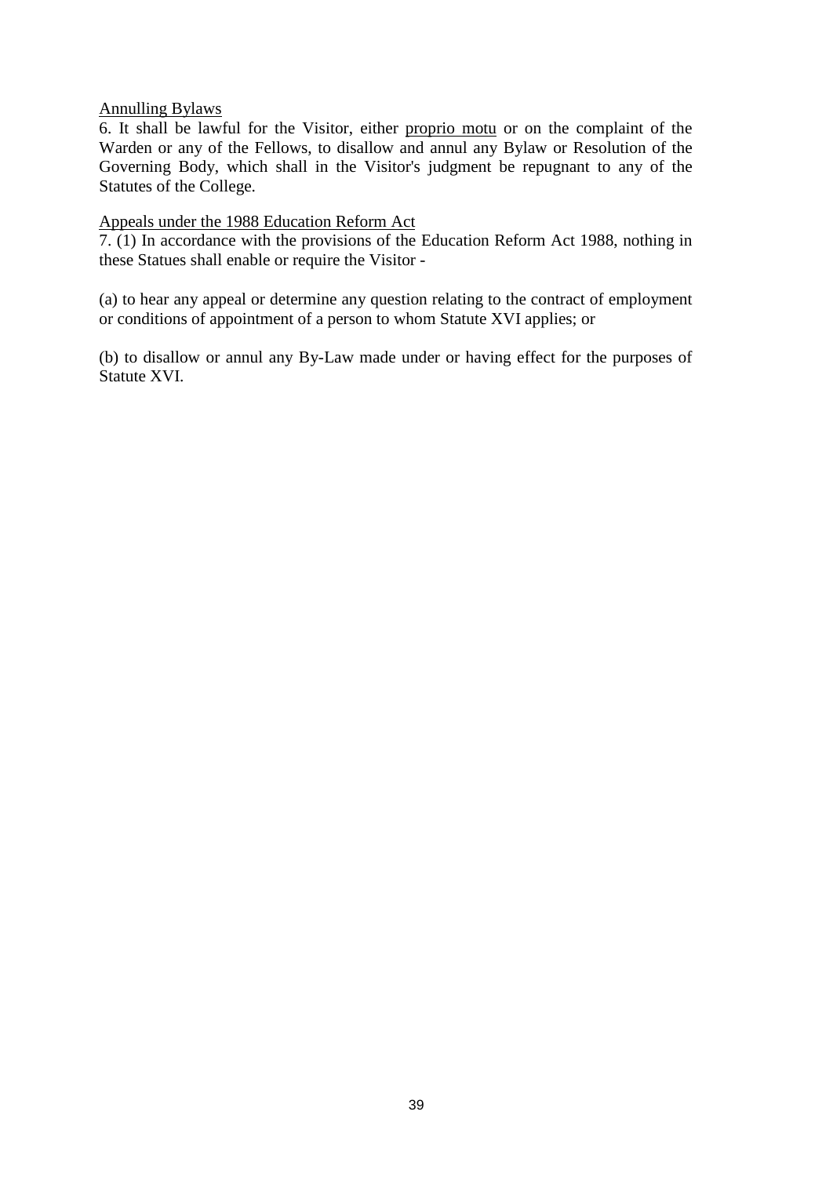Annulling Bylaws

6. It shall be lawful for the Visitor, either proprio motu or on the complaint of the Warden or any of the Fellows, to disallow and annul any Bylaw or Resolution of the Governing Body, which shall in the Visitor's judgment be repugnant to any of the Statutes of the College.

Appeals under the 1988 Education Reform Act

7. (1) In accordance with the provisions of the Education Reform Act 1988, nothing in these Statues shall enable or require the Visitor -

(a) to hear any appeal or determine any question relating to the contract of employment or conditions of appointment of a person to whom Statute XVI applies; or

(b) to disallow or annul any By-Law made under or having effect for the purposes of Statute XVI.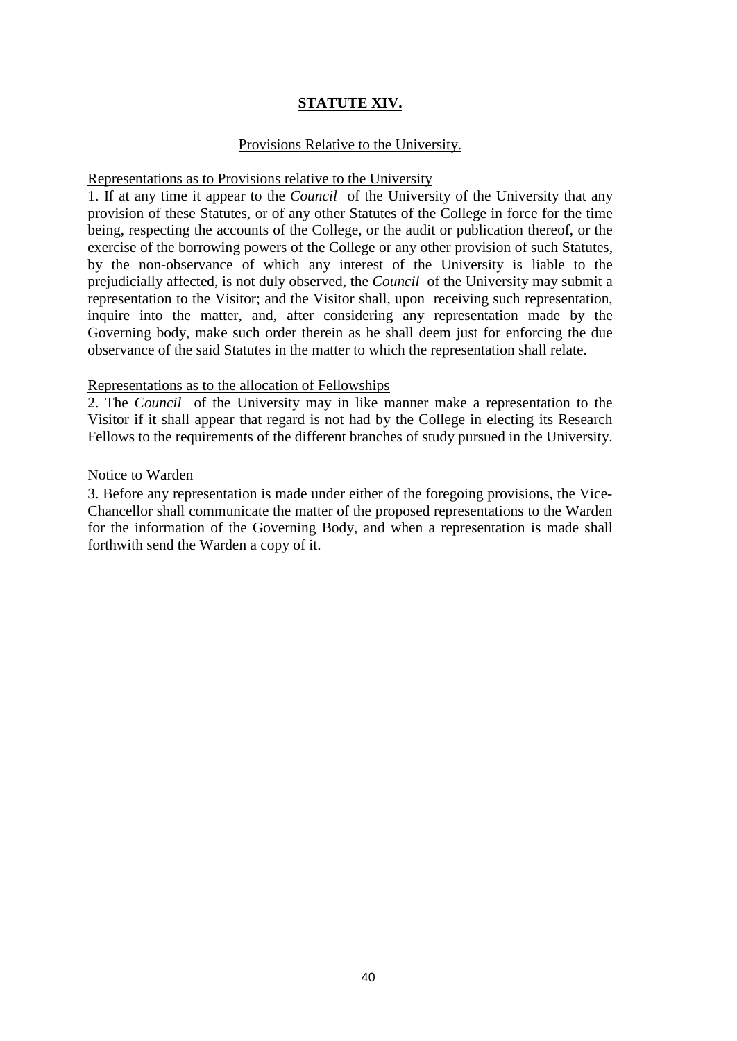## STATUTE XIV.

Provisions Relative to the University.

Representations as to Provisions relative to the University

1. If at any time it appear to the *Council* of the University of the University that any provision of these Statutes, or of any other Statutes of the College in force for the time being, respecting the accounts of the College, or the audit or publication thereof, or the exercise of the borrowing powers of the College or any other provision of such Statutes, by the non-observance of which any interest of the University is liable to the prejudicially affected, is not duly observed, the *Council* of the University may submit a representation to the Visitor; and the Visitor shall, upon receiving such representation, inquire into the matter, and, after considering any representation made by the Governing body, make such order therein as he shall deem just for enforcing the due observance of the said Statutes in the matter to which the representation shall relate.

Representations as to the allocation of Fellowships

2. The *Council* of the University may in like manner make a representation to the Visitor if it shall appear that regard is not had by the College in electing its Research Fellows to the requirements of the different branches of study pursued in the University.

Notice to Warden

3. Before any representation is made under either of the foregoing provisions, the Vice-Chancellor shall communicate the matter of the proposed representations to the Warden for the information of the Governing Body, and when a representation is made shall forthwith send the Warden a copy of it.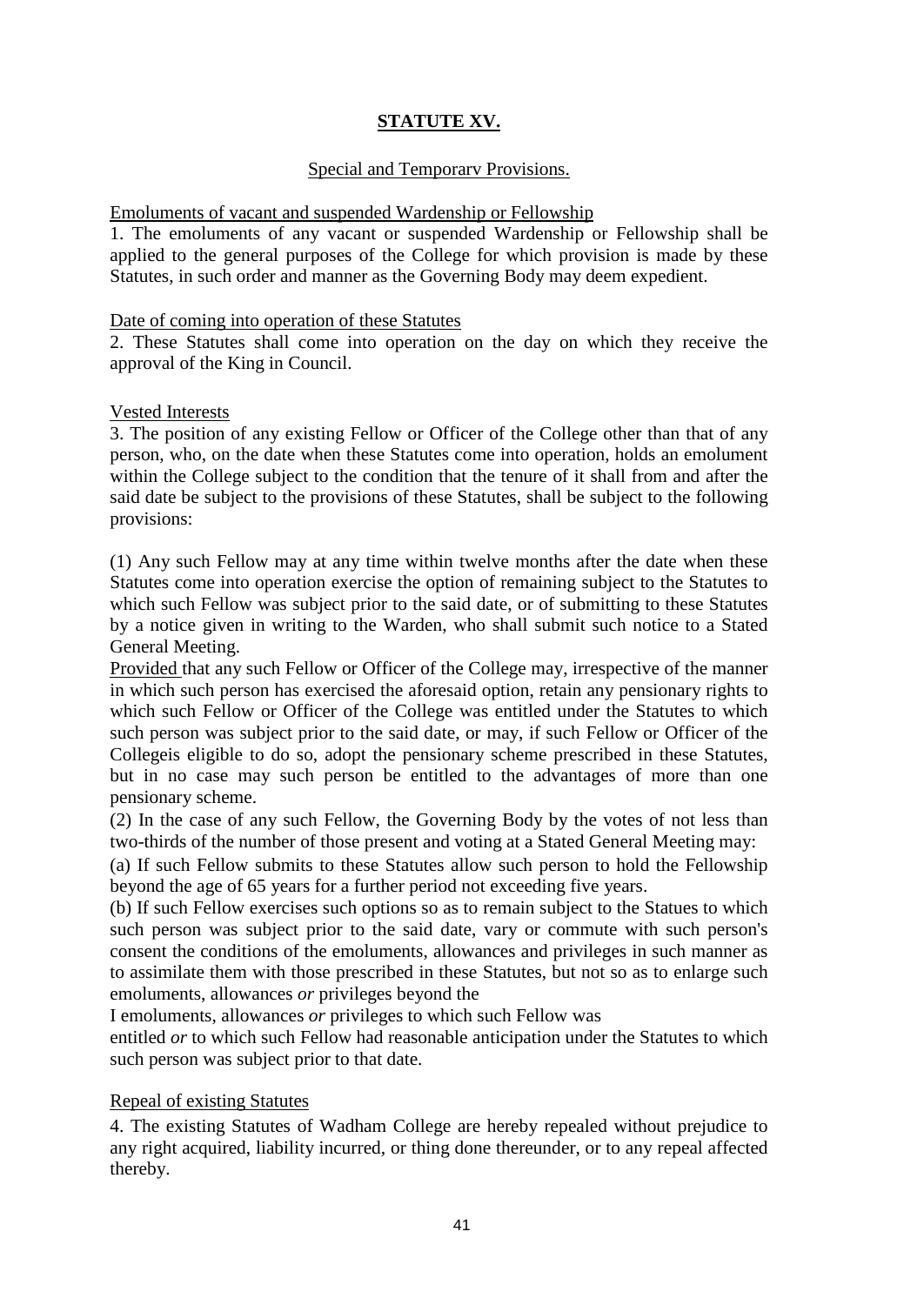## STATUTE XV.

Special and Temporarv Provisions.

Emoluments of vacant and suspended Wardenship or Fellowship

1. The emoluments of any vacant or suspended Wardenship or Fellowship shall be applied to the general purposes of the College for which provision is made by these Statutes, in such order and manner as the Governing Body may deem expedient.

Date of coming into operation of these Statutes

2. These Statutes shall come into operation on the day on which they receive the approval of the King in Council.

Vested Interests

3. The position of any existing Fellow or Officer of the College other than that of any person, who, on the date when these Statutes come into operation, holds an emolument within the College subject to the condition that the tenure of it shall from and after the said date be subject to the provisions of these Statutes, shall be subject to the following provisions:

(1) Any such Fellow may at any time within twelve months after the date when these Statutes come into operation exercise the option of remaining subject to the Statutes to which such Fellow was subject prior to the said date, or of submitting to these Statutes by a notice given in writing to the Warden, who shall submit such notice to a Stated General Meeting.

Provided that any such Fellow or Officer of the College may, irrespective of the manner in which such person has exercised the aforesaid option, retain any pensionary rights to which such Fellow or Officer of the College was entitled under the Statutes to which such person was subject prior to the said date, or may, if such Fellow or Officer of the Collegeis eligible to do so, adopt the pensionary scheme prescribed in these Statutes, but in no case may such person be entitled to the advantages of more than one pensionary scheme.

(2) In the case of any such Fellow, the Governing Body by the votes of not less than two-thirds of the number of those present and voting at a Stated General Meeting may:

(a) If such Fellow submits to these Statutes allow such person to hold the Fellowship beyond the age of 65 years for a further period not exceeding five years.

(b) If such Fellow exercises such options so as to remain subject to the Statues to which such person was subject prior to the said date, vary or commute with such person's consent the conditions of the emoluments, allowances and privileges in such manner as to assimilate them with those prescribed in these Statutes, but not so as to enlarge such emoluments, allowances *or* privileges beyond the

I emoluments, allowances *or* privileges to which such Fellow was

entitled *or* to which such Fellow had reasonable anticipation under the Statutes to which such person was subject prior to that date.

Repeal of existing Statutes

4. The existing Statutes of Wadham College are hereby repealed without prejudice to any right acquired, liability incurred, or thing done thereunder, or to any repeal affected thereby.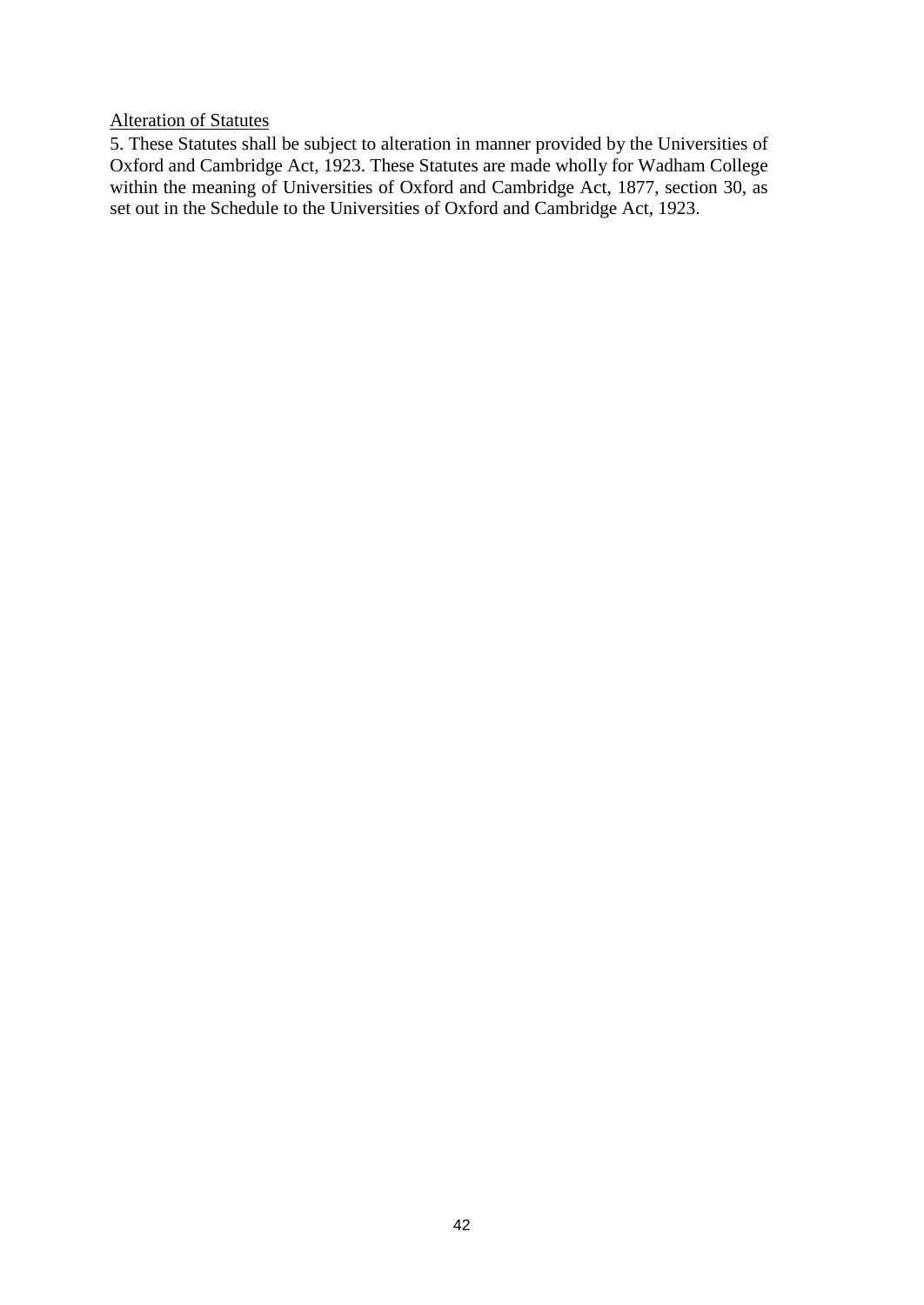<u>Alteration of Statutes</u>

5. These Statutes shall be subject to alteration in manner provided by the Universities of Oxford and Cambridge Act, 1923. These Statutes are made wholly for Wadham College within the meaning of Universities of Oxford and Cambridge Act, 1877, section 30, as set out in the Schedule to the Universities of Oxford and Cambridge Act, 1923.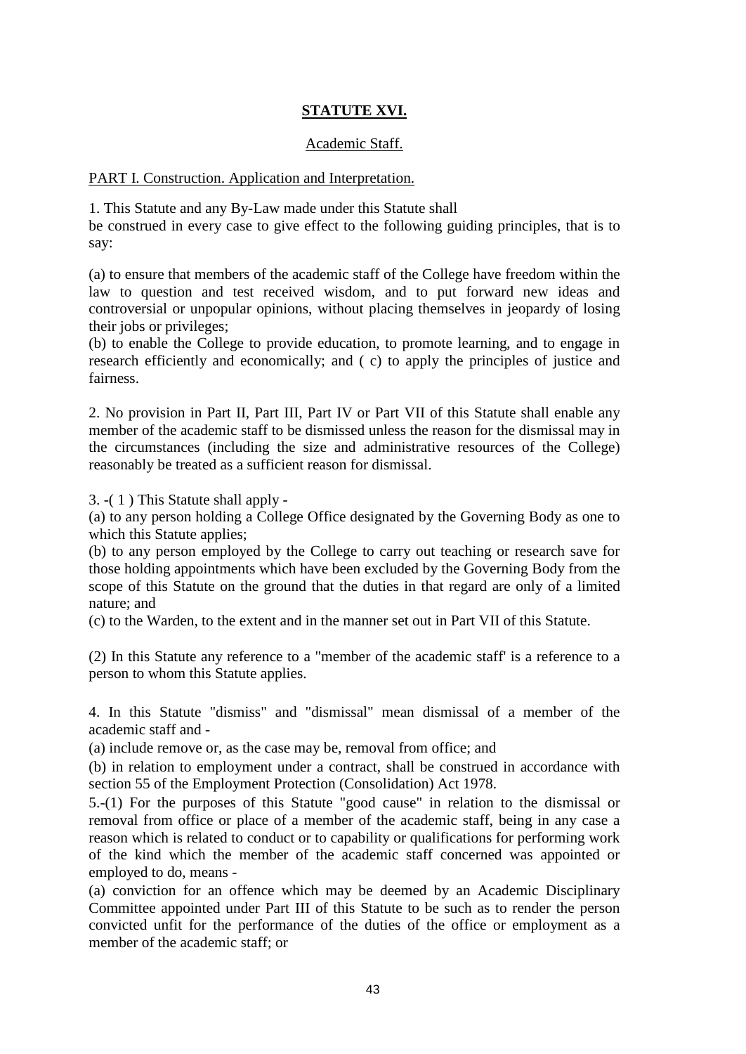## **STATUTE XVI.**

Academic Staff.

PART I. Construction. Application and Interpretation.

1. This Statute and any By-Law made under this Statute shall be construed in every case to give effect to the following guiding principles, that is to say:

(a) to ensure that members of the academic staff of the College have freedom within the law to question and test received wisdom, and to put forward new ideas and controversial or unpopular opinions, without placing themselves in jeopardy of losing their jobs or privileges;
(b) to enable the College to provide education, to promote learning, and to engage in research efficiently and economically; and ( c) to apply the principles of justice and fairness.

2. No provision in Part II, Part III, Part IV or Part VII of this Statute shall enable any member of the academic staff to be dismissed unless the reason for the dismissal may in the circumstances (including the size and administrative resources of the College) reasonably be treated as a sufficient reason for dismissal.

3. -( 1 ) This Statute shall apply -
(a) to any person holding a College Office designated by the Governing Body as one to which this Statute applies;
(b) to any person employed by the College to carry out teaching or research save for those holding appointments which have been excluded by the Governing Body from the scope of this Statute on the ground that the duties in that regard are only of a limited nature; and
(c) to the Warden, to the extent and in the manner set out in Part VII of this Statute.

(2) In this Statute any reference to a "member of the academic staff' is a reference to a person to whom this Statute applies.

4. In this Statute "dismiss" and "dismissal" mean dismissal of a member of the academic staff and -
(a) include remove or, as the case may be, removal from office; and
(b) in relation to employment under a contract, shall be construed in accordance with section 55 of the Employment Protection (Consolidation) Act 1978.

5.-(1) For the purposes of this Statute "good cause" in relation to the dismissal or removal from office or place of a member of the academic staff, being in any case a reason which is related to conduct or to capability or qualifications for performing work of the kind which the member of the academic staff concerned was appointed or employed to do, means -
(a) conviction for an offence which may be deemed by an Academic Disciplinary Committee appointed under Part III of this Statute to be such as to render the person convicted unfit for the performance of the duties of the office or employment as a member of the academic staff; or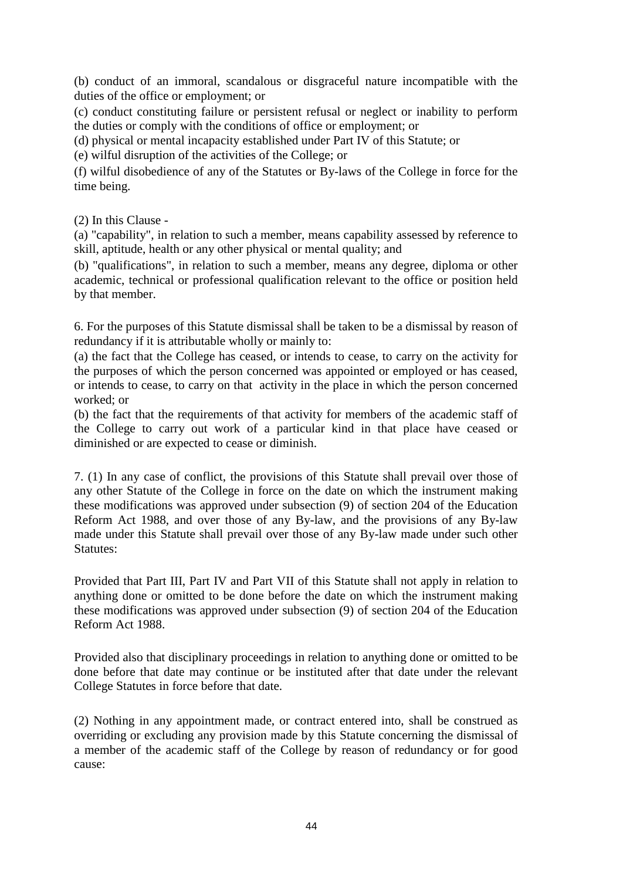(b) conduct of an immoral, scandalous or disgraceful nature incompatible with the duties of the office or employment; or

(c) conduct constituting failure or persistent refusal or neglect or inability to perform the duties or comply with the conditions of office or employment; or

(d) physical or mental incapacity established under Part IV of this Statute; or

(e) wilful disruption of the activities of the College; or

(f) wilful disobedience of any of the Statutes or By-laws of the College in force for the time being.

(2) In this Clause -

(a) "capability", in relation to such a member, means capability assessed by reference to skill, aptitude, health or any other physical or mental quality; and

(b) "qualifications", in relation to such a member, means any degree, diploma or other academic, technical or professional qualification relevant to the office or position held by that member.

6. For the purposes of this Statute dismissal shall be taken to be a dismissal by reason of redundancy if it is attributable wholly or mainly to:

(a) the fact that the College has ceased, or intends to cease, to carry on the activity for the purposes of which the person concerned was appointed or employed or has ceased, or intends to cease, to carry on that activity in the place in which the person concerned worked; or

(b) the fact that the requirements of that activity for members of the academic staff of the College to carry out work of a particular kind in that place have ceased or diminished or are expected to cease or diminish.

7. (1) In any case of conflict, the provisions of this Statute shall prevail over those of any other Statute of the College in force on the date on which the instrument making these modifications was approved under subsection (9) of section 204 of the Education Reform Act 1988, and over those of any By-law, and the provisions of any By-law made under this Statute shall prevail over those of any By-law made under such other Statutes:

Provided that Part III, Part IV and Part VII of this Statute shall not apply in relation to anything done or omitted to be done before the date on which the instrument making these modifications was approved under subsection (9) of section 204 of the Education Reform Act 1988.

Provided also that disciplinary proceedings in relation to anything done or omitted to be done before that date may continue or be instituted after that date under the relevant College Statutes in force before that date.

(2) Nothing in any appointment made, or contract entered into, shall be construed as overriding or excluding any provision made by this Statute concerning the dismissal of a member of the academic staff of the College by reason of redundancy or for good cause: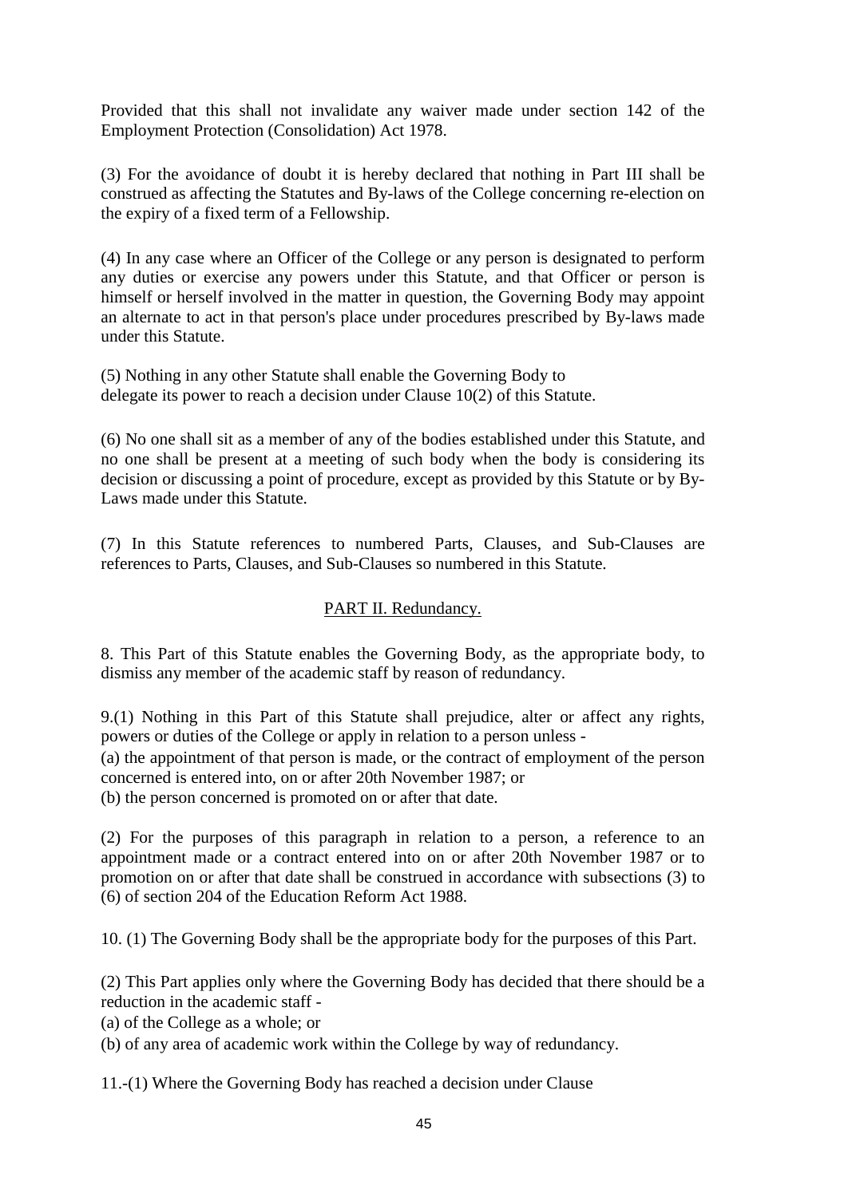Provided that this shall not invalidate any waiver made under section 142 of the Employment Protection (Consolidation) Act 1978.

(3) For the avoidance of doubt it is hereby declared that nothing in Part III shall be construed as affecting the Statutes and By-laws of the College concerning re-election on the expiry of a fixed term of a Fellowship.

(4) In any case where an Officer of the College or any person is designated to perform any duties or exercise any powers under this Statute, and that Officer or person is himself or herself involved in the matter in question, the Governing Body may appoint an alternate to act in that person's place under procedures prescribed by By-laws made under this Statute.

(5) Nothing in any other Statute shall enable the Governing Body to delegate its power to reach a decision under Clause 10(2) of this Statute.

(6) No one shall sit as a member of any of the bodies established under this Statute, and no one shall be present at a meeting of such body when the body is considering its decision or discussing a point of procedure, except as provided by this Statute or by By-Laws made under this Statute.

(7) In this Statute references to numbered Parts, Clauses, and Sub-Clauses are references to Parts, Clauses, and Sub-Clauses so numbered in this Statute.

## PART II. Redundancy.

8. This Part of this Statute enables the Governing Body, as the appropriate body, to dismiss any member of the academic staff by reason of redundancy.

9.(1) Nothing in this Part of this Statute shall prejudice, alter or affect any rights, powers or duties of the College or apply in relation to a person unless -

(a) the appointment of that person is made, or the contract of employment of the person concerned is entered into, on or after 20th November 1987; or

(b) the person concerned is promoted on or after that date.

(2) For the purposes of this paragraph in relation to a person, a reference to an appointment made or a contract entered into on or after 20th November 1987 or to promotion on or after that date shall be construed in accordance with subsections (3) to (6) of section 204 of the Education Reform Act 1988.

10. (1) The Governing Body shall be the appropriate body for the purposes of this Part.

(2) This Part applies only where the Governing Body has decided that there should be a reduction in the academic staff -

(a) of the College as a whole; or

(b) of any area of academic work within the College by way of redundancy.

11.-(1) Where the Governing Body has reached a decision under Clause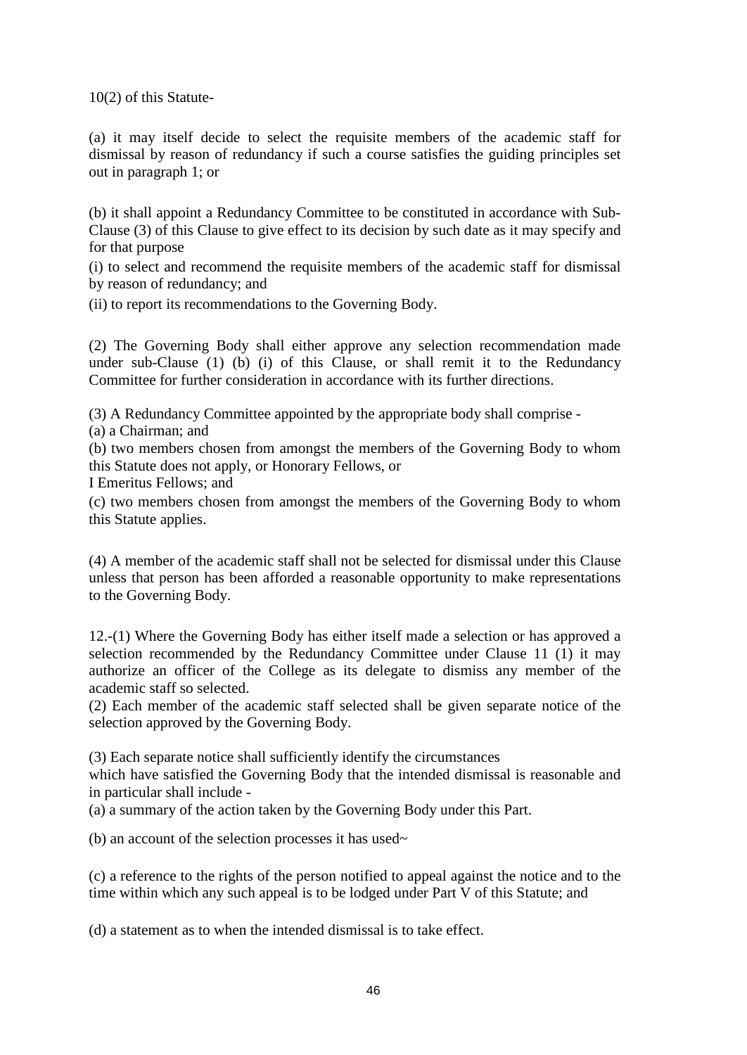10(2) of this Statute-

(a) it may itself decide to select the requisite members of the academic staff for dismissal by reason of redundancy if such a course satisfies the guiding principles set out in paragraph 1; or

(b) it shall appoint a Redundancy Committee to be constituted in accordance with Sub-Clause (3) of this Clause to give effect to its decision by such date as it may specify and for that purpose

(i) to select and recommend the requisite members of the academic staff for dismissal by reason of redundancy; and

(ii) to report its recommendations to the Governing Body.

(2) The Governing Body shall either approve any selection recommendation made under sub-Clause (1) (b) (i) of this Clause, or shall remit it to the Redundancy Committee for further consideration in accordance with its further directions.

(3) A Redundancy Committee appointed by the appropriate body shall comprise -

(a) a Chairman; and

(b) two members chosen from amongst the members of the Governing Body to whom this Statute does not apply, or Honorary Fellows, or
I Emeritus Fellows; and

(c) two members chosen from amongst the members of the Governing Body to whom this Statute applies.

(4) A member of the academic staff shall not be selected for dismissal under this Clause unless that person has been afforded a reasonable opportunity to make representations to the Governing Body.

12.-(1) Where the Governing Body has either itself made a selection or has approved a selection recommended by the Redundancy Committee under Clause 11 (1) it may authorize an officer of the College as its delegate to dismiss any member of the academic staff so selected.

(2) Each member of the academic staff selected shall be given separate notice of the selection approved by the Governing Body.

(3) Each separate notice shall sufficiently identify the circumstances
which have satisfied the Governing Body that the intended dismissal is reasonable and in particular shall include -

(a) a summary of the action taken by the Governing Body under this Part.

(b) an account of the selection processes it has used~

(c) a reference to the rights of the person notified to appeal against the notice and to the time within which any such appeal is to be lodged under Part V of this Statute; and

(d) a statement as to when the intended dismissal is to take effect.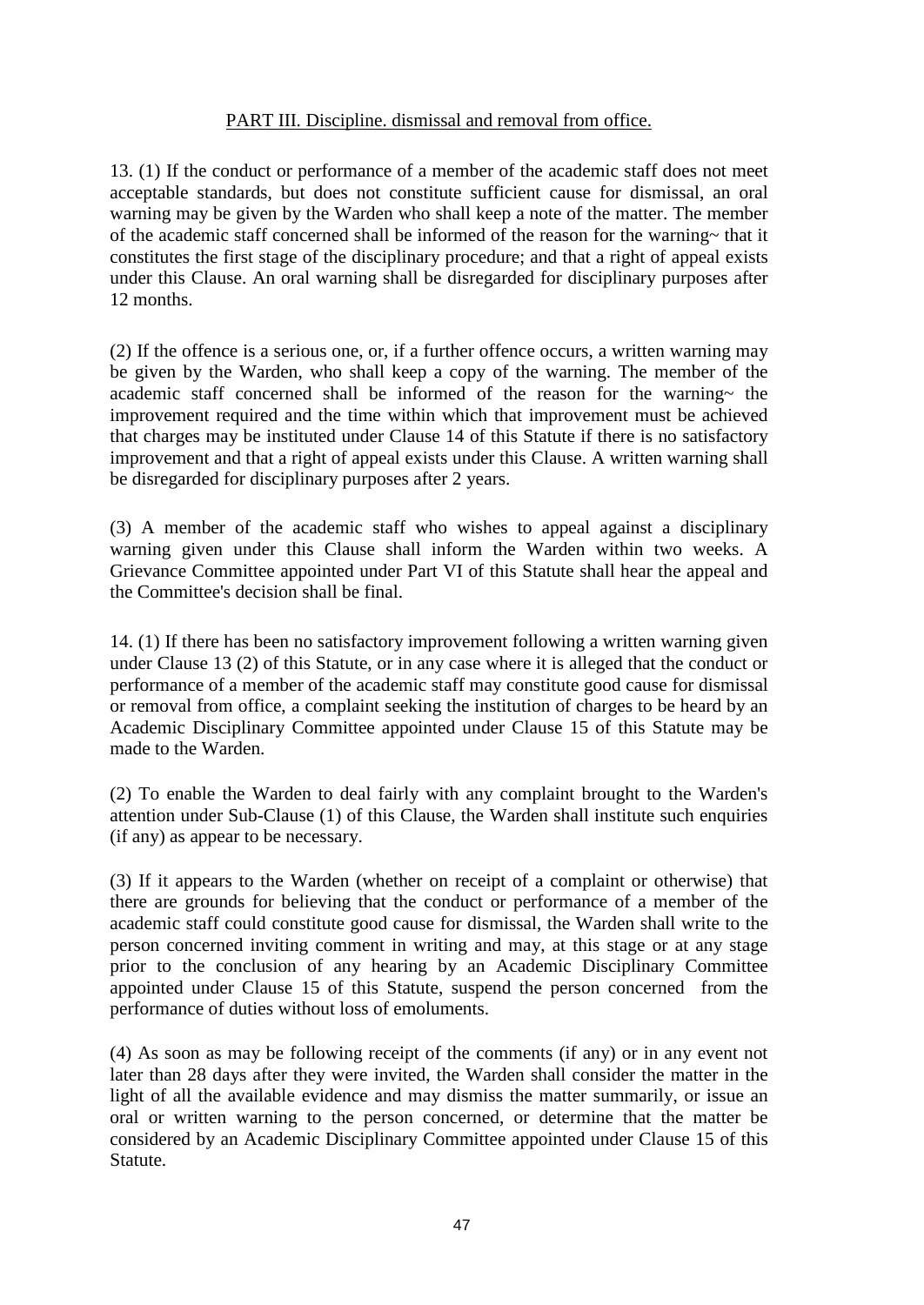## PART III. Discipline. dismissal and removal from office.

13. (1) If the conduct or performance of a member of the academic staff does not meet acceptable standards, but does not constitute sufficient cause for dismissal, an oral warning may be given by the Warden who shall keep a note of the matter. The member of the academic staff concerned shall be informed of the reason for the warning~ that it constitutes the first stage of the disciplinary procedure; and that a right of appeal exists under this Clause. An oral warning shall be disregarded for disciplinary purposes after 12 months.

(2) If the offence is a serious one, or, if a further offence occurs, a written warning may be given by the Warden, who shall keep a copy of the warning. The member of the academic staff concerned shall be informed of the reason for the warning~ the improvement required and the time within which that improvement must be achieved that charges may be instituted under Clause 14 of this Statute if there is no satisfactory improvement and that a right of appeal exists under this Clause. A written warning shall be disregarded for disciplinary purposes after 2 years.

(3) A member of the academic staff who wishes to appeal against a disciplinary warning given under this Clause shall inform the Warden within two weeks. A Grievance Committee appointed under Part VI of this Statute shall hear the appeal and the Committee's decision shall be final.

14. (1) If there has been no satisfactory improvement following a written warning given under Clause 13 (2) of this Statute, or in any case where it is alleged that the conduct or performance of a member of the academic staff may constitute good cause for dismissal or removal from office, a complaint seeking the institution of charges to be heard by an Academic Disciplinary Committee appointed under Clause 15 of this Statute may be made to the Warden.

(2) To enable the Warden to deal fairly with any complaint brought to the Warden's attention under Sub-Clause (1) of this Clause, the Warden shall institute such enquiries (if any) as appear to be necessary.

(3) If it appears to the Warden (whether on receipt of a complaint or otherwise) that there are grounds for believing that the conduct or performance of a member of the academic staff could constitute good cause for dismissal, the Warden shall write to the person concerned inviting comment in writing and may, at this stage or at any stage prior to the conclusion of any hearing by an Academic Disciplinary Committee appointed under Clause 15 of this Statute, suspend the person concerned from the performance of duties without loss of emoluments.

(4) As soon as may be following receipt of the comments (if any) or in any event not later than 28 days after they were invited, the Warden shall consider the matter in the light of all the available evidence and may dismiss the matter summarily, or issue an oral or written warning to the person concerned, or determine that the matter be considered by an Academic Disciplinary Committee appointed under Clause 15 of this Statute.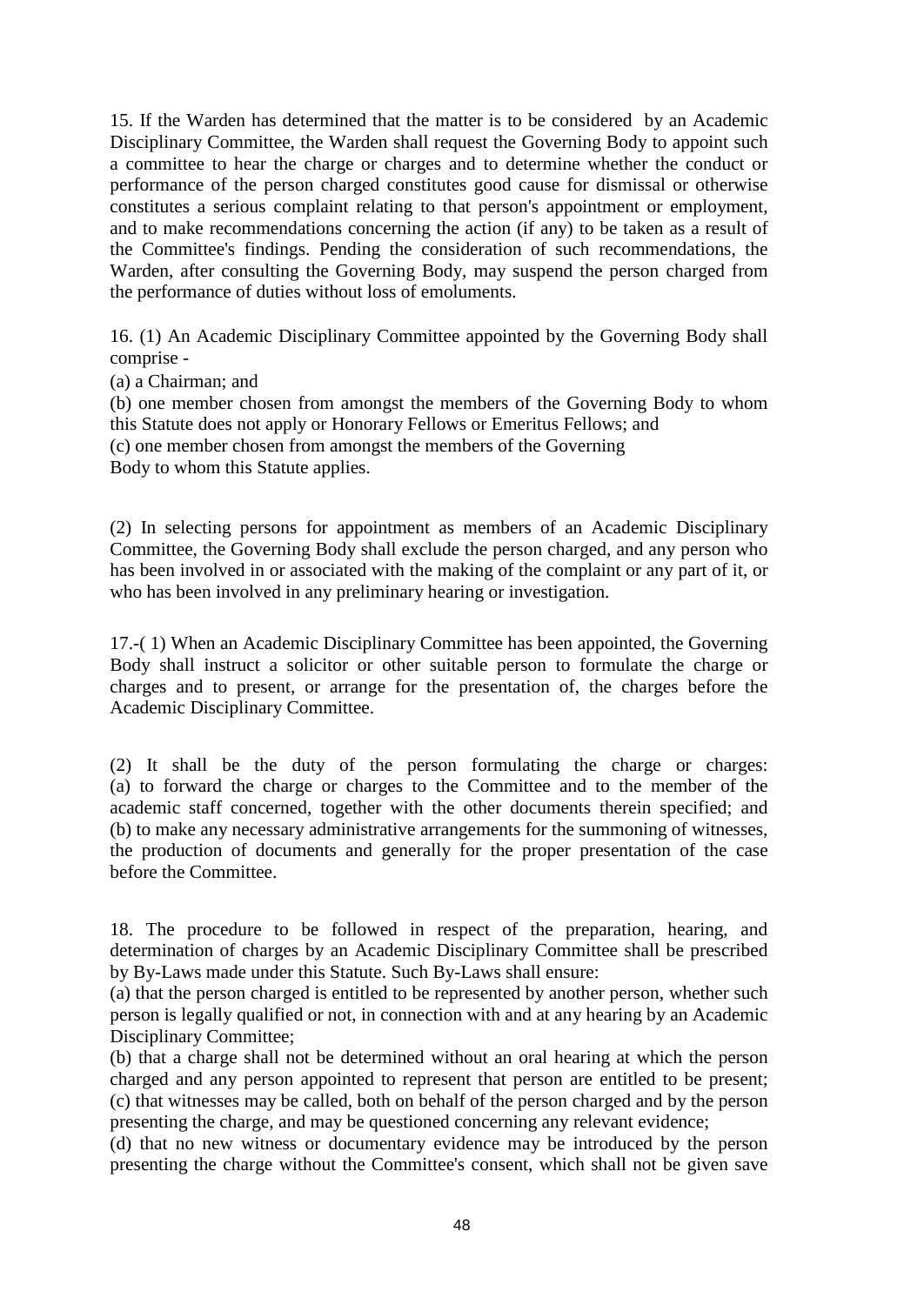15. If the Warden has determined that the matter is to be considered by an Academic Disciplinary Committee, the Warden shall request the Governing Body to appoint such a committee to hear the charge or charges and to determine whether the conduct or performance of the person charged constitutes good cause for dismissal or otherwise constitutes a serious complaint relating to that person's appointment or employment, and to make recommendations concerning the action (if any) to be taken as a result of the Committee's findings. Pending the consideration of such recommendations, the Warden, after consulting the Governing Body, may suspend the person charged from the performance of duties without loss of emoluments.

16. (1) An Academic Disciplinary Committee appointed by the Governing Body shall comprise -

(a) a Chairman; and

(b) one member chosen from amongst the members of the Governing Body to whom this Statute does not apply or Honorary Fellows or Emeritus Fellows; and

(c) one member chosen from amongst the members of the Governing Body to whom this Statute applies.

(2) In selecting persons for appointment as members of an Academic Disciplinary Committee, the Governing Body shall exclude the person charged, and any person who has been involved in or associated with the making of the complaint or any part of it, or who has been involved in any preliminary hearing or investigation.

17.-( 1) When an Academic Disciplinary Committee has been appointed, the Governing Body shall instruct a solicitor or other suitable person to formulate the charge or charges and to present, or arrange for the presentation of, the charges before the Academic Disciplinary Committee.

(2) It shall be the duty of the person formulating the charge or charges:
(a) to forward the charge or charges to the Committee and to the member of the academic staff concerned, together with the other documents therein specified; and
(b) to make any necessary administrative arrangements for the summoning of witnesses, the production of documents and generally for the proper presentation of the case before the Committee.

18. The procedure to be followed in respect of the preparation, hearing, and determination of charges by an Academic Disciplinary Committee shall be prescribed by By-Laws made under this Statute. Such By-Laws shall ensure:

(a) that the person charged is entitled to be represented by another person, whether such person is legally qualified or not, in connection with and at any hearing by an Academic Disciplinary Committee;

(b) that a charge shall not be determined without an oral hearing at which the person charged and any person appointed to represent that person are entitled to be present;

(c) that witnesses may be called, both on behalf of the person charged and by the person presenting the charge, and may be questioned concerning any relevant evidence;

(d) that no new witness or documentary evidence may be introduced by the person presenting the charge without the Committee's consent, which shall not be given save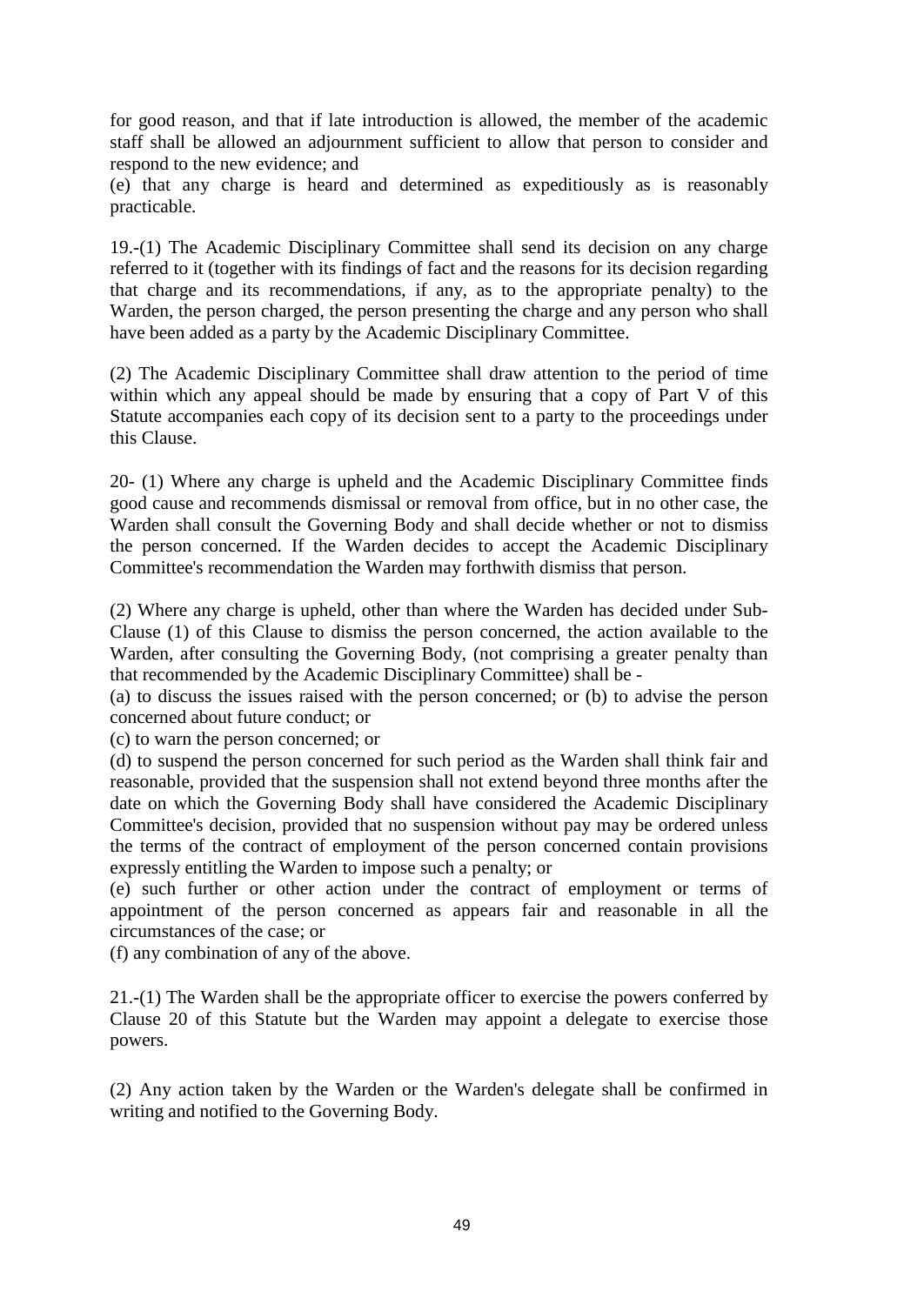for good reason, and that if late introduction is allowed, the member of the academic staff shall be allowed an adjournment sufficient to allow that person to consider and respond to the new evidence; and

(e) that any charge is heard and determined as expeditiously as is reasonably practicable.

19.-(1) The Academic Disciplinary Committee shall send its decision on any charge referred to it (together with its findings of fact and the reasons for its decision regarding that charge and its recommendations, if any, as to the appropriate penalty) to the Warden, the person charged, the person presenting the charge and any person who shall have been added as a party by the Academic Disciplinary Committee.

(2) The Academic Disciplinary Committee shall draw attention to the period of time within which any appeal should be made by ensuring that a copy of Part V of this Statute accompanies each copy of its decision sent to a party to the proceedings under this Clause.

20- (1) Where any charge is upheld and the Academic Disciplinary Committee finds good cause and recommends dismissal or removal from office, but in no other case, the Warden shall consult the Governing Body and shall decide whether or not to dismiss the person concerned. If the Warden decides to accept the Academic Disciplinary Committee's recommendation the Warden may forthwith dismiss that person.

(2) Where any charge is upheld, other than where the Warden has decided under Sub-Clause (1) of this Clause to dismiss the person concerned, the action available to the Warden, after consulting the Governing Body, (not comprising a greater penalty than that recommended by the Academic Disciplinary Committee) shall be -

(a) to discuss the issues raised with the person concerned; or (b) to advise the person concerned about future conduct; or

(c) to warn the person concerned; or

(d) to suspend the person concerned for such period as the Warden shall think fair and reasonable, provided that the suspension shall not extend beyond three months after the date on which the Governing Body shall have considered the Academic Disciplinary Committee's decision, provided that no suspension without pay may be ordered unless the terms of the contract of employment of the person concerned contain provisions expressly entitling the Warden to impose such a penalty; or

(e) such further or other action under the contract of employment or terms of appointment of the person concerned as appears fair and reasonable in all the circumstances of the case; or

(f) any combination of any of the above.

21.-(1) The Warden shall be the appropriate officer to exercise the powers conferred by Clause 20 of this Statute but the Warden may appoint a delegate to exercise those powers.

(2) Any action taken by the Warden or the Warden's delegate shall be confirmed in writing and notified to the Governing Body.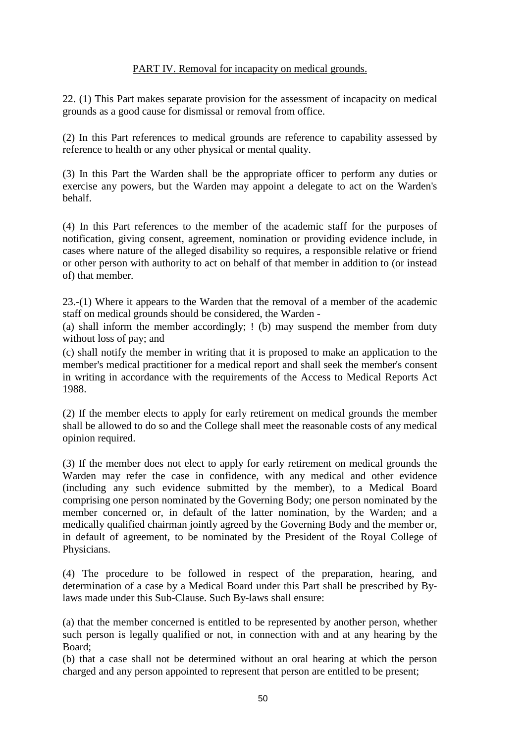PART IV. Removal for incapacity on medical grounds.

22. (1) This Part makes separate provision for the assessment of incapacity on medical grounds as a good cause for dismissal or removal from office.

(2) In this Part references to medical grounds are reference to capability assessed by reference to health or any other physical or mental quality.

(3) In this Part the Warden shall be the appropriate officer to perform any duties or exercise any powers, but the Warden may appoint a delegate to act on the Warden's behalf.

(4) In this Part references to the member of the academic staff for the purposes of notification, giving consent, agreement, nomination or providing evidence include, in cases where nature of the alleged disability so requires, a responsible relative or friend or other person with authority to act on behalf of that member in addition to (or instead of) that member.

23.-(1) Where it appears to the Warden that the removal of a member of the academic staff on medical grounds should be considered, the Warden -

(a) shall inform the member accordingly; ! (b) may suspend the member from duty without loss of pay; and

(c) shall notify the member in writing that it is proposed to make an application to the member's medical practitioner for a medical report and shall seek the member's consent in writing in accordance with the requirements of the Access to Medical Reports Act 1988.

(2) If the member elects to apply for early retirement on medical grounds the member shall be allowed to do so and the College shall meet the reasonable costs of any medical opinion required.

(3) If the member does not elect to apply for early retirement on medical grounds the Warden may refer the case in confidence, with any medical and other evidence (including any such evidence submitted by the member), to a Medical Board comprising one person nominated by the Governing Body; one person nominated by the member concerned or, in default of the latter nomination, by the Warden; and a medically qualified chairman jointly agreed by the Governing Body and the member or, in default of agreement, to be nominated by the President of the Royal College of Physicians.

(4) The procedure to be followed in respect of the preparation, hearing, and determination of a case by a Medical Board under this Part shall be prescribed by By-laws made under this Sub-Clause. Such By-laws shall ensure:

(a) that the member concerned is entitled to be represented by another person, whether such person is legally qualified or not, in connection with and at any hearing by the Board;

(b) that a case shall not be determined without an oral hearing at which the person charged and any person appointed to represent that person are entitled to be present;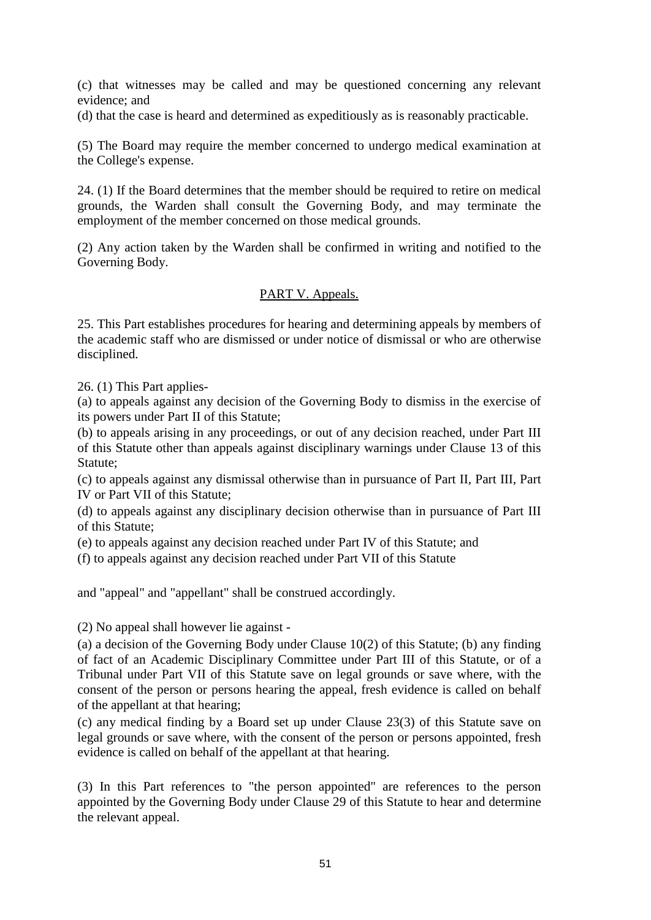(c) that witnesses may be called and may be questioned concerning any relevant evidence; and

(d) that the case is heard and determined as expeditiously as is reasonably practicable.

(5) The Board may require the member concerned to undergo medical examination at the College's expense.

24. (1) If the Board determines that the member should be required to retire on medical grounds, the Warden shall consult the Governing Body, and may terminate the employment of the member concerned on those medical grounds.

(2) Any action taken by the Warden shall be confirmed in writing and notified to the Governing Body.

## PART V. Appeals.

25. This Part establishes procedures for hearing and determining appeals by members of the academic staff who are dismissed or under notice of dismissal or who are otherwise disciplined.

26. (1) This Part applies-

(a) to appeals against any decision of the Governing Body to dismiss in the exercise of its powers under Part II of this Statute;

(b) to appeals arising in any proceedings, or out of any decision reached, under Part III of this Statute other than appeals against disciplinary warnings under Clause 13 of this Statute;

(c) to appeals against any dismissal otherwise than in pursuance of Part II, Part III, Part IV or Part VII of this Statute;

(d) to appeals against any disciplinary decision otherwise than in pursuance of Part III of this Statute;

(e) to appeals against any decision reached under Part IV of this Statute; and

(f) to appeals against any decision reached under Part VII of this Statute

and "appeal" and "appellant" shall be construed accordingly.

(2) No appeal shall however lie against -

(a) a decision of the Governing Body under Clause 10(2) of this Statute; (b) any finding of fact of an Academic Disciplinary Committee under Part III of this Statute, or of a Tribunal under Part VII of this Statute save on legal grounds or save where, with the consent of the person or persons hearing the appeal, fresh evidence is called on behalf of the appellant at that hearing;

(c) any medical finding by a Board set up under Clause 23(3) of this Statute save on legal grounds or save where, with the consent of the person or persons appointed, fresh evidence is called on behalf of the appellant at that hearing.

(3) In this Part references to "the person appointed" are references to the person appointed by the Governing Body under Clause 29 of this Statute to hear and determine the relevant appeal.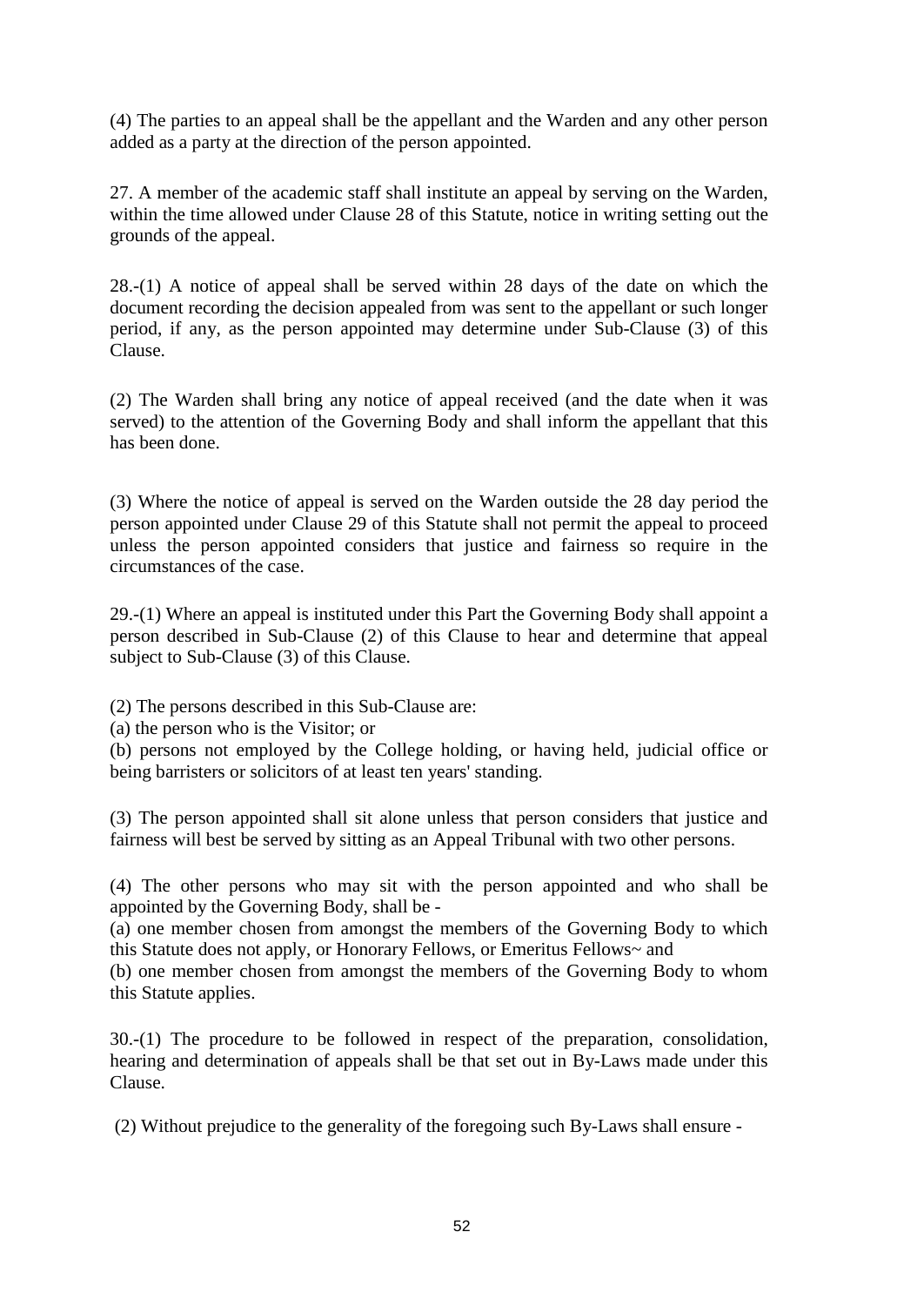(4) The parties to an appeal shall be the appellant and the Warden and any other person added as a party at the direction of the person appointed.

27. A member of the academic staff shall institute an appeal by serving on the Warden, within the time allowed under Clause 28 of this Statute, notice in writing setting out the grounds of the appeal.

28.-(1) A notice of appeal shall be served within 28 days of the date on which the document recording the decision appealed from was sent to the appellant or such longer period, if any, as the person appointed may determine under Sub-Clause (3) of this Clause.

(2) The Warden shall bring any notice of appeal received (and the date when it was served) to the attention of the Governing Body and shall inform the appellant that this has been done.

(3) Where the notice of appeal is served on the Warden outside the 28 day period the person appointed under Clause 29 of this Statute shall not permit the appeal to proceed unless the person appointed considers that justice and fairness so require in the circumstances of the case.

29.-(1) Where an appeal is instituted under this Part the Governing Body shall appoint a person described in Sub-Clause (2) of this Clause to hear and determine that appeal subject to Sub-Clause (3) of this Clause.

(2) The persons described in this Sub-Clause are:
(a) the person who is the Visitor; or
(b) persons not employed by the College holding, or having held, judicial office or being barristers or solicitors of at least ten years' standing.

(3) The person appointed shall sit alone unless that person considers that justice and fairness will best be served by sitting as an Appeal Tribunal with two other persons.

(4) The other persons who may sit with the person appointed and who shall be appointed by the Governing Body, shall be -
(a) one member chosen from amongst the members of the Governing Body to which this Statute does not apply, or Honorary Fellows, or Emeritus Fellows~ and
(b) one member chosen from amongst the members of the Governing Body to whom this Statute applies.

30.-(1) The procedure to be followed in respect of the preparation, consolidation, hearing and determination of appeals shall be that set out in By-Laws made under this Clause.

(2) Without prejudice to the generality of the foregoing such By-Laws shall ensure -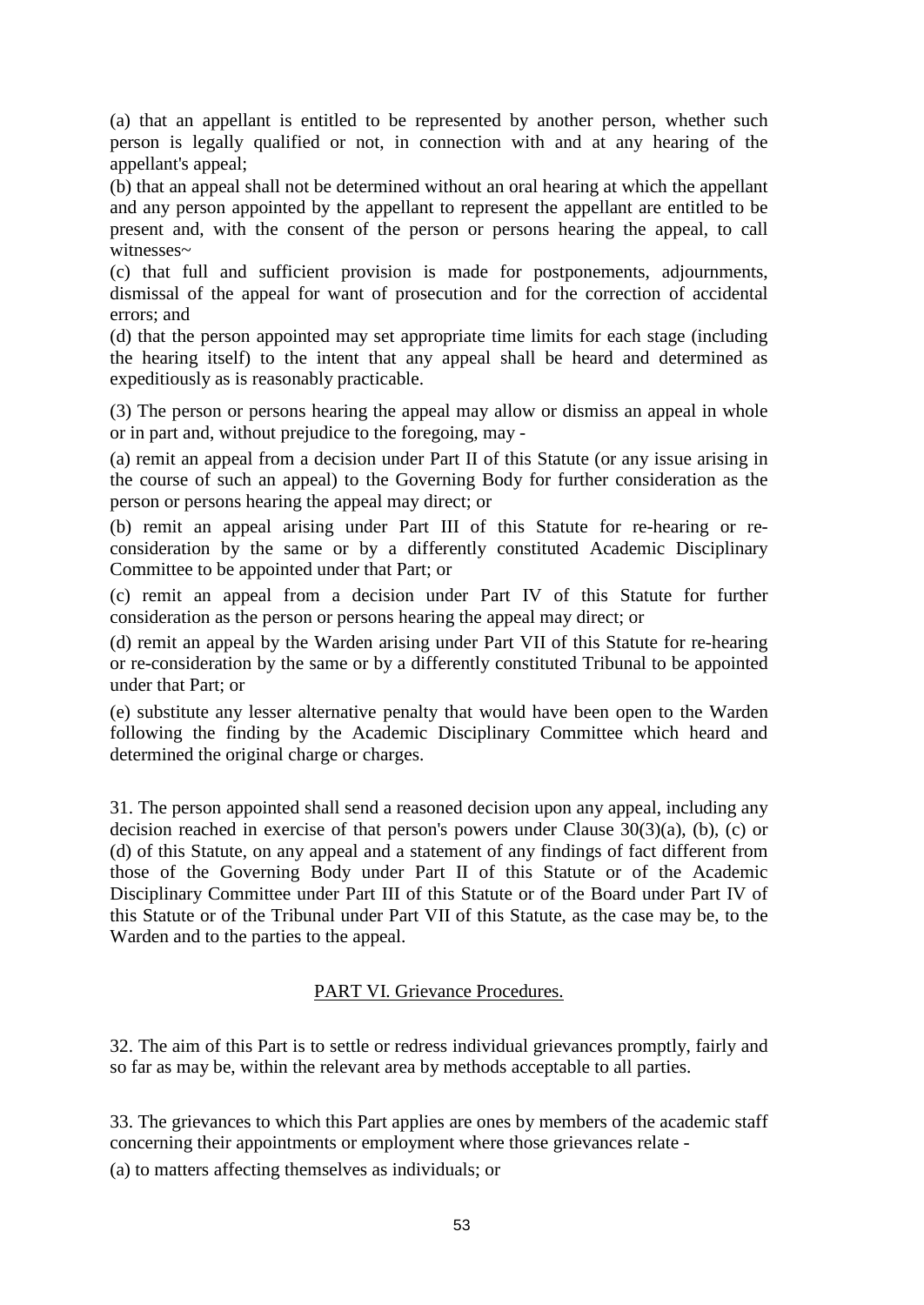(a) that an appellant is entitled to be represented by another person, whether such person is legally qualified or not, in connection with and at any hearing of the appellant's appeal;

(b) that an appeal shall not be determined without an oral hearing at which the appellant and any person appointed by the appellant to represent the appellant are entitled to be present and, with the consent of the person or persons hearing the appeal, to call witnesses~

(c) that full and sufficient provision is made for postponements, adjournments, dismissal of the appeal for want of prosecution and for the correction of accidental errors; and

(d) that the person appointed may set appropriate time limits for each stage (including the hearing itself) to the intent that any appeal shall be heard and determined as expeditiously as is reasonably practicable.

(3) The person or persons hearing the appeal may allow or dismiss an appeal in whole or in part and, without prejudice to the foregoing, may -

(a) remit an appeal from a decision under Part II of this Statute (or any issue arising in the course of such an appeal) to the Governing Body for further consideration as the person or persons hearing the appeal may direct; or

(b) remit an appeal arising under Part III of this Statute for re-hearing or re-consideration by the same or by a differently constituted Academic Disciplinary Committee to be appointed under that Part; or

(c) remit an appeal from a decision under Part IV of this Statute for further consideration as the person or persons hearing the appeal may direct; or

(d) remit an appeal by the Warden arising under Part VII of this Statute for re-hearing or re-consideration by the same or by a differently constituted Tribunal to be appointed under that Part; or

(e) substitute any lesser alternative penalty that would have been open to the Warden following the finding by the Academic Disciplinary Committee which heard and determined the original charge or charges.

31. The person appointed shall send a reasoned decision upon any appeal, including any decision reached in exercise of that person's powers under Clause 30(3)(a), (b), (c) or (d) of this Statute, on any appeal and a statement of any findings of fact different from those of the Governing Body under Part II of this Statute or of the Academic Disciplinary Committee under Part III of this Statute or of the Board under Part IV of this Statute or of the Tribunal under Part VII of this Statute, as the case may be, to the Warden and to the parties to the appeal.

## PART VI. Grievance Procedures.

32. The aim of this Part is to settle or redress individual grievances promptly, fairly and so far as may be, within the relevant area by methods acceptable to all parties.

33. The grievances to which this Part applies are ones by members of the academic staff concerning their appointments or employment where those grievances relate -

(a) to matters affecting themselves as individuals; or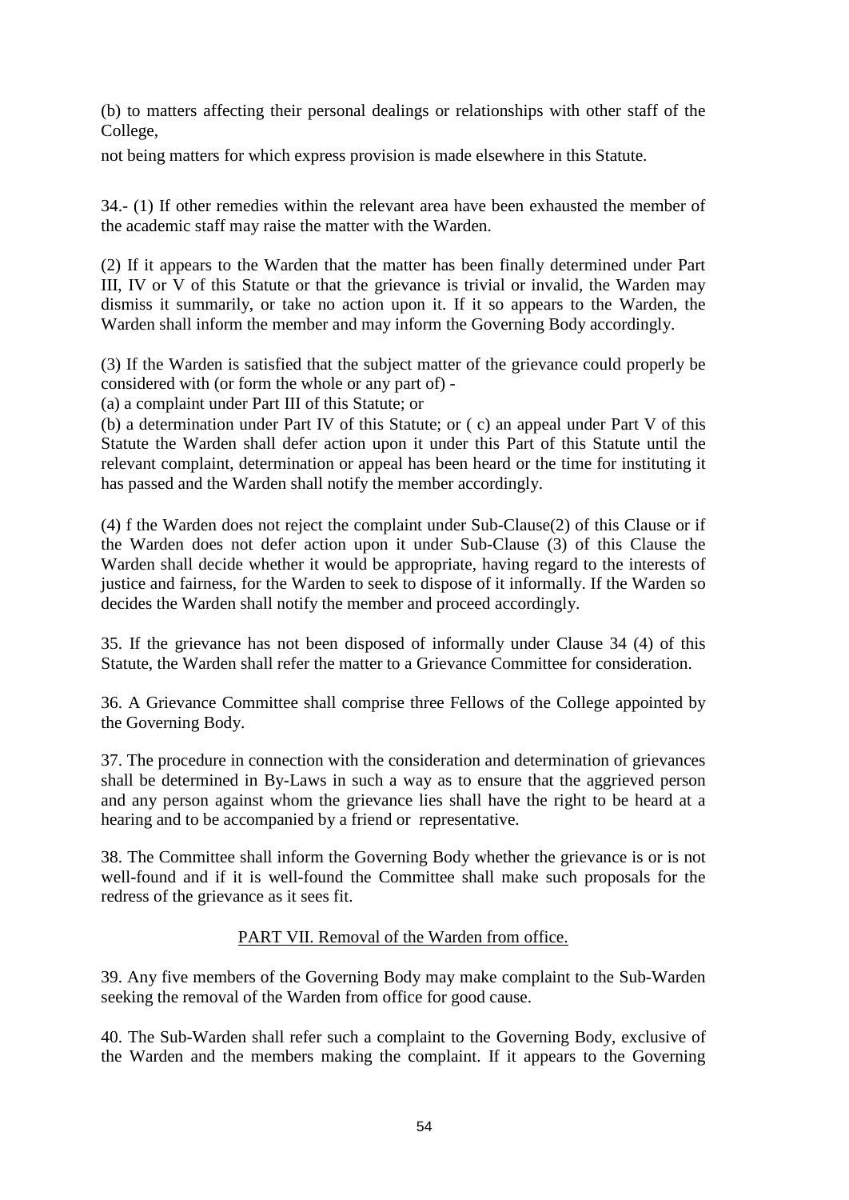(b) to matters affecting their personal dealings or relationships with other staff of the College,

not being matters for which express provision is made elsewhere in this Statute.

34.- (1) If other remedies within the relevant area have been exhausted the member of the academic staff may raise the matter with the Warden.

(2) If it appears to the Warden that the matter has been finally determined under Part III, IV or V of this Statute or that the grievance is trivial or invalid, the Warden may dismiss it summarily, or take no action upon it. If it so appears to the Warden, the Warden shall inform the member and may inform the Governing Body accordingly.

(3) If the Warden is satisfied that the subject matter of the grievance could properly be considered with (or form the whole or any part of) -

(a) a complaint under Part III of this Statute; or

(b) a determination under Part IV of this Statute; or ( c) an appeal under Part V of this Statute the Warden shall defer action upon it under this Part of this Statute until the relevant complaint, determination or appeal has been heard or the time for instituting it has passed and the Warden shall notify the member accordingly.

(4) f the Warden does not reject the complaint under Sub-Clause(2) of this Clause or if the Warden does not defer action upon it under Sub-Clause (3) of this Clause the Warden shall decide whether it would be appropriate, having regard to the interests of justice and fairness, for the Warden to seek to dispose of it informally. If the Warden so decides the Warden shall notify the member and proceed accordingly.

35. If the grievance has not been disposed of informally under Clause 34 (4) of this Statute, the Warden shall refer the matter to a Grievance Committee for consideration.

36. A Grievance Committee shall comprise three Fellows of the College appointed by the Governing Body.

37. The procedure in connection with the consideration and determination of grievances shall be determined in By-Laws in such a way as to ensure that the aggrieved person and any person against whom the grievance lies shall have the right to be heard at a hearing and to be accompanied by a friend or representative.

38. The Committee shall inform the Governing Body whether the grievance is or is not well-found and if it is well-found the Committee shall make such proposals for the redress of the grievance as it sees fit.

## PART VII. Removal of the Warden from office.

39. Any five members of the Governing Body may make complaint to the Sub-Warden seeking the removal of the Warden from office for good cause.

40. The Sub-Warden shall refer such a complaint to the Governing Body, exclusive of the Warden and the members making the complaint. If it appears to the Governing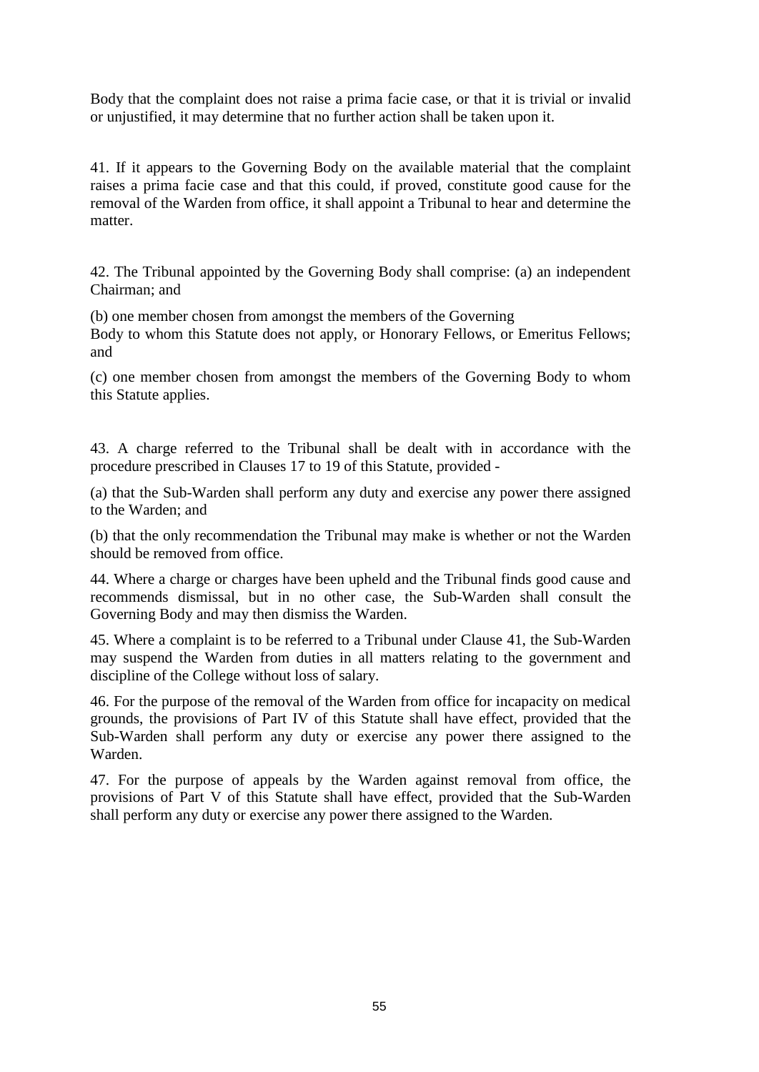Body that the complaint does not raise a prima facie case, or that it is trivial or invalid or unjustified, it may determine that no further action shall be taken upon it.

41. If it appears to the Governing Body on the available material that the complaint raises a prima facie case and that this could, if proved, constitute good cause for the removal of the Warden from office, it shall appoint a Tribunal to hear and determine the matter.

42. The Tribunal appointed by the Governing Body shall comprise: (a) an independent Chairman; and

(b) one member chosen from amongst the members of the Governing Body to whom this Statute does not apply, or Honorary Fellows, or Emeritus Fellows; and

(c) one member chosen from amongst the members of the Governing Body to whom this Statute applies.

43. A charge referred to the Tribunal shall be dealt with in accordance with the procedure prescribed in Clauses 17 to 19 of this Statute, provided -

(a) that the Sub-Warden shall perform any duty and exercise any power there assigned to the Warden; and

(b) that the only recommendation the Tribunal may make is whether or not the Warden should be removed from office.

44. Where a charge or charges have been upheld and the Tribunal finds good cause and recommends dismissal, but in no other case, the Sub-Warden shall consult the Governing Body and may then dismiss the Warden.

45. Where a complaint is to be referred to a Tribunal under Clause 41, the Sub-Warden may suspend the Warden from duties in all matters relating to the government and discipline of the College without loss of salary.

46. For the purpose of the removal of the Warden from office for incapacity on medical grounds, the provisions of Part IV of this Statute shall have effect, provided that the Sub-Warden shall perform any duty or exercise any power there assigned to the Warden.

47. For the purpose of appeals by the Warden against removal from office, the provisions of Part V of this Statute shall have effect, provided that the Sub-Warden shall perform any duty or exercise any power there assigned to the Warden.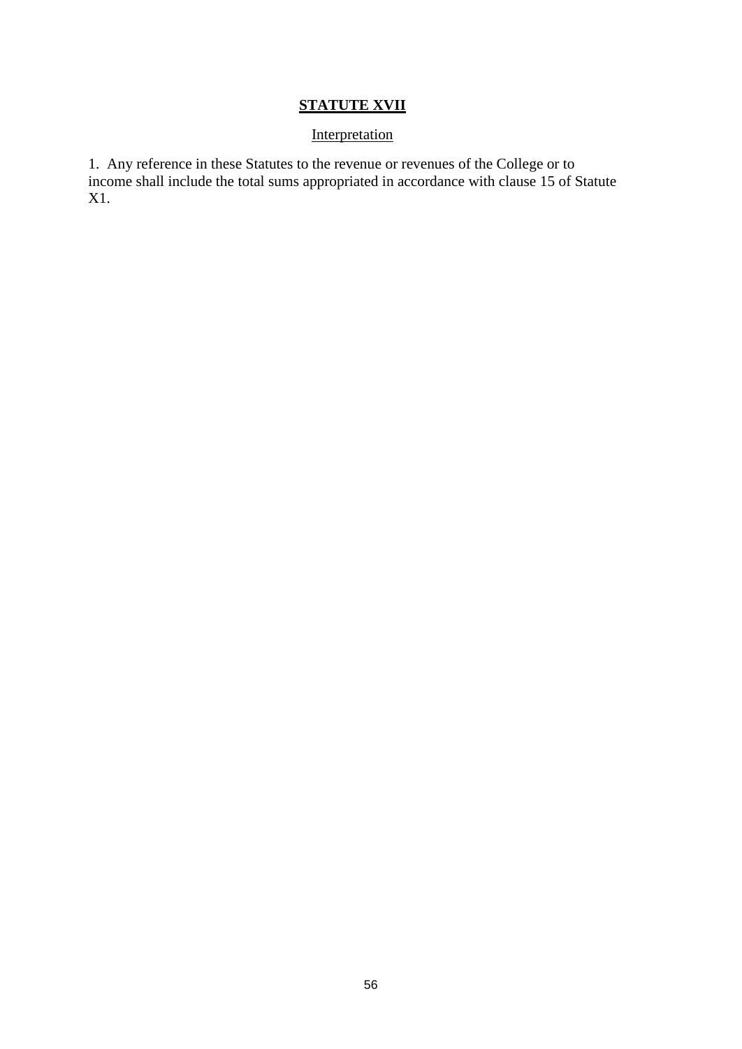# **STATUTE XVII**

## Interpretation

1. Any reference in these Statutes to the revenue or revenues of the College or to income shall include the total sums appropriated in accordance with clause 15 of Statute X1.